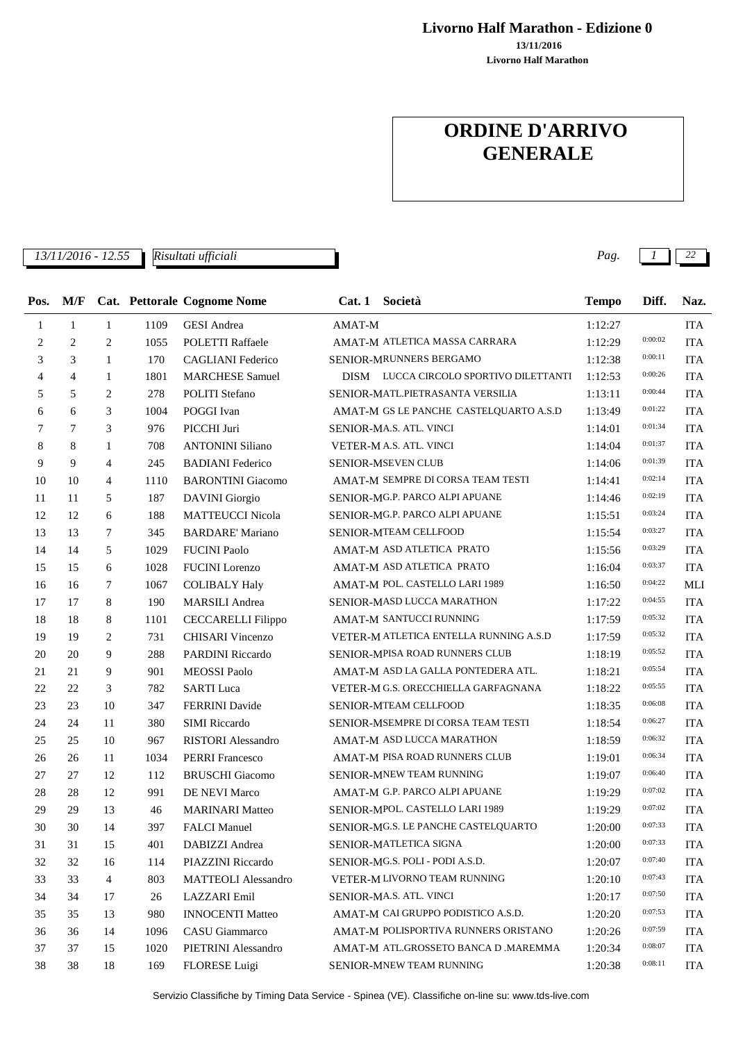**Livorno Half Marathon - Edizione 0**

**13/11/2016**

**Livorno Half Marathon**

# ORDINE D'ARRIVO GENERALE

*13/11/2016 - 12.55* *Risultati ufficiali*

| Pos. | M/F | Cat. | Pettorale | Cognome Nome | Cat. 1 | Società | Tempo | Diff. | Naz. |
|---|---|---|---|---|---|---|---|---|---|
| 1 | 1 | 1 | 1109 | GESI Andrea | AMAT-M | | 1:12:27 | | ITA |
| 2 | 2 | 2 | 1055 | POLETTI Raffaele | AMAT-M | ATLETICA MASSA CARRARA | 1:12:29 | 0:00:02 | ITA |
| 3 | 3 | 1 | 170 | CAGLIANI Federico | SENIOR-M | RUNNERS BERGAMO | 1:12:38 | 0:00:11 | ITA |
| 4 | 4 | 1 | 1801 | MARCHESE Samuel | DISM | LUCCA CIRCOLO SPORTIVO DILETTANTI | 1:12:53 | 0:00:26 | ITA |
| 5 | 5 | 2 | 278 | POLITI Stefano | SENIOR-M | ATL.PIETRASANTA VERSILIA | 1:13:11 | 0:00:44 | ITA |
| 6 | 6 | 3 | 1004 | POGGI Ivan | AMAT-M | GS LE PANCHE CASTELQUARTO A.S.D | 1:13:49 | 0:01:22 | ITA |
| 7 | 7 | 3 | 976 | PICCHI Juri | SENIOR-M | A.S. ATL. VINCI | 1:14:01 | 0:01:34 | ITA |
| 8 | 8 | 1 | 708 | ANTONINI Siliano | VETER-M | A.S. ATL. VINCI | 1:14:04 | 0:01:37 | ITA |
| 9 | 9 | 4 | 245 | BADIANI Federico | SENIOR-M | SEVEN CLUB | 1:14:06 | 0:01:39 | ITA |
| 10 | 10 | 4 | 1110 | BARONTINI Giacomo | AMAT-M | SEMPRE DI CORSA TEAM TESTI | 1:14:41 | 0:02:14 | ITA |
| 11 | 11 | 5 | 187 | DAVINI Giorgio | SENIOR-M | G.P. PARCO ALPI APUANE | 1:14:46 | 0:02:19 | ITA |
| 12 | 12 | 6 | 188 | MATTEUCCI Nicola | SENIOR-M | G.P. PARCO ALPI APUANE | 1:15:51 | 0:03:24 | ITA |
| 13 | 13 | 7 | 345 | BARDARE' Mariano | SENIOR-M | TEAM CELLFOOD | 1:15:54 | 0:03:27 | ITA |
| 14 | 14 | 5 | 1029 | FUCINI Paolo | AMAT-M | ASD ATLETICA PRATO | 1:15:56 | 0:03:29 | ITA |
| 15 | 15 | 6 | 1028 | FUCINI Lorenzo | AMAT-M | ASD ATLETICA PRATO | 1:16:04 | 0:03:37 | ITA |
| 16 | 16 | 7 | 1067 | COLIBALY Haly | AMAT-M | POL. CASTELLO LARI 1989 | 1:16:50 | 0:04:22 | MLI |
| 17 | 17 | 8 | 190 | MARSILI Andrea | SENIOR-M | ASD LUCCA MARATHON | 1:17:22 | 0:04:55 | ITA |
| 18 | 18 | 8 | 1101 | CECCARELLI Filippo | AMAT-M | SANTUCCI RUNNING | 1:17:59 | 0:05:32 | ITA |
| 19 | 19 | 2 | 731 | CHISARI Vincenzo | VETER-M | ATLETICA ENTELLA RUNNING A.S.D | 1:17:59 | 0:05:32 | ITA |
| 20 | 20 | 9 | 288 | PARDINI Riccardo | SENIOR-M | PISA ROAD RUNNERS CLUB | 1:18:19 | 0:05:52 | ITA |
| 21 | 21 | 9 | 901 | MEOSSI Paolo | AMAT-M | ASD LA GALLA PONTEDERA ATL. | 1:18:21 | 0:05:54 | ITA |
| 22 | 22 | 3 | 782 | SARTI Luca | VETER-M | G.S. ORECCHIELLA GARFAGNANA | 1:18:22 | 0:05:55 | ITA |
| 23 | 23 | 10 | 347 | FERRINI Davide | SENIOR-M | TEAM CELLFOOD | 1:18:35 | 0:06:08 | ITA |
| 24 | 24 | 11 | 380 | SIMI Riccardo | SENIOR-M | SEMPRE DI CORSA TEAM TESTI | 1:18:54 | 0:06:27 | ITA |
| 25 | 25 | 10 | 967 | RISTORI Alessandro | AMAT-M | ASD LUCCA MARATHON | 1:18:59 | 0:06:32 | ITA |
| 26 | 26 | 11 | 1034 | PERRI Francesco | AMAT-M | PISA ROAD RUNNERS CLUB | 1:19:01 | 0:06:34 | ITA |
| 27 | 27 | 12 | 112 | BRUSCHI Giacomo | SENIOR-M | NEW TEAM RUNNING | 1:19:07 | 0:06:40 | ITA |
| 28 | 28 | 12 | 991 | DE NEVI Marco | AMAT-M | G.P. PARCO ALPI APUANE | 1:19:29 | 0:07:02 | ITA |
| 29 | 29 | 13 | 46 | MARINARI Matteo | SENIOR-M | POL. CASTELLO LARI 1989 | 1:19:29 | 0:07:02 | ITA |
| 30 | 30 | 14 | 397 | FALCI Manuel | SENIOR-M | G.S. LE PANCHE CASTELQUARTO | 1:20:00 | 0:07:33 | ITA |
| 31 | 31 | 15 | 401 | DABIZZI Andrea | SENIOR-M | ATLETICA SIGNA | 1:20:00 | 0:07:33 | ITA |
| 32 | 32 | 16 | 114 | PIAZZINI Riccardo | SENIOR-M | G.S. POLI - PODI A.S.D. | 1:20:07 | 0:07:40 | ITA |
| 33 | 33 | 4 | 803 | MATTEOLI Alessandro | VETER-M | LIVORNO TEAM RUNNING | 1:20:10 | 0:07:43 | ITA |
| 34 | 34 | 17 | 26 | LAZZARI Emil | SENIOR-M | A.S. ATL. VINCI | 1:20:17 | 0:07:50 | ITA |
| 35 | 35 | 13 | 980 | INNOCENTI Matteo | AMAT-M | CAI GRUPPO PODISTICO A.S.D. | 1:20:20 | 0:07:53 | ITA |
| 36 | 36 | 14 | 1096 | CASU Giammarco | AMAT-M | POLISPORTIVA RUNNERS ORISTANO | 1:20:26 | 0:07:59 | ITA |
| 37 | 37 | 15 | 1020 | PIETRINI Alessandro | AMAT-M | ATL.GROSSETO BANCA D .MAREMMA | 1:20:34 | 0:08:07 | ITA |
| 38 | 38 | 18 | 169 | FLORESE Luigi | SENIOR-M | NEW TEAM RUNNING | 1:20:38 | 0:08:11 | ITA |

Servizio Classifiche by Timing Data Service - Spinea (VE). Classifiche on-line su: www.tds-live.com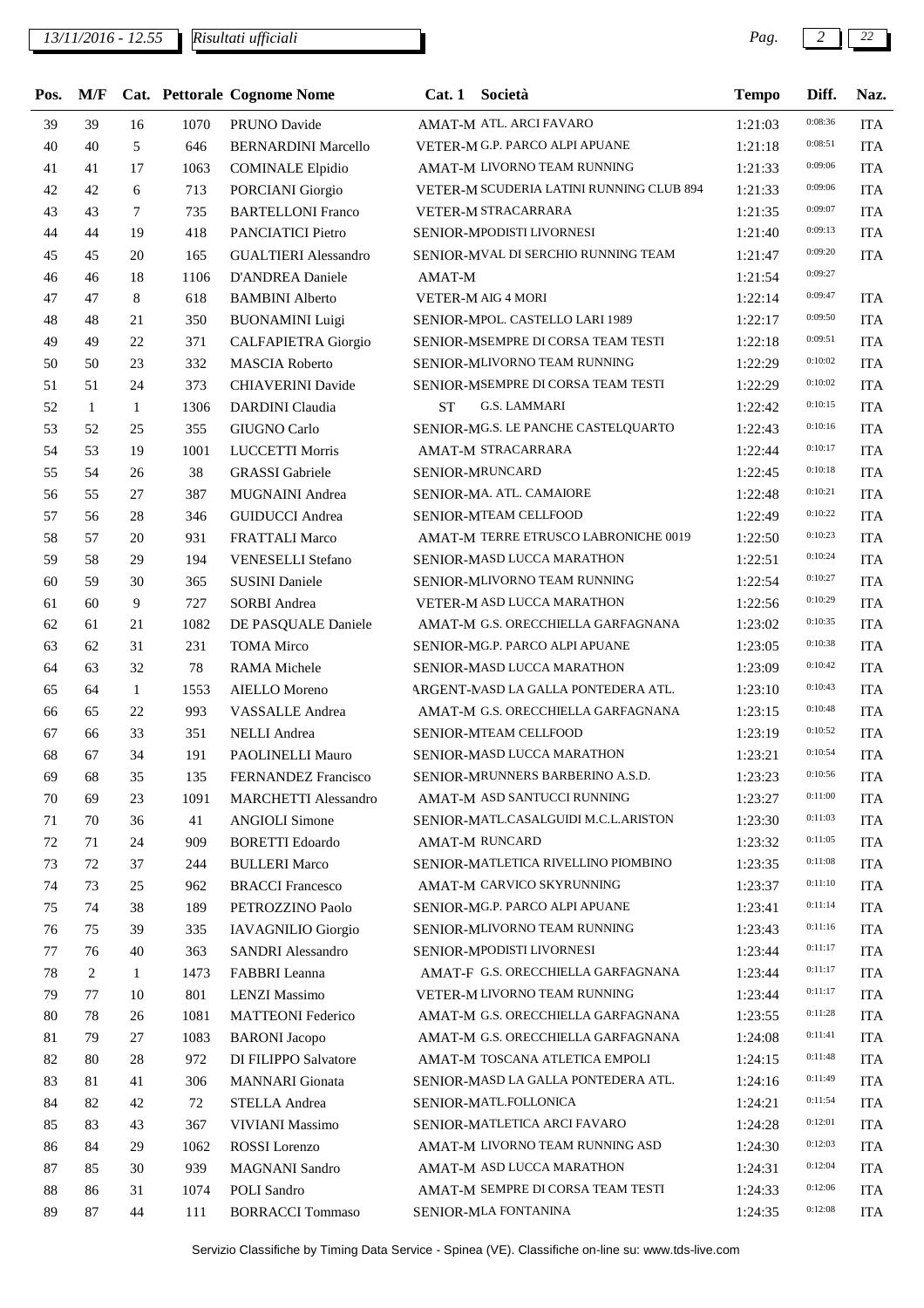| Pos. | M/F | Cat. | Pettorale | Cognome Nome | Cat. 1 | Società | Tempo | Diff. | Naz. |
|---|---|---|---|---|---|---|---|---|---|
| 39 | 39 | 16 | 1070 | PRUNO Davide | AMAT-M | ATL. ARCI FAVARO | 1:21:03 | 0:08:36 | ITA |
| 40 | 40 | 5 | 646 | BERNARDINI Marcello | VETER-M | G.P. PARCO ALPI APUANE | 1:21:18 | 0:08:51 | ITA |
| 41 | 41 | 17 | 1063 | COMINALE Elpidio | AMAT-M | LIVORNO TEAM RUNNING | 1:21:33 | 0:09:06 | ITA |
| 42 | 42 | 6 | 713 | PORCIANI Giorgio | VETER-M | SCUDERIA LATINI RUNNING CLUB 894 | 1:21:33 | 0:09:06 | ITA |
| 43 | 43 | 7 | 735 | BARTELLONI Franco | VETER-M | STRACARRARA | 1:21:35 | 0:09:07 | ITA |
| 44 | 44 | 19 | 418 | PANCIATICI Pietro | SENIOR-M | PODISTI LIVORNESI | 1:21:40 | 0:09:13 | ITA |
| 45 | 45 | 20 | 165 | GUALTIERI Alessandro | SENIOR-M | VAL DI SERCHIO RUNNING TEAM | 1:21:47 | 0:09:20 | ITA |
| 46 | 46 | 18 | 1106 | D'ANDREA Daniele | AMAT-M | | 1:21:54 | 0:09:27 | |
| 47 | 47 | 8 | 618 | BAMBINI Alberto | VETER-M | AIG 4 MORI | 1:22:14 | 0:09:47 | ITA |
| 48 | 48 | 21 | 350 | BUONAMINI Luigi | SENIOR-M | POL. CASTELLO LARI 1989 | 1:22:17 | 0:09:50 | ITA |
| 49 | 49 | 22 | 371 | CALFAPIETRA Giorgio | SENIOR-M | SEMPRE DI CORSA TEAM TESTI | 1:22:18 | 0:09:51 | ITA |
| 50 | 50 | 23 | 332 | MASCIA Roberto | SENIOR-M | LIVORNO TEAM RUNNING | 1:22:29 | 0:10:02 | ITA |
| 51 | 51 | 24 | 373 | CHIAVERINI Davide | SENIOR-M | SEMPRE DI CORSA TEAM TESTI | 1:22:29 | 0:10:02 | ITA |
| 52 | 1 | 1 | 1306 | DARDINI Claudia | ST | G.S. LAMMARI | 1:22:42 | 0:10:15 | ITA |
| 53 | 52 | 25 | 355 | GIUGNO Carlo | SENIOR-M | G.S. LE PANCHE CASTELQUARTO | 1:22:43 | 0:10:16 | ITA |
| 54 | 53 | 19 | 1001 | LUCCETTI Morris | AMAT-M | STRACARRARA | 1:22:44 | 0:10:17 | ITA |
| 55 | 54 | 26 | 38 | GRASSI Gabriele | SENIOR-M | RUNCARD | 1:22:45 | 0:10:18 | ITA |
| 56 | 55 | 27 | 387 | MUGNAINI Andrea | SENIOR-M | A. ATL. CAMAIORE | 1:22:48 | 0:10:21 | ITA |
| 57 | 56 | 28 | 346 | GUIDUCCI Andrea | SENIOR-M | TEAM CELLFOOD | 1:22:49 | 0:10:22 | ITA |
| 58 | 57 | 20 | 931 | FRATTALI Marco | AMAT-M | TERRE ETRUSCO LABRONICHE 0019 | 1:22:50 | 0:10:23 | ITA |
| 59 | 58 | 29 | 194 | VENESELLI Stefano | SENIOR-M | ASD LUCCA MARATHON | 1:22:51 | 0:10:24 | ITA |
| 60 | 59 | 30 | 365 | SUSINI Daniele | SENIOR-M | LIVORNO TEAM RUNNING | 1:22:54 | 0:10:27 | ITA |
| 61 | 60 | 9 | 727 | SORBI Andrea | VETER-M | ASD LUCCA MARATHON | 1:22:56 | 0:10:29 | ITA |
| 62 | 61 | 21 | 1082 | DE PASQUALE Daniele | AMAT-M | G.S. ORECCHIELLA GARFAGNANA | 1:23:02 | 0:10:35 | ITA |
| 63 | 62 | 31 | 231 | TOMA Mirco | SENIOR-M | G.P. PARCO ALPI APUANE | 1:23:05 | 0:10:38 | ITA |
| 64 | 63 | 32 | 78 | RAMA Michele | SENIOR-M | ASD LUCCA MARATHON | 1:23:09 | 0:10:42 | ITA |
| 65 | 64 | 1 | 1553 | AIELLO Moreno | ARGENT-M | ASD LA GALLA PONTEDERA ATL. | 1:23:10 | 0:10:43 | ITA |
| 66 | 65 | 22 | 993 | VASSALLE Andrea | AMAT-M | G.S. ORECCHIELLA GARFAGNANA | 1:23:15 | 0:10:48 | ITA |
| 67 | 66 | 33 | 351 | NELLI Andrea | SENIOR-M | TEAM CELLFOOD | 1:23:19 | 0:10:52 | ITA |
| 68 | 67 | 34 | 191 | PAOLINELLI Mauro | SENIOR-M | ASD LUCCA MARATHON | 1:23:21 | 0:10:54 | ITA |
| 69 | 68 | 35 | 135 | FERNANDEZ Francisco | SENIOR-M | RUNNERS BARBERINO A.S.D. | 1:23:23 | 0:10:56 | ITA |
| 70 | 69 | 23 | 1091 | MARCHETTI Alessandro | AMAT-M | ASD SANTUCCI RUNNING | 1:23:27 | 0:11:00 | ITA |
| 71 | 70 | 36 | 41 | ANGIOLI Simone | SENIOR-M | ATL.CASALGUIDI M.C.L.ARISTON | 1:23:30 | 0:11:03 | ITA |
| 72 | 71 | 24 | 909 | BORETTI Edoardo | AMAT-M | RUNCARD | 1:23:32 | 0:11:05 | ITA |
| 73 | 72 | 37 | 244 | BULLERI Marco | SENIOR-M | ATLETICA RIVELLINO PIOMBINO | 1:23:35 | 0:11:08 | ITA |
| 74 | 73 | 25 | 962 | BRACCI Francesco | AMAT-M | CARVICO SKYRUNNING | 1:23:37 | 0:11:10 | ITA |
| 75 | 74 | 38 | 189 | PETROZZINO Paolo | SENIOR-M | G.P. PARCO ALPI APUANE | 1:23:41 | 0:11:14 | ITA |
| 76 | 75 | 39 | 335 | IAVAGNILIO Giorgio | SENIOR-M | LIVORNO TEAM RUNNING | 1:23:43 | 0:11:16 | ITA |
| 77 | 76 | 40 | 363 | SANDRI Alessandro | SENIOR-M | PODISTI LIVORNESI | 1:23:44 | 0:11:17 | ITA |
| 78 | 2 | 1 | 1473 | FABBRI Leanna | AMAT-F | G.S. ORECCHIELLA GARFAGNANA | 1:23:44 | 0:11:17 | ITA |
| 79 | 77 | 10 | 801 | LENZI Massimo | VETER-M | LIVORNO TEAM RUNNING | 1:23:44 | 0:11:17 | ITA |
| 80 | 78 | 26 | 1081 | MATTEONI Federico | AMAT-M | G.S. ORECCHIELLA GARFAGNANA | 1:23:55 | 0:11:28 | ITA |
| 81 | 79 | 27 | 1083 | BARONI Jacopo | AMAT-M | G.S. ORECCHIELLA GARFAGNANA | 1:24:08 | 0:11:41 | ITA |
| 82 | 80 | 28 | 972 | DI FILIPPO Salvatore | AMAT-M | TOSCANA ATLETICA EMPOLI | 1:24:15 | 0:11:48 | ITA |
| 83 | 81 | 41 | 306 | MANNARI Gionata | SENIOR-M | ASD LA GALLA PONTEDERA ATL. | 1:24:16 | 0:11:49 | ITA |
| 84 | 82 | 42 | 72 | STELLA Andrea | SENIOR-M | ATL.FOLLONICA | 1:24:21 | 0:11:54 | ITA |
| 85 | 83 | 43 | 367 | VIVIANI Massimo | SENIOR-M | ATLETICA ARCI FAVARO | 1:24:28 | 0:12:01 | ITA |
| 86 | 84 | 29 | 1062 | ROSSI Lorenzo | AMAT-M | LIVORNO TEAM RUNNING ASD | 1:24:30 | 0:12:03 | ITA |
| 87 | 85 | 30 | 939 | MAGNANI Sandro | AMAT-M | ASD LUCCA MARATHON | 1:24:31 | 0:12:04 | ITA |
| 88 | 86 | 31 | 1074 | POLI Sandro | AMAT-M | SEMPRE DI CORSA TEAM TESTI | 1:24:33 | 0:12:06 | ITA |
| 89 | 87 | 44 | 111 | BORRACCI Tommaso | SENIOR-M | LA FONTANINA | 1:24:35 | 0:12:08 | ITA |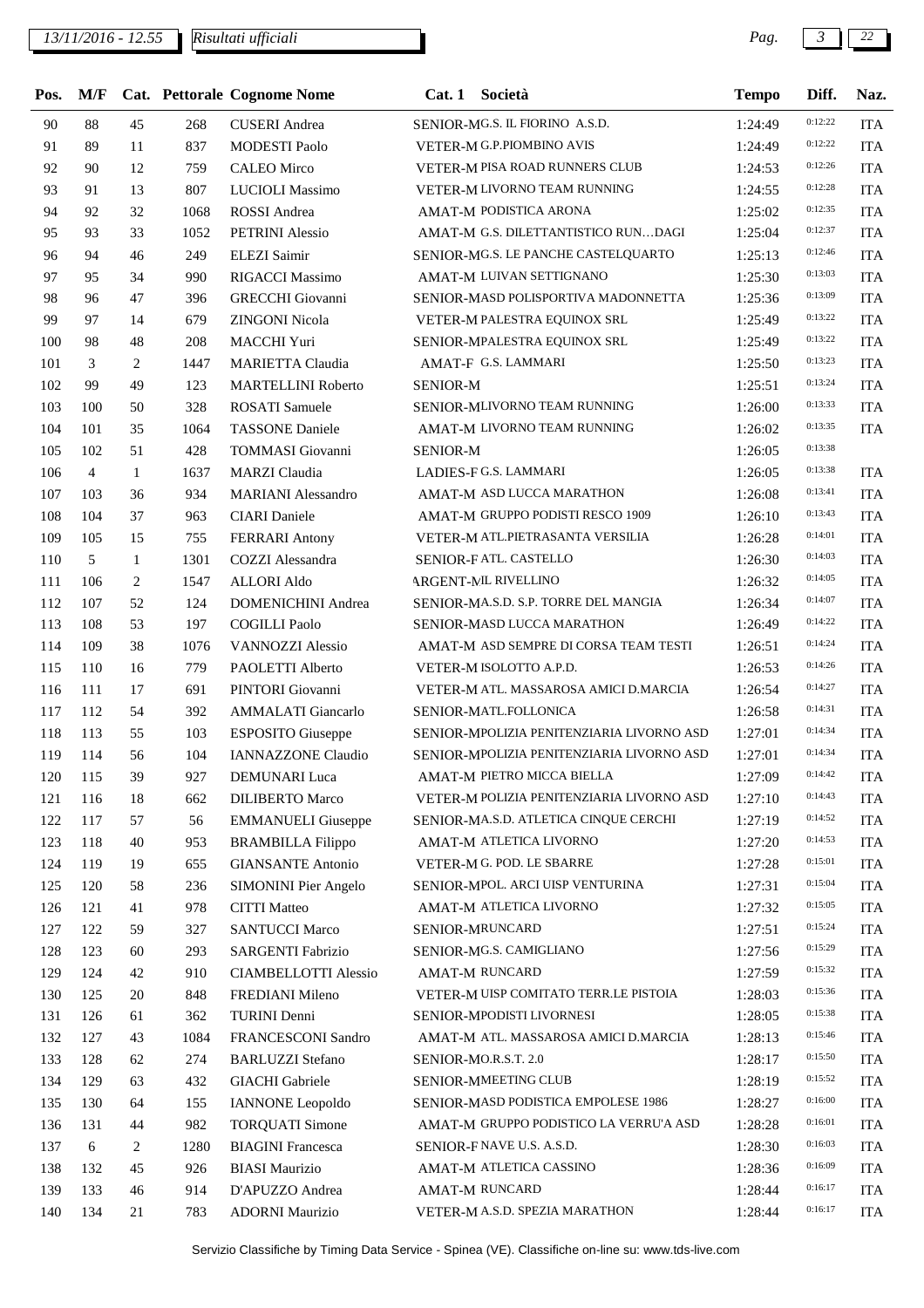| Pos. | M/F | Cat. | Pettorale | Cognome Nome | Cat. 1 | Società | Tempo | Diff. | Naz. |
|---|---|---|---|---|---|---|---|---|---|
| 90 | 88 | 45 | 268 | CUSERI Andrea | SENIOR-M | G.S. IL FIORINO A.S.D. | 1:24:49 | 0:12:22 | ITA |
| 91 | 89 | 11 | 837 | MODESTI Paolo | VETER-M | G.P.PIOMBINO AVIS | 1:24:49 | 0:12:22 | ITA |
| 92 | 90 | 12 | 759 | CALEO Mirco | VETER-M | PISA ROAD RUNNERS CLUB | 1:24:53 | 0:12:26 | ITA |
| 93 | 91 | 13 | 807 | LUCIOLI Massimo | VETER-M | LIVORNO TEAM RUNNING | 1:24:55 | 0:12:28 | ITA |
| 94 | 92 | 32 | 1068 | ROSSI Andrea | AMAT-M | PODISTICA ARONA | 1:25:02 | 0:12:35 | ITA |
| 95 | 93 | 33 | 1052 | PETRINI Alessio | AMAT-M | G.S. DILETTANTISTICO RUN…DAGI | 1:25:04 | 0:12:37 | ITA |
| 96 | 94 | 46 | 249 | ELEZI Saimir | SENIOR-M | G.S. LE PANCHE CASTELQUARTO | 1:25:13 | 0:12:46 | ITA |
| 97 | 95 | 34 | 990 | RIGACCI Massimo | AMAT-M | LUIVAN SETTIGNANO | 1:25:30 | 0:13:03 | ITA |
| 98 | 96 | 47 | 396 | GRECCHI Giovanni | SENIOR-M | ASD POLISPORTIVA MADONNETTA | 1:25:36 | 0:13:09 | ITA |
| 99 | 97 | 14 | 679 | ZINGONI Nicola | VETER-M | PALESTRA EQUINOX SRL | 1:25:49 | 0:13:22 | ITA |
| 100 | 98 | 48 | 208 | MACCHI Yuri | SENIOR-M | PALESTRA EQUINOX SRL | 1:25:49 | 0:13:22 | ITA |
| 101 | 3 | 2 | 1447 | MARIETTA Claudia | AMAT-F | G.S. LAMMARI | 1:25:50 | 0:13:23 | ITA |
| 102 | 99 | 49 | 123 | MARTELLINI Roberto | SENIOR-M | | 1:25:51 | 0:13:24 | ITA |
| 103 | 100 | 50 | 328 | ROSATI Samuele | SENIOR-M | LIVORNO TEAM RUNNING | 1:26:00 | 0:13:33 | ITA |
| 104 | 101 | 35 | 1064 | TASSONE Daniele | AMAT-M | LIVORNO TEAM RUNNING | 1:26:02 | 0:13:35 | ITA |
| 105 | 102 | 51 | 428 | TOMMASI Giovanni | SENIOR-M | | 1:26:05 | 0:13:38 | |
| 106 | 4 | 1 | 1637 | MARZI Claudia | LADIES-F | G.S. LAMMARI | 1:26:05 | 0:13:38 | ITA |
| 107 | 103 | 36 | 934 | MARIANI Alessandro | AMAT-M | ASD LUCCA MARATHON | 1:26:08 | 0:13:41 | ITA |
| 108 | 104 | 37 | 963 | CIARI Daniele | AMAT-M | GRUPPO PODISTI RESCO 1909 | 1:26:10 | 0:13:43 | ITA |
| 109 | 105 | 15 | 755 | FERRARI Antony | VETER-M | ATL.PIETRASANTA VERSILIA | 1:26:28 | 0:14:01 | ITA |
| 110 | 5 | 1 | 1301 | COZZI Alessandra | SENIOR-F | ATL. CASTELLO | 1:26:30 | 0:14:03 | ITA |
| 111 | 106 | 2 | 1547 | ALLORI Aldo | ARGENT-M | IL RIVELLINO | 1:26:32 | 0:14:05 | ITA |
| 112 | 107 | 52 | 124 | DOMENICHINI Andrea | SENIOR-M | A.S.D. S.P. TORRE DEL MANGIA | 1:26:34 | 0:14:07 | ITA |
| 113 | 108 | 53 | 197 | COGILLI Paolo | SENIOR-M | ASD LUCCA MARATHON | 1:26:49 | 0:14:22 | ITA |
| 114 | 109 | 38 | 1076 | VANNOZZI Alessio | AMAT-M | ASD SEMPRE DI CORSA TEAM TESTI | 1:26:51 | 0:14:24 | ITA |
| 115 | 110 | 16 | 779 | PAOLETTI Alberto | VETER-M | ISOLOTTO A.P.D. | 1:26:53 | 0:14:26 | ITA |
| 116 | 111 | 17 | 691 | PINTORI Giovanni | VETER-M | ATL. MASSAROSA AMICI D.MARCIA | 1:26:54 | 0:14:27 | ITA |
| 117 | 112 | 54 | 392 | AMMALATI Giancarlo | SENIOR-M | ATL.FOLLONICA | 1:26:58 | 0:14:31 | ITA |
| 118 | 113 | 55 | 103 | ESPOSITO Giuseppe | SENIOR-M | POLIZIA PENITENZIARIA LIVORNO ASD | 1:27:01 | 0:14:34 | ITA |
| 119 | 114 | 56 | 104 | IANNAZZONE Claudio | SENIOR-M | POLIZIA PENITENZIARIA LIVORNO ASD | 1:27:01 | 0:14:34 | ITA |
| 120 | 115 | 39 | 927 | DEMUNARI Luca | AMAT-M | PIETRO MICCA BIELLA | 1:27:09 | 0:14:42 | ITA |
| 121 | 116 | 18 | 662 | DILIBERTO Marco | VETER-M | POLIZIA PENITENZIARIA LIVORNO ASD | 1:27:10 | 0:14:43 | ITA |
| 122 | 117 | 57 | 56 | EMMANUELI Giuseppe | SENIOR-M | A.S.D. ATLETICA CINQUE CERCHI | 1:27:19 | 0:14:52 | ITA |
| 123 | 118 | 40 | 953 | BRAMBILLA Filippo | AMAT-M | ATLETICA LIVORNO | 1:27:20 | 0:14:53 | ITA |
| 124 | 119 | 19 | 655 | GIANSANTE Antonio | VETER-M | G. POD. LE SBARRE | 1:27:28 | 0:15:01 | ITA |
| 125 | 120 | 58 | 236 | SIMONINI Pier Angelo | SENIOR-M | POL. ARCI UISP VENTURINA | 1:27:31 | 0:15:04 | ITA |
| 126 | 121 | 41 | 978 | CITTI Matteo | AMAT-M | ATLETICA LIVORNO | 1:27:32 | 0:15:05 | ITA |
| 127 | 122 | 59 | 327 | SANTUCCI Marco | SENIOR-M | RUNCARD | 1:27:51 | 0:15:24 | ITA |
| 128 | 123 | 60 | 293 | SARGENTI Fabrizio | SENIOR-M | G.S. CAMIGLIANO | 1:27:56 | 0:15:29 | ITA |
| 129 | 124 | 42 | 910 | CIAMBELLOTTI Alessio | AMAT-M | RUNCARD | 1:27:59 | 0:15:32 | ITA |
| 130 | 125 | 20 | 848 | FREDIANI Mileno | VETER-M | UISP COMITATO TERR.LE PISTOIA | 1:28:03 | 0:15:36 | ITA |
| 131 | 126 | 61 | 362 | TURINI Denni | SENIOR-M | PODISTI LIVORNESI | 1:28:05 | 0:15:38 | ITA |
| 132 | 127 | 43 | 1084 | FRANCESCONI Sandro | AMAT-M | ATL. MASSAROSA AMICI D.MARCIA | 1:28:13 | 0:15:46 | ITA |
| 133 | 128 | 62 | 274 | BARLUZZI Stefano | SENIOR-M | O.R.S.T. 2.0 | 1:28:17 | 0:15:50 | ITA |
| 134 | 129 | 63 | 432 | GIACHI Gabriele | SENIOR-M | MEETING CLUB | 1:28:19 | 0:15:52 | ITA |
| 135 | 130 | 64 | 155 | IANNONE Leopoldo | SENIOR-M | ASD PODISTICA EMPOLESE 1986 | 1:28:27 | 0:16:00 | ITA |
| 136 | 131 | 44 | 982 | TORQUATI Simone | AMAT-M | GRUPPO PODISTICO LA VERRU'A ASD | 1:28:28 | 0:16:01 | ITA |
| 137 | 6 | 2 | 1280 | BIAGINI Francesca | SENIOR-F | NAVE U.S. A.S.D. | 1:28:30 | 0:16:03 | ITA |
| 138 | 132 | 45 | 926 | BIASI Maurizio | AMAT-M | ATLETICA CASSINO | 1:28:36 | 0:16:09 | ITA |
| 139 | 133 | 46 | 914 | D'APUZZO Andrea | AMAT-M | RUNCARD | 1:28:44 | 0:16:17 | ITA |
| 140 | 134 | 21 | 783 | ADORNI Maurizio | VETER-M | A.S.D. SPEZIA MARATHON | 1:28:44 | 0:16:17 | ITA |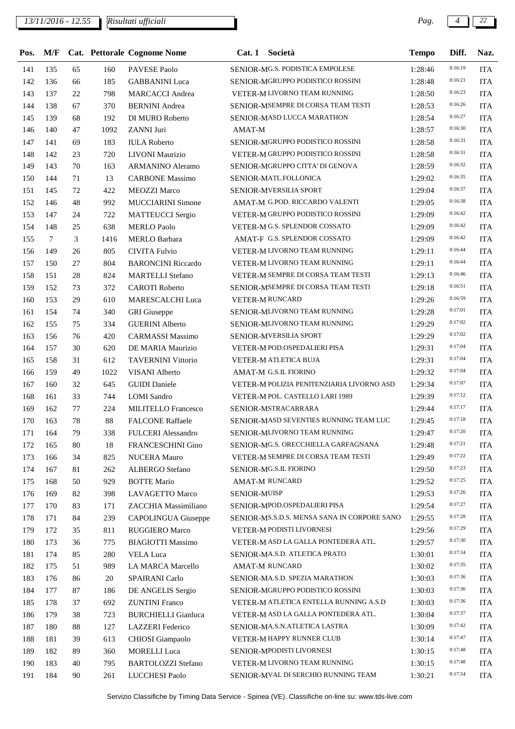| Pos. | M/F | Cat. | Pettorale | Cognome Nome | Cat. 1 | Società | Tempo | Diff. | Naz. |
|---|---|---|---|---|---|---|---|---|---|
| 141 | 135 | 65 | 160 | PAVESE Paolo | SENIOR-M | G.S. PODISTICA EMPOLESE | 1:28:46 | 0:16:19 | ITA |
| 142 | 136 | 66 | 185 | GABBANINI Luca | SENIOR-M | GRUPPO PODISTICO ROSSINI | 1:28:48 | 0:16:21 | ITA |
| 143 | 137 | 22 | 798 | MARCACCI Andrea | VETER-M | LIVORNO TEAM RUNNING | 1:28:50 | 0:16:23 | ITA |
| 144 | 138 | 67 | 370 | BERNINI Andrea | SENIOR-M | SEMPRE DI CORSA TEAM TESTI | 1:28:53 | 0:16:26 | ITA |
| 145 | 139 | 68 | 192 | DI MURO Roberto | SENIOR-M | ASD LUCCA MARATHON | 1:28:54 | 0:16:27 | ITA |
| 146 | 140 | 47 | 1092 | ZANNI Juri | AMAT-M | | 1:28:57 | 0:16:30 | ITA |
| 147 | 141 | 69 | 183 | IULA Roberto | SENIOR-M | GRUPPO PODISTICO ROSSINI | 1:28:58 | 0:16:31 | ITA |
| 148 | 142 | 23 | 720 | LIVONI Maurizio | VETER-M | GRUPPO PODISTICO ROSSINI | 1:28:58 | 0:16:31 | ITA |
| 149 | 143 | 70 | 163 | ARMANINO Aleramo | SENIOR-M | GRUPPO CITTA' DI GENOVA | 1:28:59 | 0:16:32 | ITA |
| 150 | 144 | 71 | 13 | CARBONE Massimo | SENIOR-M | ATL.FOLLONICA | 1:29:02 | 0:16:35 | ITA |
| 151 | 145 | 72 | 422 | MEOZZI Marco | SENIOR-M | VERSILIA SPORT | 1:29:04 | 0:16:37 | ITA |
| 152 | 146 | 48 | 992 | MUCCIARINI Simone | AMAT-M | G.POD. RICCARDO VALENTI | 1:29:05 | 0:16:38 | ITA |
| 153 | 147 | 24 | 722 | MATTEUCCI Sergio | VETER-M | GRUPPO PODISTICO ROSSINI | 1:29:09 | 0:16:42 | ITA |
| 154 | 148 | 25 | 638 | MERLO Paolo | VETER-M | G.S. SPLENDOR COSSATO | 1:29:09 | 0:16:42 | ITA |
| 155 | 7 | 3 | 1416 | MERLO Barbara | AMAT-F | G.S. SPLENDOR COSSATO | 1:29:09 | 0:16:42 | ITA |
| 156 | 149 | 26 | 805 | CIVITA Fulvio | VETER-M | LIVORNO TEAM RUNNING | 1:29:11 | 0:16:44 | ITA |
| 157 | 150 | 27 | 804 | BARONCINI Riccardo | VETER-M | LIVORNO TEAM RUNNING | 1:29:11 | 0:16:44 | ITA |
| 158 | 151 | 28 | 824 | MARTELLI Stefano | VETER-M | SEMPRE DI CORSA TEAM TESTI | 1:29:13 | 0:16:46 | ITA |
| 159 | 152 | 73 | 372 | CAROTI Roberto | SENIOR-M | SEMPRE DI CORSA TEAM TESTI | 1:29:18 | 0:16:51 | ITA |
| 160 | 153 | 29 | 610 | MARESCALCHI Luca | VETER-M | RUNCARD | 1:29:26 | 0:16:59 | ITA |
| 161 | 154 | 74 | 340 | GRI Giuseppe | SENIOR-M | LIVORNO TEAM RUNNING | 1:29:28 | 0:17:01 | ITA |
| 162 | 155 | 75 | 334 | GUERINI Alberto | SENIOR-M | LIVORNO TEAM RUNNING | 1:29:29 | 0:17:02 | ITA |
| 163 | 156 | 76 | 420 | CARMASSI Massimo | SENIOR-M | VERSILIA SPORT | 1:29:29 | 0:17:02 | ITA |
| 164 | 157 | 30 | 620 | DE MARIA Maurizio | VETER-M | POD.OSPEDALIERI PISA | 1:29:31 | 0:17:04 | ITA |
| 165 | 158 | 31 | 612 | TAVERNINI Vittorio | VETER-M | ATLETICA BUJA | 1:29:31 | 0:17:04 | ITA |
| 166 | 159 | 49 | 1022 | VISANI Alberto | AMAT-M | G.S.IL FIORINO | 1:29:32 | 0:17:04 | ITA |
| 167 | 160 | 32 | 645 | GUIDI Daniele | VETER-M | POLIZIA PENITENZIARIA LIVORNO ASD | 1:29:34 | 0:17:07 | ITA |
| 168 | 161 | 33 | 744 | LOMI Sandro | VETER-M | POL. CASTELLO LARI 1989 | 1:29:39 | 0:17:12 | ITA |
| 169 | 162 | 77 | 224 | MILITELLO Francesco | SENIOR-M | STRACARRARA | 1:29:44 | 0:17:17 | ITA |
| 170 | 163 | 78 | 88 | FALCONE Raffaele | SENIOR-M | ASD SEVENTIES RUNNING TEAM LUC | 1:29:45 | 0:17:18 | ITA |
| 171 | 164 | 79 | 338 | FULCERI Alessandro | SENIOR-M | LIVORNO TEAM RUNNING | 1:29:47 | 0:17:20 | ITA |
| 172 | 165 | 80 | 18 | FRANCESCHINI Gino | SENIOR-M | G.S. ORECCHIELLA GARFAGNANA | 1:29:48 | 0:17:21 | ITA |
| 173 | 166 | 34 | 825 | NUCERA Mauro | VETER-M | SEMPRE DI CORSA TEAM TESTI | 1:29:49 | 0:17:22 | ITA |
| 174 | 167 | 81 | 262 | ALBERGO Stefano | SENIOR-M | G.S.IL FIORINO | 1:29:50 | 0:17:23 | ITA |
| 175 | 168 | 50 | 929 | BOTTE Mario | AMAT-M | RUNCARD | 1:29:52 | 0:17:25 | ITA |
| 176 | 169 | 82 | 398 | LAVAGETTO Marco | SENIOR-M | UISP | 1:29:53 | 0:17:26 | ITA |
| 177 | 170 | 83 | 171 | ZACCHIA Massimiliano | SENIOR-M | POD.OSPEDALIERI PISA | 1:29:54 | 0:17:27 | ITA |
| 178 | 171 | 84 | 239 | CAPOLINGUA Giuseppe | SENIOR-M | S.S.D.S. MENSA SANA IN CORPORE SANO | 1:29:55 | 0:17:28 | ITA |
| 179 | 172 | 35 | 811 | RUGGIERO Marco | VETER-M | PODISTI LIVORNESI | 1:29:56 | 0:17:29 | ITA |
| 180 | 173 | 36 | 775 | BIAGIOTTI Massimo | VETER-M | ASD LA GALLA PONTEDERA ATL. | 1:29:57 | 0:17:30 | ITA |
| 181 | 174 | 85 | 280 | VELA Luca | SENIOR-M | A.S.D. ATLETICA PRATO | 1:30:01 | 0:17:34 | ITA |
| 182 | 175 | 51 | 989 | LA MARCA Marcello | AMAT-M | RUNCARD | 1:30:02 | 0:17:35 | ITA |
| 183 | 176 | 86 | 20 | SPAIRANI Carlo | SENIOR-M | A.S.D. SPEZIA MARATHON | 1:30:03 | 0:17:36 | ITA |
| 184 | 177 | 87 | 186 | DE ANGELIS Sergio | SENIOR-M | GRUPPO PODISTICO ROSSINI | 1:30:03 | 0:17:36 | ITA |
| 185 | 178 | 37 | 692 | ZUNTINI Franco | VETER-M | ATLETICA ENTELLA RUNNING A.S.D | 1:30:03 | 0:17:36 | ITA |
| 186 | 179 | 38 | 723 | BURCHIELLI Gianluca | VETER-M | ASD LA GALLA PONTEDERA ATL. | 1:30:04 | 0:17:37 | ITA |
| 187 | 180 | 88 | 127 | LAZZERI Federico | SENIOR-M | A.S.N.ATLETICA LASTRA | 1:30:09 | 0:17:42 | ITA |
| 188 | 181 | 39 | 613 | CHIOSI Giampaolo | VETER-M | HAPPY RUNNER CLUB | 1:30:14 | 0:17:47 | ITA |
| 189 | 182 | 89 | 360 | MORELLI Luca | SENIOR-M | PODISTI LIVORNESI | 1:30:15 | 0:17:48 | ITA |
| 190 | 183 | 40 | 795 | BARTOLOZZI Stefano | VETER-M | LIVORNO TEAM RUNNING | 1:30:15 | 0:17:48 | ITA |
| 191 | 184 | 90 | 261 | LUCCHESI Paolo | SENIOR-M | VAL DI SERCHIO RUNNING TEAM | 1:30:21 | 0:17:54 | ITA |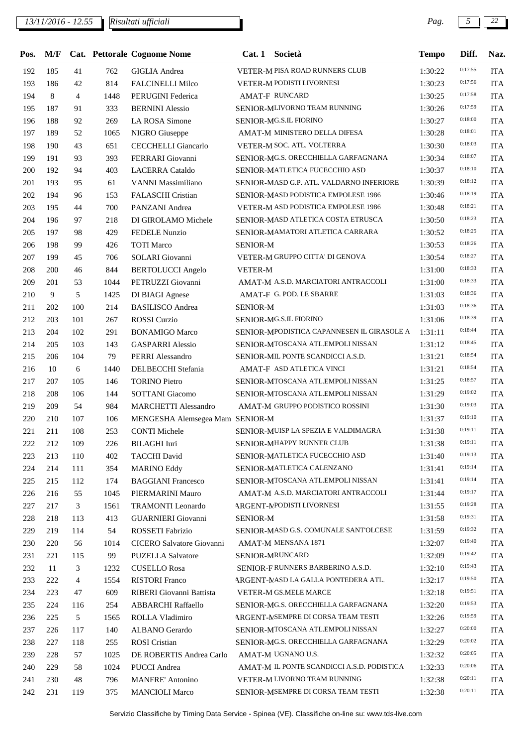| Pos. | M/F | Cat. | Pettorale | Cognome Nome | Cat. 1 | Società | Tempo | Diff. | Naz. |
|---|---|---|---|---|---|---|---|---|---|
| 192 | 185 | 41 | 762 | GIGLIA Andrea | VETER-M | PISA ROAD RUNNERS CLUB | 1:30:22 | 0:17:55 | ITA |
| 193 | 186 | 42 | 814 | FALCINELLI Milco | VETER-M | PODISTI LIVORNESI | 1:30:23 | 0:17:56 | ITA |
| 194 | 8 | 4 | 1448 | PERUGINI Federica | AMAT-F | RUNCARD | 1:30:25 | 0:17:58 | ITA |
| 195 | 187 | 91 | 333 | BERNINI Alessio | SENIOR-M | LIVORNO TEAM RUNNING | 1:30:26 | 0:17:59 | ITA |
| 196 | 188 | 92 | 269 | LA ROSA Simone | SENIOR-M | G.S.IL FIORINO | 1:30:27 | 0:18:00 | ITA |
| 197 | 189 | 52 | 1065 | NIGRO Giuseppe | AMAT-M | MINISTERO DELLA DIFESA | 1:30:28 | 0:18:01 | ITA |
| 198 | 190 | 43 | 651 | CECCHELLI Giancarlo | VETER-M | SOC. ATL. VOLTERRA | 1:30:30 | 0:18:03 | ITA |
| 199 | 191 | 93 | 393 | FERRARI Giovanni | SENIOR-M | G.S. ORECCHIELLA GARFAGNANA | 1:30:34 | 0:18:07 | ITA |
| 200 | 192 | 94 | 403 | LACERRA Cataldo | SENIOR-M | ATLETICA FUCECCHIO ASD | 1:30:37 | 0:18:10 | ITA |
| 201 | 193 | 95 | 61 | VANNI Massimiliano | SENIOR-M | ASD G.P. ATL. VALDARNO INFERIORE | 1:30:39 | 0:18:12 | ITA |
| 202 | 194 | 96 | 153 | FALASCHI Cristian | SENIOR-M | ASD PODISTICA EMPOLESE 1986 | 1:30:46 | 0:18:19 | ITA |
| 203 | 195 | 44 | 700 | PANZANI Andrea | VETER-M | ASD PODISTICA EMPOLESE 1986 | 1:30:48 | 0:18:21 | ITA |
| 204 | 196 | 97 | 218 | DI GIROLAMO Michele | SENIOR-M | ASD ATLETICA COSTA ETRUSCA | 1:30:50 | 0:18:23 | ITA |
| 205 | 197 | 98 | 429 | FEDELE Nunzio | SENIOR-M | AMATORI ATLETICA CARRARA | 1:30:52 | 0:18:25 | ITA |
| 206 | 198 | 99 | 426 | TOTI Marco | SENIOR-M | | 1:30:53 | 0:18:26 | ITA |
| 207 | 199 | 45 | 706 | SOLARI Giovanni | VETER-M | GRUPPO CITTA' DI GENOVA | 1:30:54 | 0:18:27 | ITA |
| 208 | 200 | 46 | 844 | BERTOLUCCI Angelo | VETER-M | | 1:31:00 | 0:18:33 | ITA |
| 209 | 201 | 53 | 1044 | PETRUZZI Giovanni | AMAT-M | A.S.D. MARCIATORI ANTRACCOLI | 1:31:00 | 0:18:33 | ITA |
| 210 | 9 | 5 | 1425 | DI BIAGI Agnese | AMAT-F | G. POD. LE SBARRE | 1:31:03 | 0:18:36 | ITA |
| 211 | 202 | 100 | 214 | BASILISCO Andrea | SENIOR-M | | 1:31:03 | 0:18:36 | ITA |
| 212 | 203 | 101 | 267 | ROSSI Curzio | SENIOR-M | G.S.IL FIORINO | 1:31:06 | 0:18:39 | ITA |
| 213 | 204 | 102 | 291 | BONAMIGO Marco | SENIOR-M | PODISTICA CAPANNESEN IL GIRASOLE A | 1:31:11 | 0:18:44 | ITA |
| 214 | 205 | 103 | 143 | GASPARRI Alessio | SENIOR-M | TOSCANA ATL.EMPOLI NISSAN | 1:31:12 | 0:18:45 | ITA |
| 215 | 206 | 104 | 79 | PERRI Alessandro | SENIOR-M | IL PONTE SCANDICCI A.S.D. | 1:31:21 | 0:18:54 | ITA |
| 216 | 10 | 6 | 1440 | DELBECCHI Stefania | AMAT-F | ASD ATLETICA VINCI | 1:31:21 | 0:18:54 | ITA |
| 217 | 207 | 105 | 146 | TORINO Pietro | SENIOR-M | TOSCANA ATL.EMPOLI NISSAN | 1:31:25 | 0:18:57 | ITA |
| 218 | 208 | 106 | 144 | SOTTANI Giacomo | SENIOR-M | TOSCANA ATL.EMPOLI NISSAN | 1:31:29 | 0:19:02 | ITA |
| 219 | 209 | 54 | 984 | MARCHETTI Alessandro | AMAT-M | GRUPPO PODISTICO ROSSINI | 1:31:30 | 0:19:03 | ITA |
| 220 | 210 | 107 | 106 | MENGESHA Alemsegea Mam | SENIOR-M | | 1:31:37 | 0:19:10 | ITA |
| 221 | 211 | 108 | 253 | CONTI Michele | SENIOR-M | UISP LA SPEZIA E VALDIMAGRA | 1:31:38 | 0:19:11 | ITA |
| 222 | 212 | 109 | 226 | BILAGHI Iuri | SENIOR-M | HAPPY RUNNER CLUB | 1:31:38 | 0:19:11 | ITA |
| 223 | 213 | 110 | 402 | TACCHI David | SENIOR-M | ATLETICA FUCECCHIO ASD | 1:31:40 | 0:19:13 | ITA |
| 224 | 214 | 111 | 354 | MARINO Eddy | SENIOR-M | ATLETICA CALENZANO | 1:31:41 | 0:19:14 | ITA |
| 225 | 215 | 112 | 174 | BAGGIANI Francesco | SENIOR-M | TOSCANA ATL.EMPOLI NISSAN | 1:31:41 | 0:19:14 | ITA |
| 226 | 216 | 55 | 1045 | PIERMARINI Mauro | AMAT-M | A.S.D. MARCIATORI ANTRACCOLI | 1:31:44 | 0:19:17 | ITA |
| 227 | 217 | 3 | 1561 | TRAMONTI Leonardo | ARGENT-M | PODISTI LIVORNESI | 1:31:55 | 0:19:28 | ITA |
| 228 | 218 | 113 | 413 | GUARNIERI Giovanni | SENIOR-M | | 1:31:58 | 0:19:31 | ITA |
| 229 | 219 | 114 | 54 | ROSSETI Fabrizio | SENIOR-M | ASD G.S. COMUNALE SANT'OLCESE | 1:31:59 | 0:19:32 | ITA |
| 230 | 220 | 56 | 1014 | CICERO Salvatore Giovanni | AMAT-M | MENSANA 1871 | 1:32:07 | 0:19:40 | ITA |
| 231 | 221 | 115 | 99 | PUZELLA Salvatore | SENIOR-M | RUNCARD | 1:32:09 | 0:19:42 | ITA |
| 232 | 11 | 3 | 1232 | CUSELLO Rosa | SENIOR-F | RUNNERS BARBERINO A.S.D. | 1:32:10 | 0:19:43 | ITA |
| 233 | 222 | 4 | 1554 | RISTORI Franco | ARGENT-M | ASD LA GALLA PONTEDERA ATL. | 1:32:17 | 0:19:50 | ITA |
| 234 | 223 | 47 | 609 | RIBERI Giovanni Battista | VETER-M | GS.MELE MARCE | 1:32:18 | 0:19:51 | ITA |
| 235 | 224 | 116 | 254 | ABBARCHI Raffaello | SENIOR-M | G.S. ORECCHIELLA GARFAGNANA | 1:32:20 | 0:19:53 | ITA |
| 236 | 225 | 5 | 1565 | ROLLA Vladimiro | ARGENT-M | SEMPRE DI CORSA TEAM TESTI | 1:32:26 | 0:19:59 | ITA |
| 237 | 226 | 117 | 140 | ALBANO Gerardo | SENIOR-M | TOSCANA ATL.EMPOLI NISSAN | 1:32:27 | 0:20:00 | ITA |
| 238 | 227 | 118 | 255 | ROSI Cristian | SENIOR-M | G.S. ORECCHIELLA GARFAGNANA | 1:32:29 | 0:20:02 | ITA |
| 239 | 228 | 57 | 1025 | DE ROBERTIS Andrea Carlo | AMAT-M | UGNANO U.S. | 1:32:32 | 0:20:05 | ITA |
| 240 | 229 | 58 | 1024 | PUCCI Andrea | AMAT-M | IL PONTE SCANDICCI A.S.D. PODISTICA | 1:32:33 | 0:20:06 | ITA |
| 241 | 230 | 48 | 796 | MANFRE' Antonino | VETER-M | LIVORNO TEAM RUNNING | 1:32:38 | 0:20:11 | ITA |
| 242 | 231 | 119 | 375 | MANCIOLI Marco | SENIOR-M | SEMPRE DI CORSA TEAM TESTI | 1:32:38 | 0:20:11 | ITA |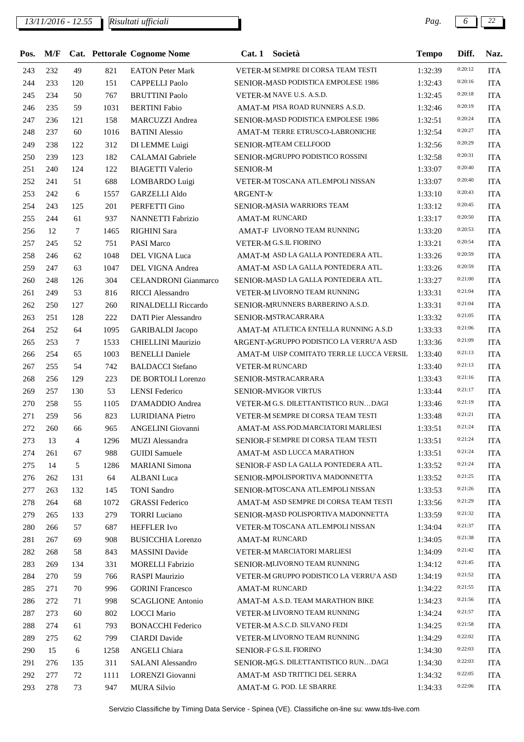| Pos. | M/F | Cat. | Pettorale | Cognome Nome | Cat. 1 | Società | Tempo | Diff. | Naz. |
|---|---|---|---|---|---|---|---|---|---|
| 243 | 232 | 49 | 821 | EATON Peter Mark | VETER-M | SEMPRE DI CORSA TEAM TESTI | 1:32:39 | 0:20:12 | ITA |
| 244 | 233 | 120 | 151 | CAPPELLI Paolo | SENIOR-M | ASD PODISTICA EMPOLESE 1986 | 1:32:43 | 0:20:16 | ITA |
| 245 | 234 | 50 | 767 | BRUTTINI Paolo | VETER-M | NAVE U.S. A.S.D. | 1:32:45 | 0:20:18 | ITA |
| 246 | 235 | 59 | 1031 | BERTINI Fabio | AMAT-M | PISA ROAD RUNNERS A.S.D. | 1:32:46 | 0:20:19 | ITA |
| 247 | 236 | 121 | 158 | MARCUZZI Andrea | SENIOR-M | ASD PODISTICA EMPOLESE 1986 | 1:32:51 | 0:20:24 | ITA |
| 248 | 237 | 60 | 1016 | BATINI Alessio | AMAT-M | TERRE ETRUSCO-LABRONICHE | 1:32:54 | 0:20:27 | ITA |
| 249 | 238 | 122 | 312 | DI LEMME Luigi | SENIOR-M | TEAM CELLFOOD | 1:32:56 | 0:20:29 | ITA |
| 250 | 239 | 123 | 182 | CALAMAI Gabriele | SENIOR-M | GRUPPO PODISTICO ROSSINI | 1:32:58 | 0:20:31 | ITA |
| 251 | 240 | 124 | 122 | BIAGETTI Valerio | SENIOR-M | | 1:33:07 | 0:20:40 | ITA |
| 252 | 241 | 51 | 688 | LOMBARDO Luigi | VETER-M | TOSCANA ATL.EMPOLI NISSAN | 1:33:07 | 0:20:40 | ITA |
| 253 | 242 | 6 | 1557 | GARZELLI Aldo | ARGENT-M | | 1:33:10 | 0:20:43 | ITA |
| 254 | 243 | 125 | 201 | PERFETTI Gino | SENIOR-M | ASIA WARRIORS TEAM | 1:33:12 | 0:20:45 | ITA |
| 255 | 244 | 61 | 937 | NANNETTI Fabrizio | AMAT-M | RUNCARD | 1:33:17 | 0:20:50 | ITA |
| 256 | 12 | 7 | 1465 | RIGHINI Sara | AMAT-F | LIVORNO TEAM RUNNING | 1:33:20 | 0:20:53 | ITA |
| 257 | 245 | 52 | 751 | PASI Marco | VETER-M | G.S.IL FIORINO | 1:33:21 | 0:20:54 | ITA |
| 258 | 246 | 62 | 1048 | DEL VIGNA Luca | AMAT-M | ASD LA GALLA PONTEDERA ATL. | 1:33:26 | 0:20:59 | ITA |
| 259 | 247 | 63 | 1047 | DEL VIGNA Andrea | AMAT-M | ASD LA GALLA PONTEDERA ATL. | 1:33:26 | 0:20:59 | ITA |
| 260 | 248 | 126 | 304 | CELANDRONI Gianmarco | SENIOR-M | ASD LA GALLA PONTEDERA ATL. | 1:33:27 | 0:21:00 | ITA |
| 261 | 249 | 53 | 816 | RICCI Alessandro | VETER-M | LIVORNO TEAM RUNNING | 1:33:31 | 0:21:04 | ITA |
| 262 | 250 | 127 | 260 | RINALDELLI Riccardo | SENIOR-M | RUNNERS BARBERINO A.S.D. | 1:33:31 | 0:21:04 | ITA |
| 263 | 251 | 128 | 222 | DATI Pier Alessandro | SENIOR-M | STRACARRARA | 1:33:32 | 0:21:05 | ITA |
| 264 | 252 | 64 | 1095 | GARIBALDI Jacopo | AMAT-M | ATLETICA ENTELLA RUNNING A.S.D | 1:33:33 | 0:21:06 | ITA |
| 265 | 253 | 7 | 1533 | CHIELLINI Maurizio | ARGENT-M | GRUPPO PODISTICO LA VERRU'A ASD | 1:33:36 | 0:21:09 | ITA |
| 266 | 254 | 65 | 1003 | BENELLI Daniele | AMAT-M | UISP COMITATO TERR.LE LUCCA VERSIL | 1:33:40 | 0:21:13 | ITA |
| 267 | 255 | 54 | 742 | BALDACCI Stefano | VETER-M | RUNCARD | 1:33:40 | 0:21:13 | ITA |
| 268 | 256 | 129 | 223 | DE BORTOLI Lorenzo | SENIOR-M | STRACARRARA | 1:33:43 | 0:21:16 | ITA |
| 269 | 257 | 130 | 53 | LENSI Federico | SENIOR-M | VIGOR VIRTUS | 1:33:44 | 0:21:17 | ITA |
| 270 | 258 | 55 | 1105 | D'AMADDIO Andrea | VETER-M | G.S. DILETTANTISTICO RUN…DAGI | 1:33:46 | 0:21:19 | ITA |
| 271 | 259 | 56 | 823 | LURIDIANA Pietro | VETER-M | SEMPRE DI CORSA TEAM TESTI | 1:33:48 | 0:21:21 | ITA |
| 272 | 260 | 66 | 965 | ANGELINI Giovanni | AMAT-M | ASS.POD.MARCIATORI MARLIESI | 1:33:51 | 0:21:24 | ITA |
| 273 | 13 | 4 | 1296 | MUZI Alessandra | SENIOR-F | SEMPRE DI CORSA TEAM TESTI | 1:33:51 | 0:21:24 | ITA |
| 274 | 261 | 67 | 988 | GUIDI Samuele | AMAT-M | ASD LUCCA MARATHON | 1:33:51 | 0:21:24 | ITA |
| 275 | 14 | 5 | 1286 | MARIANI Simona | SENIOR-F | ASD LA GALLA PONTEDERA ATL. | 1:33:52 | 0:21:24 | ITA |
| 276 | 262 | 131 | 64 | ALBANI Luca | SENIOR-M | POLISPORTIVA MADONNETTA | 1:33:52 | 0:21:25 | ITA |
| 277 | 263 | 132 | 145 | TONI Sandro | SENIOR-M | TOSCANA ATL.EMPOLI NISSAN | 1:33:53 | 0:21:26 | ITA |
| 278 | 264 | 68 | 1072 | GRASSI Federico | AMAT-M | ASD SEMPRE DI CORSA TEAM TESTI | 1:33:56 | 0:21:29 | ITA |
| 279 | 265 | 133 | 279 | TORRI Luciano | SENIOR-M | ASD POLISPORTIVA MADONNETTA | 1:33:59 | 0:21:32 | ITA |
| 280 | 266 | 57 | 687 | HEFFLER Ivo | VETER-M | TOSCANA ATL.EMPOLI NISSAN | 1:34:04 | 0:21:37 | ITA |
| 281 | 267 | 69 | 908 | BUSICCHIA Lorenzo | AMAT-M | RUNCARD | 1:34:05 | 0:21:38 | ITA |
| 282 | 268 | 58 | 843 | MASSINI Davide | VETER-M | MARCIATORI MARLIESI | 1:34:09 | 0:21:42 | ITA |
| 283 | 269 | 134 | 331 | MORELLI Fabrizio | SENIOR-M | LIVORNO TEAM RUNNING | 1:34:12 | 0:21:45 | ITA |
| 284 | 270 | 59 | 766 | RASPI Maurizio | VETER-M | GRUPPO PODISTICO LA VERRU'A ASD | 1:34:19 | 0:21:52 | ITA |
| 285 | 271 | 70 | 996 | GORINI Francesco | AMAT-M | RUNCARD | 1:34:22 | 0:21:55 | ITA |
| 286 | 272 | 71 | 998 | SCAGLIONE Antonio | AMAT-M | A.S.D. TEAM MARATHON BIKE | 1:34:23 | 0:21:56 | ITA |
| 287 | 273 | 60 | 802 | LOCCI Mario | VETER-M | LIVORNO TEAM RUNNING | 1:34:24 | 0:21:57 | ITA |
| 288 | 274 | 61 | 793 | BONACCHI Federico | VETER-M | A.S.C.D. SILVANO FEDI | 1:34:25 | 0:21:58 | ITA |
| 289 | 275 | 62 | 799 | CIARDI Davide | VETER-M | LIVORNO TEAM RUNNING | 1:34:29 | 0:22:02 | ITA |
| 290 | 15 | 6 | 1258 | ANGELI Chiara | SENIOR-F | G.S.IL FIORINO | 1:34:30 | 0:22:03 | ITA |
| 291 | 276 | 135 | 311 | SALANI Alessandro | SENIOR-M | G.S. DILETTANTISTICO RUN…DAGI | 1:34:30 | 0:22:03 | ITA |
| 292 | 277 | 72 | 1111 | LORENZI Giovanni | AMAT-M | ASD TRITTICI DEL SERRA | 1:34:32 | 0:22:05 | ITA |
| 293 | 278 | 73 | 947 | MURA Silvio | AMAT-M | G. POD. LE SBARRE | 1:34:33 | 0:22:06 | ITA |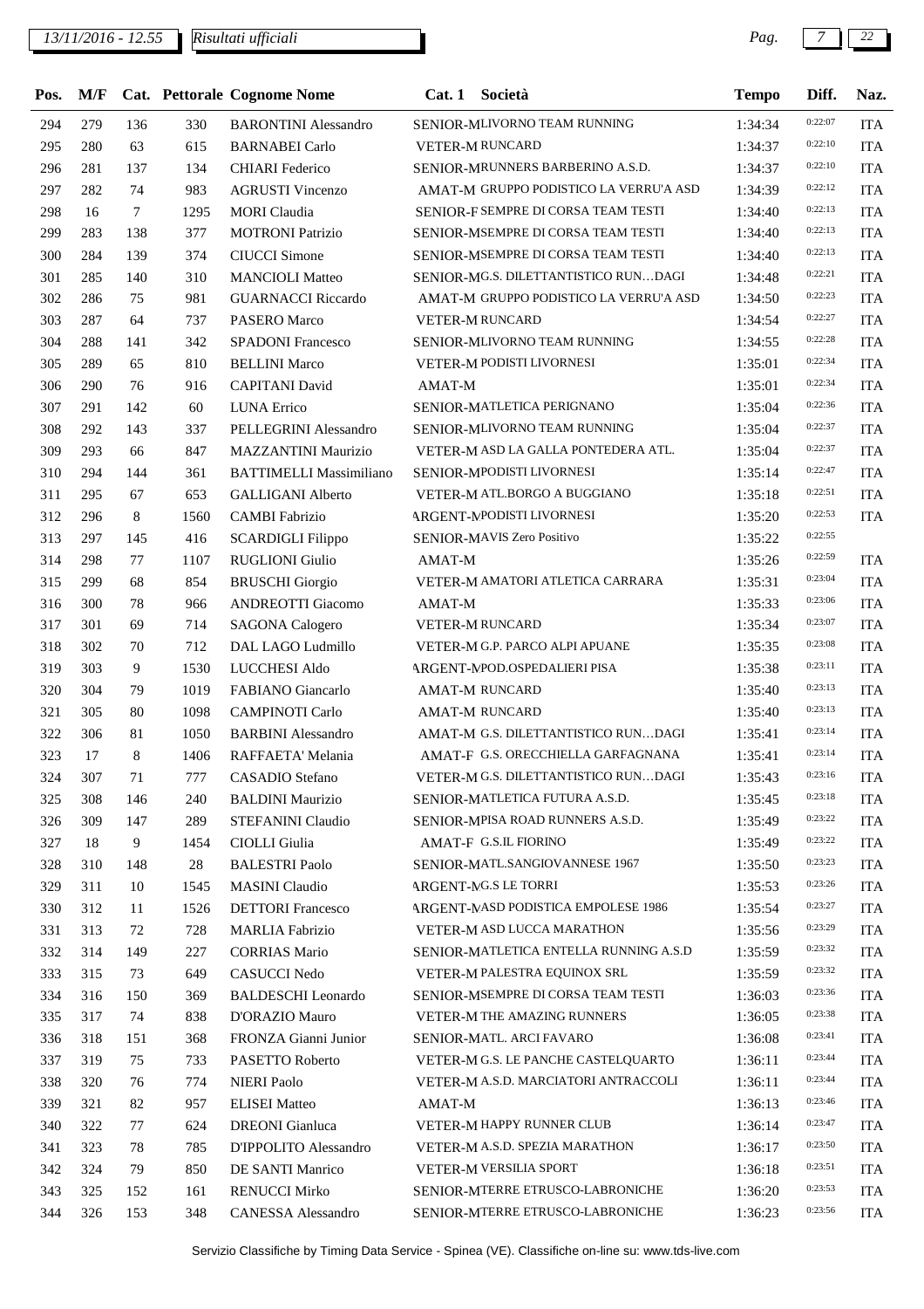| Pos. | M/F | Cat. | Pettorale | Cognome Nome | Cat. 1 | Società | Tempo | Diff. | Naz. |
|---|---|---|---|---|---|---|---|---|---|
| 294 | 279 | 136 | 330 | BARONTINI Alessandro | SENIOR-M | LIVORNO TEAM RUNNING | 1:34:34 | 0:22:07 | ITA |
| 295 | 280 | 63 | 615 | BARNABEI Carlo | VETER-M | RUNCARD | 1:34:37 | 0:22:10 | ITA |
| 296 | 281 | 137 | 134 | CHIARI Federico | SENIOR-M | RUNNERS BARBERINO A.S.D. | 1:34:37 | 0:22:10 | ITA |
| 297 | 282 | 74 | 983 | AGRUSTI Vincenzo | AMAT-M | GRUPPO PODISTICO LA VERRU'A ASD | 1:34:39 | 0:22:12 | ITA |
| 298 | 16 | 7 | 1295 | MORI Claudia | SENIOR-F | SEMPRE DI CORSA TEAM TESTI | 1:34:40 | 0:22:13 | ITA |
| 299 | 283 | 138 | 377 | MOTRONI Patrizio | SENIOR-M | SEMPRE DI CORSA TEAM TESTI | 1:34:40 | 0:22:13 | ITA |
| 300 | 284 | 139 | 374 | CIUCCI Simone | SENIOR-M | SEMPRE DI CORSA TEAM TESTI | 1:34:40 | 0:22:13 | ITA |
| 301 | 285 | 140 | 310 | MANCIOLI Matteo | SENIOR-M | G.S. DILETTANTISTICO RUN…DAGI | 1:34:48 | 0:22:21 | ITA |
| 302 | 286 | 75 | 981 | GUARNACCI Riccardo | AMAT-M | GRUPPO PODISTICO LA VERRU'A ASD | 1:34:50 | 0:22:23 | ITA |
| 303 | 287 | 64 | 737 | PASERO Marco | VETER-M | RUNCARD | 1:34:54 | 0:22:27 | ITA |
| 304 | 288 | 141 | 342 | SPADONI Francesco | SENIOR-M | LIVORNO TEAM RUNNING | 1:34:55 | 0:22:28 | ITA |
| 305 | 289 | 65 | 810 | BELLINI Marco | VETER-M | PODISTI LIVORNESI | 1:35:01 | 0:22:34 | ITA |
| 306 | 290 | 76 | 916 | CAPITANI David | AMAT-M | | 1:35:01 | 0:22:34 | ITA |
| 307 | 291 | 142 | 60 | LUNA Errico | SENIOR-M | ATLETICA PERIGNANO | 1:35:04 | 0:22:36 | ITA |
| 308 | 292 | 143 | 337 | PELLEGRINI Alessandro | SENIOR-M | LIVORNO TEAM RUNNING | 1:35:04 | 0:22:37 | ITA |
| 309 | 293 | 66 | 847 | MAZZANTINI Maurizio | VETER-M | ASD LA GALLA PONTEDERA ATL. | 1:35:04 | 0:22:37 | ITA |
| 310 | 294 | 144 | 361 | BATTIMELLI Massimiliano | SENIOR-M | PODISTI LIVORNESI | 1:35:14 | 0:22:47 | ITA |
| 311 | 295 | 67 | 653 | GALLIGANI Alberto | VETER-M | ATL.BORGO A BUGGIANO | 1:35:18 | 0:22:51 | ITA |
| 312 | 296 | 8 | 1560 | CAMBI Fabrizio | ARGENT-M | PODISTI LIVORNESI | 1:35:20 | 0:22:53 | ITA |
| 313 | 297 | 145 | 416 | SCARDIGLI Filippo | SENIOR-M | AVIS Zero Positivo | 1:35:22 | 0:22:55 | |
| 314 | 298 | 77 | 1107 | RUGLIONI Giulio | AMAT-M | | 1:35:26 | 0:22:59 | ITA |
| 315 | 299 | 68 | 854 | BRUSCHI Giorgio | VETER-M | AMATORI ATLETICA CARRARA | 1:35:31 | 0:23:04 | ITA |
| 316 | 300 | 78 | 966 | ANDREOTTI Giacomo | AMAT-M | | 1:35:33 | 0:23:06 | ITA |
| 317 | 301 | 69 | 714 | SAGONA Calogero | VETER-M | RUNCARD | 1:35:34 | 0:23:07 | ITA |
| 318 | 302 | 70 | 712 | DAL LAGO Ludmillo | VETER-M | G.P. PARCO ALPI APUANE | 1:35:35 | 0:23:08 | ITA |
| 319 | 303 | 9 | 1530 | LUCCHESI Aldo | ARGENT-M | POD.OSPEDALIERI PISA | 1:35:38 | 0:23:11 | ITA |
| 320 | 304 | 79 | 1019 | FABIANO Giancarlo | AMAT-M | RUNCARD | 1:35:40 | 0:23:13 | ITA |
| 321 | 305 | 80 | 1098 | CAMPINOTI Carlo | AMAT-M | RUNCARD | 1:35:40 | 0:23:13 | ITA |
| 322 | 306 | 81 | 1050 | BARBINI Alessandro | AMAT-M | G.S. DILETTANTISTICO RUN…DAGI | 1:35:41 | 0:23:14 | ITA |
| 323 | 17 | 8 | 1406 | RAFFAETA' Melania | AMAT-F | G.S. ORECCHIELLA GARFAGNANA | 1:35:41 | 0:23:14 | ITA |
| 324 | 307 | 71 | 777 | CASADIO Stefano | VETER-M | G.S. DILETTANTISTICO RUN…DAGI | 1:35:43 | 0:23:16 | ITA |
| 325 | 308 | 146 | 240 | BALDINI Maurizio | SENIOR-M | ATLETICA FUTURA A.S.D. | 1:35:45 | 0:23:18 | ITA |
| 326 | 309 | 147 | 289 | STEFANINI Claudio | SENIOR-M | PISA ROAD RUNNERS A.S.D. | 1:35:49 | 0:23:22 | ITA |
| 327 | 18 | 9 | 1454 | CIOLLI Giulia | AMAT-F | G.S.IL FIORINO | 1:35:49 | 0:23:22 | ITA |
| 328 | 310 | 148 | 28 | BALESTRI Paolo | SENIOR-M | ATL.SANGIOVANNESE 1967 | 1:35:50 | 0:23:23 | ITA |
| 329 | 311 | 10 | 1545 | MASINI Claudio | ARGENT-M | G.S LE TORRI | 1:35:53 | 0:23:26 | ITA |
| 330 | 312 | 11 | 1526 | DETTORI Francesco | ARGENT-M | ASD PODISTICA EMPOLESE 1986 | 1:35:54 | 0:23:27 | ITA |
| 331 | 313 | 72 | 728 | MARLIA Fabrizio | VETER-M | ASD LUCCA MARATHON | 1:35:56 | 0:23:29 | ITA |
| 332 | 314 | 149 | 227 | CORRIAS Mario | SENIOR-M | ATLETICA ENTELLA RUNNING A.S.D | 1:35:59 | 0:23:32 | ITA |
| 333 | 315 | 73 | 649 | CASUCCI Nedo | VETER-M | PALESTRA EQUINOX SRL | 1:35:59 | 0:23:32 | ITA |
| 334 | 316 | 150 | 369 | BALDESCHI Leonardo | SENIOR-M | SEMPRE DI CORSA TEAM TESTI | 1:36:03 | 0:23:36 | ITA |
| 335 | 317 | 74 | 838 | D'ORAZIO Mauro | VETER-M | THE AMAZING RUNNERS | 1:36:05 | 0:23:38 | ITA |
| 336 | 318 | 151 | 368 | FRONZA Gianni Junior | SENIOR-M | ATL. ARCI FAVARO | 1:36:08 | 0:23:41 | ITA |
| 337 | 319 | 75 | 733 | PASETTO Roberto | VETER-M | G.S. LE PANCHE CASTELQUARTO | 1:36:11 | 0:23:44 | ITA |
| 338 | 320 | 76 | 774 | NIERI Paolo | VETER-M | A.S.D. MARCIATORI ANTRACCOLI | 1:36:11 | 0:23:44 | ITA |
| 339 | 321 | 82 | 957 | ELISEI Matteo | AMAT-M | | 1:36:13 | 0:23:46 | ITA |
| 340 | 322 | 77 | 624 | DREONI Gianluca | VETER-M | HAPPY RUNNER CLUB | 1:36:14 | 0:23:47 | ITA |
| 341 | 323 | 78 | 785 | D'IPPOLITO Alessandro | VETER-M | A.S.D. SPEZIA MARATHON | 1:36:17 | 0:23:50 | ITA |
| 342 | 324 | 79 | 850 | DE SANTI Manrico | VETER-M | VERSILIA SPORT | 1:36:18 | 0:23:51 | ITA |
| 343 | 325 | 152 | 161 | RENUCCI Mirko | SENIOR-M | TERRE ETRUSCO-LABRONICHE | 1:36:20 | 0:23:53 | ITA |
| 344 | 326 | 153 | 348 | CANESSA Alessandro | SENIOR-M | TERRE ETRUSCO-LABRONICHE | 1:36:23 | 0:23:56 | ITA |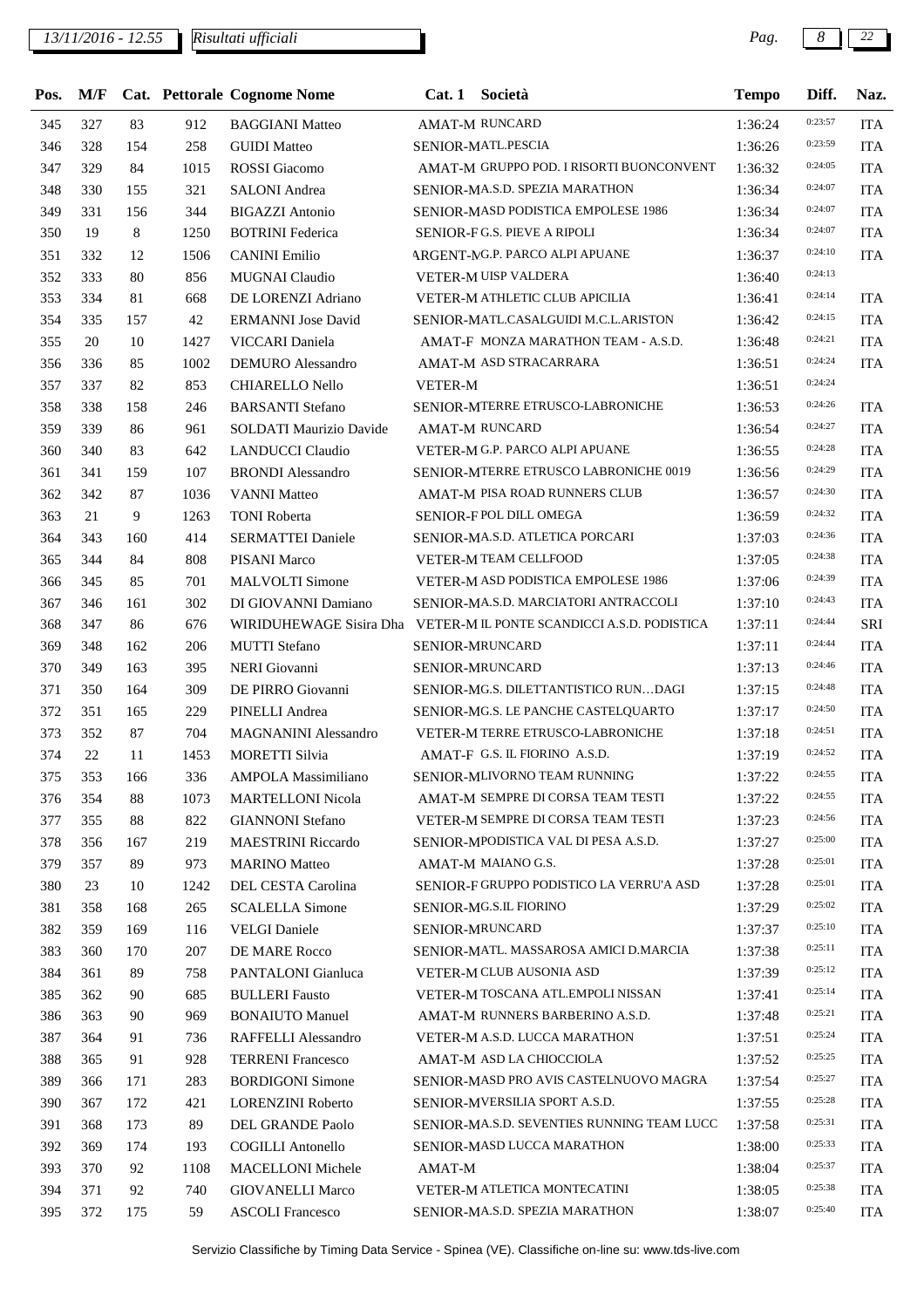13/11/2016 - 12.55 *Risultati ufficiali*

| Pos. | M/F | Cat. | Pettorale | Cognome Nome | Cat. 1 | Società | Tempo | Diff. | Naz. |
|---|---|---|---|---|---|---|---|---|---|
| 345 | 327 | 83 | 912 | BAGGIANI Matteo | AMAT-M | RUNCARD | 1:36:24 | 0:23:57 | ITA |
| 346 | 328 | 154 | 258 | GUIDI Matteo | SENIOR-M | ATL.PESCIA | 1:36:26 | 0:23:59 | ITA |
| 347 | 329 | 84 | 1015 | ROSSI Giacomo | AMAT-M | GRUPPO POD. I RISORTI BUONCONVENT | 1:36:32 | 0:24:05 | ITA |
| 348 | 330 | 155 | 321 | SALONI Andrea | SENIOR-M | A.S.D. SPEZIA MARATHON | 1:36:34 | 0:24:07 | ITA |
| 349 | 331 | 156 | 344 | BIGAZZI Antonio | SENIOR-M | ASD PODISTICA EMPOLESE 1986 | 1:36:34 | 0:24:07 | ITA |
| 350 | 19 | 8 | 1250 | BOTRINI Federica | SENIOR-F | G.S. PIEVE A RIPOLI | 1:36:34 | 0:24:07 | ITA |
| 351 | 332 | 12 | 1506 | CANINI Emilio | ARGENT-M | G.P. PARCO ALPI APUANE | 1:36:37 | 0:24:10 | ITA |
| 352 | 333 | 80 | 856 | MUGNAI Claudio | VETER-M | UISP VALDERA | 1:36:40 | 0:24:13 | |
| 353 | 334 | 81 | 668 | DE LORENZI Adriano | VETER-M | ATHLETIC CLUB APICILIA | 1:36:41 | 0:24:14 | ITA |
| 354 | 335 | 157 | 42 | ERMANNI Jose David | SENIOR-M | ATL.CASALGUIDI M.C.L.ARISTON | 1:36:42 | 0:24:15 | ITA |
| 355 | 20 | 10 | 1427 | VICCARI Daniela | AMAT-F | MONZA MARATHON TEAM - A.S.D. | 1:36:48 | 0:24:21 | ITA |
| 356 | 336 | 85 | 1002 | DEMURO Alessandro | AMAT-M | ASD STRACARRARA | 1:36:51 | 0:24:24 | ITA |
| 357 | 337 | 82 | 853 | CHIARELLO Nello | VETER-M | | 1:36:51 | 0:24:24 | |
| 358 | 338 | 158 | 246 | BARSANTI Stefano | SENIOR-M | TERRE ETRUSCO-LABRONICHE | 1:36:53 | 0:24:26 | ITA |
| 359 | 339 | 86 | 961 | SOLDATI Maurizio Davide | AMAT-M | RUNCARD | 1:36:54 | 0:24:27 | ITA |
| 360 | 340 | 83 | 642 | LANDUCCI Claudio | VETER-M | G.P. PARCO ALPI APUANE | 1:36:55 | 0:24:28 | ITA |
| 361 | 341 | 159 | 107 | BRONDI Alessandro | SENIOR-M | TERRE ETRUSCO LABRONICHE 0019 | 1:36:56 | 0:24:29 | ITA |
| 362 | 342 | 87 | 1036 | VANNI Matteo | AMAT-M | PISA ROAD RUNNERS CLUB | 1:36:57 | 0:24:30 | ITA |
| 363 | 21 | 9 | 1263 | TONI Roberta | SENIOR-F | POL DILL OMEGA | 1:36:59 | 0:24:32 | ITA |
| 364 | 343 | 160 | 414 | SERMATTEI Daniele | SENIOR-M | A.S.D. ATLETICA PORCARI | 1:37:03 | 0:24:36 | ITA |
| 365 | 344 | 84 | 808 | PISANI Marco | VETER-M | TEAM CELLFOOD | 1:37:05 | 0:24:38 | ITA |
| 366 | 345 | 85 | 701 | MALVOLTI Simone | VETER-M | ASD PODISTICA EMPOLESE 1986 | 1:37:06 | 0:24:39 | ITA |
| 367 | 346 | 161 | 302 | DI GIOVANNI Damiano | SENIOR-M | A.S.D. MARCIATORI ANTRACCOLI | 1:37:10 | 0:24:43 | ITA |
| 368 | 347 | 86 | 676 | WIRIDUHEWAGE Sisira Dha | VETER-M | IL PONTE SCANDICCI A.S.D. PODISTICA | 1:37:11 | 0:24:44 | SRI |
| 369 | 348 | 162 | 206 | MUTTI Stefano | SENIOR-M | RUNCARD | 1:37:11 | 0:24:44 | ITA |
| 370 | 349 | 163 | 395 | NERI Giovanni | SENIOR-M | RUNCARD | 1:37:13 | 0:24:46 | ITA |
| 371 | 350 | 164 | 309 | DE PIRRO Giovanni | SENIOR-M | G.S. DILETTANTISTICO RUN…DAGI | 1:37:15 | 0:24:48 | ITA |
| 372 | 351 | 165 | 229 | PINELLI Andrea | SENIOR-M | G.S. LE PANCHE CASTELQUARTO | 1:37:17 | 0:24:50 | ITA |
| 373 | 352 | 87 | 704 | MAGNANINI Alessandro | VETER-M | TERRE ETRUSCO-LABRONICHE | 1:37:18 | 0:24:51 | ITA |
| 374 | 22 | 11 | 1453 | MORETTI Silvia | AMAT-F | G.S. IL FIORINO A.S.D. | 1:37:19 | 0:24:52 | ITA |
| 375 | 353 | 166 | 336 | AMPOLA Massimiliano | SENIOR-M | LIVORNO TEAM RUNNING | 1:37:22 | 0:24:55 | ITA |
| 376 | 354 | 88 | 1073 | MARTELLONI Nicola | AMAT-M | SEMPRE DI CORSA TEAM TESTI | 1:37:22 | 0:24:55 | ITA |
| 377 | 355 | 88 | 822 | GIANNONI Stefano | VETER-M | SEMPRE DI CORSA TEAM TESTI | 1:37:23 | 0:24:56 | ITA |
| 378 | 356 | 167 | 219 | MAESTRINI Riccardo | SENIOR-M | PODISTICA VAL DI PESA A.S.D. | 1:37:27 | 0:25:00 | ITA |
| 379 | 357 | 89 | 973 | MARINO Matteo | AMAT-M | MAIANO G.S. | 1:37:28 | 0:25:01 | ITA |
| 380 | 23 | 10 | 1242 | DEL CESTA Carolina | SENIOR-F | GRUPPO PODISTICO LA VERRU'A ASD | 1:37:28 | 0:25:01 | ITA |
| 381 | 358 | 168 | 265 | SCALELLA Simone | SENIOR-M | G.S.IL FIORINO | 1:37:29 | 0:25:02 | ITA |
| 382 | 359 | 169 | 116 | VELGI Daniele | SENIOR-M | RUNCARD | 1:37:37 | 0:25:10 | ITA |
| 383 | 360 | 170 | 207 | DE MARE Rocco | SENIOR-M | ATL. MASSAROSA AMICI D.MARCIA | 1:37:38 | 0:25:11 | ITA |
| 384 | 361 | 89 | 758 | PANTALONI Gianluca | VETER-M | CLUB AUSONIA ASD | 1:37:39 | 0:25:12 | ITA |
| 385 | 362 | 90 | 685 | BULLERI Fausto | VETER-M | TOSCANA ATL.EMPOLI NISSAN | 1:37:41 | 0:25:14 | ITA |
| 386 | 363 | 90 | 969 | BONAIUTO Manuel | AMAT-M | RUNNERS BARBERINO A.S.D. | 1:37:48 | 0:25:21 | ITA |
| 387 | 364 | 91 | 736 | RAFFELLI Alessandro | VETER-M | A.S.D. LUCCA MARATHON | 1:37:51 | 0:25:24 | ITA |
| 388 | 365 | 91 | 928 | TERRENI Francesco | AMAT-M | ASD LA CHIOCCIOLA | 1:37:52 | 0:25:25 | ITA |
| 389 | 366 | 171 | 283 | BORDIGONI Simone | SENIOR-M | ASD PRO AVIS CASTELNUOVO MAGRA | 1:37:54 | 0:25:27 | ITA |
| 390 | 367 | 172 | 421 | LORENZINI Roberto | SENIOR-M | VERSILIA SPORT A.S.D. | 1:37:55 | 0:25:28 | ITA |
| 391 | 368 | 173 | 89 | DEL GRANDE Paolo | SENIOR-M | A.S.D. SEVENTIES RUNNING TEAM LUCC | 1:37:58 | 0:25:31 | ITA |
| 392 | 369 | 174 | 193 | COGILLI Antonello | SENIOR-M | ASD LUCCA MARATHON | 1:38:00 | 0:25:33 | ITA |
| 393 | 370 | 92 | 1108 | MACELLONI Michele | AMAT-M | | 1:38:04 | 0:25:37 | ITA |
| 394 | 371 | 92 | 740 | GIOVANELLI Marco | VETER-M | ATLETICA MONTECATINI | 1:38:05 | 0:25:38 | ITA |
| 395 | 372 | 175 | 59 | ASCOLI Francesco | SENIOR-M | A.S.D. SPEZIA MARATHON | 1:38:07 | 0:25:40 | ITA |

Servizio Classifiche by Timing Data Service - Spinea (VE). Classifiche on-line su: www.tds-live.com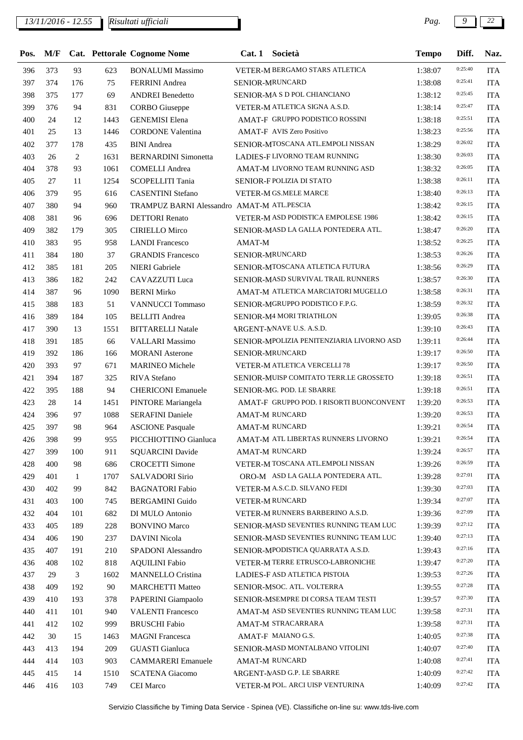| Pos. | M/F | Cat. | Pettorale | Cognome Nome | Cat. 1 | Società | Tempo | Diff. | Naz. |
|---|---|---|---|---|---|---|---|---|---|
| 396 | 373 | 93 | 623 | BONALUMI Massimo | VETER-M | BERGAMO STARS ATLETICA | 1:38:07 | 0:25:40 | ITA |
| 397 | 374 | 176 | 75 | FERRINI Andrea | SENIOR-M | RUNCARD | 1:38:08 | 0:25:41 | ITA |
| 398 | 375 | 177 | 69 | ANDREI Benedetto | SENIOR-M | A S D POL CHIANCIANO | 1:38:12 | 0:25:45 | ITA |
| 399 | 376 | 94 | 831 | CORBO Giuseppe | VETER-M | ATLETICA SIGNA A.S.D. | 1:38:14 | 0:25:47 | ITA |
| 400 | 24 | 12 | 1443 | GENEMISI Elena | AMAT-F | GRUPPO PODISTICO ROSSINI | 1:38:18 | 0:25:51 | ITA |
| 401 | 25 | 13 | 1446 | CORDONE Valentina | AMAT-F | AVIS Zero Positivo | 1:38:23 | 0:25:56 | ITA |
| 402 | 377 | 178 | 435 | BINI Andrea | SENIOR-M | TOSCANA ATL.EMPOLI NISSAN | 1:38:29 | 0:26:02 | ITA |
| 403 | 26 | 2 | 1631 | BERNARDINI Simonetta | LADIES-F | LIVORNO TEAM RUNNING | 1:38:30 | 0:26:03 | ITA |
| 404 | 378 | 93 | 1061 | COMELLI Andrea | AMAT-M | LIVORNO TEAM RUNNING ASD | 1:38:32 | 0:26:05 | ITA |
| 405 | 27 | 11 | 1254 | SCOPELLITI Tania | SENIOR-F | POLIZIA DI STATO | 1:38:38 | 0:26:11 | ITA |
| 406 | 379 | 95 | 616 | CASENTINI Stefano | VETER-M | GS.MELE MARCE | 1:38:40 | 0:26:13 | ITA |
| 407 | 380 | 94 | 960 | TRAMPUZ BARNI Alessandro | AMAT-M | ATL.PESCIA | 1:38:42 | 0:26:15 | ITA |
| 408 | 381 | 96 | 696 | DETTORI Renato | VETER-M | ASD PODISTICA EMPOLESE 1986 | 1:38:42 | 0:26:15 | ITA |
| 409 | 382 | 179 | 305 | CIRIELLO Mirco | SENIOR-M | ASD LA GALLA PONTEDERA ATL. | 1:38:47 | 0:26:20 | ITA |
| 410 | 383 | 95 | 958 | LANDI Francesco | AMAT-M | | 1:38:52 | 0:26:25 | ITA |
| 411 | 384 | 180 | 37 | GRANDIS Francesco | SENIOR-M | RUNCARD | 1:38:53 | 0:26:26 | ITA |
| 412 | 385 | 181 | 205 | NIERI Gabriele | SENIOR-M | TOSCANA ATLETICA FUTURA | 1:38:56 | 0:26:29 | ITA |
| 413 | 386 | 182 | 242 | CAVAZZUTI Luca | SENIOR-M | ASD SURVIVAL TRAIL RUNNERS | 1:38:57 | 0:26:30 | ITA |
| 414 | 387 | 96 | 1090 | BERNI Mirko | AMAT-M | ATLETICA MARCIATORI MUGELLO | 1:38:58 | 0:26:31 | ITA |
| 415 | 388 | 183 | 51 | VANNUCCI Tommaso | SENIOR-M | GRUPPO PODISTICO F.P.G. | 1:38:59 | 0:26:32 | ITA |
| 416 | 389 | 184 | 105 | BELLITI Andrea | SENIOR-M | 4 MORI TRIATHLON | 1:39:05 | 0:26:38 | ITA |
| 417 | 390 | 13 | 1551 | BITTARELLI Natale | ARGENT-M | NAVE U.S. A.S.D. | 1:39:10 | 0:26:43 | ITA |
| 418 | 391 | 185 | 66 | VALLARI Massimo | SENIOR-M | POLIZIA PENITENZIARIA LIVORNO ASD | 1:39:11 | 0:26:44 | ITA |
| 419 | 392 | 186 | 166 | MORANI Asterone | SENIOR-M | RUNCARD | 1:39:17 | 0:26:50 | ITA |
| 420 | 393 | 97 | 671 | MARINEO Michele | VETER-M | ATLETICA VERCELLI 78 | 1:39:17 | 0:26:50 | ITA |
| 421 | 394 | 187 | 325 | RIVA Stefano | SENIOR-M | UISP COMITATO TERR.LE GROSSETO | 1:39:18 | 0:26:51 | ITA |
| 422 | 395 | 188 | 94 | CHERICONI Emanuele | SENIOR-M | G. POD. LE SBARRE | 1:39:18 | 0:26:51 | ITA |
| 423 | 28 | 14 | 1451 | PINTORE Mariangela | AMAT-F | GRUPPO POD. I RISORTI BUONCONVENT | 1:39:20 | 0:26:53 | ITA |
| 424 | 396 | 97 | 1088 | SERAFINI Daniele | AMAT-M | RUNCARD | 1:39:20 | 0:26:53 | ITA |
| 425 | 397 | 98 | 964 | ASCIONE Pasquale | AMAT-M | RUNCARD | 1:39:21 | 0:26:54 | ITA |
| 426 | 398 | 99 | 955 | PICCHIOTTINO Gianluca | AMAT-M | ATL LIBERTAS RUNNERS LIVORNO | 1:39:21 | 0:26:54 | ITA |
| 427 | 399 | 100 | 911 | SQUARCINI Davide | AMAT-M | RUNCARD | 1:39:24 | 0:26:57 | ITA |
| 428 | 400 | 98 | 686 | CROCETTI Simone | VETER-M | TOSCANA ATL.EMPOLI NISSAN | 1:39:26 | 0:26:59 | ITA |
| 429 | 401 | 1 | 1707 | SALVADORI Sirio | ORO-M | ASD LA GALLA PONTEDERA ATL. | 1:39:28 | 0:27:01 | ITA |
| 430 | 402 | 99 | 842 | BAGNATORI Fabio | VETER-M | A.S.C.D. SILVANO FEDI | 1:39:30 | 0:27:03 | ITA |
| 431 | 403 | 100 | 745 | BERGAMINI Guido | VETER-M | RUNCARD | 1:39:34 | 0:27:07 | ITA |
| 432 | 404 | 101 | 682 | DI MULO Antonio | VETER-M | RUNNERS BARBERINO A.S.D. | 1:39:36 | 0:27:09 | ITA |
| 433 | 405 | 189 | 228 | BONVINO Marco | SENIOR-M | ASD SEVENTIES RUNNING TEAM LUC | 1:39:39 | 0:27:12 | ITA |
| 434 | 406 | 190 | 237 | DAVINI Nicola | SENIOR-M | ASD SEVENTIES RUNNING TEAM LUC | 1:39:40 | 0:27:13 | ITA |
| 435 | 407 | 191 | 210 | SPADONI Alessandro | SENIOR-M | PODISTICA QUARRATA A.S.D. | 1:39:43 | 0:27:16 | ITA |
| 436 | 408 | 102 | 818 | AQUILINI Fabio | VETER-M | TERRE ETRUSCO-LABRONICHE | 1:39:47 | 0:27:20 | ITA |
| 437 | 29 | 3 | 1602 | MANNELLO Cristina | LADIES-F | ASD ATLETICA PISTOIA | 1:39:53 | 0:27:26 | ITA |
| 438 | 409 | 192 | 90 | MARCHETTI Matteo | SENIOR-M | SOC. ATL. VOLTERRA | 1:39:55 | 0:27:28 | ITA |
| 439 | 410 | 193 | 378 | PAPERINI Giampaolo | SENIOR-M | SEMPRE DI CORSA TEAM TESTI | 1:39:57 | 0:27:30 | ITA |
| 440 | 411 | 101 | 940 | VALENTI Francesco | AMAT-M | ASD SEVENTIES RUNNING TEAM LUC | 1:39:58 | 0:27:31 | ITA |
| 441 | 412 | 102 | 999 | BRUSCHI Fabio | AMAT-M | STRACARRARA | 1:39:58 | 0:27:31 | ITA |
| 442 | 30 | 15 | 1463 | MAGNI Francesca | AMAT-F | MAIANO G.S. | 1:40:05 | 0:27:38 | ITA |
| 443 | 413 | 194 | 209 | GUASTI Gianluca | SENIOR-M | ASD MONTALBANO VITOLINI | 1:40:07 | 0:27:40 | ITA |
| 444 | 414 | 103 | 903 | CAMMARERI Emanuele | AMAT-M | RUNCARD | 1:40:08 | 0:27:41 | ITA |
| 445 | 415 | 14 | 1510 | SCATENA Giacomo | ARGENT-M | ASD G.P. LE SBARRE | 1:40:09 | 0:27:42 | ITA |
| 446 | 416 | 103 | 749 | CEI Marco | VETER-M | POL. ARCI UISP VENTURINA | 1:40:09 | 0:27:42 | ITA |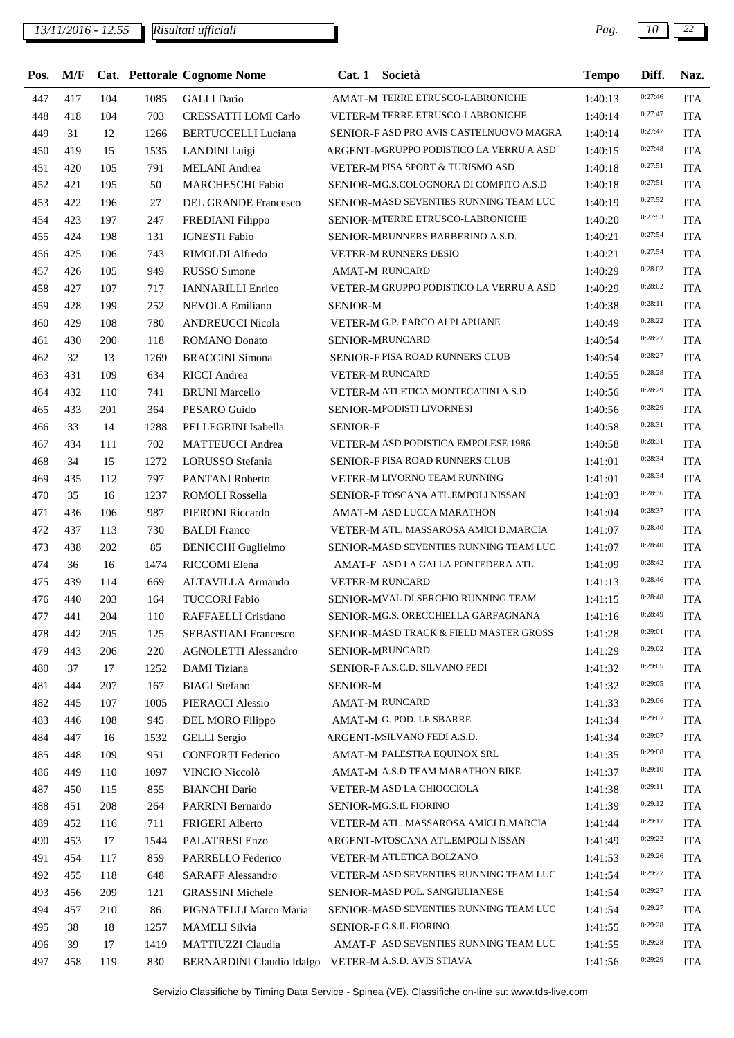| Pos. | M/F | Cat. | Pettorale | Cognome Nome | Cat. 1 | Società | Tempo | Diff. | Naz. |
|---|---|---|---|---|---|---|---|---|---|
| 447 | 417 | 104 | 1085 | GALLI Dario | AMAT-M | TERRE ETRUSCO-LABRONICHE | 1:40:13 | 0:27:46 | ITA |
| 448 | 418 | 104 | 703 | CRESSATTI LOMI Carlo | VETER-M | TERRE ETRUSCO-LABRONICHE | 1:40:14 | 0:27:47 | ITA |
| 449 | 31 | 12 | 1266 | BERTUCCELLI Luciana | SENIOR-F | ASD PRO AVIS CASTELNUOVO MAGRA | 1:40:14 | 0:27:47 | ITA |
| 450 | 419 | 15 | 1535 | LANDINI Luigi | ARGENT-M | GRUPPO PODISTICO LA VERRU'A ASD | 1:40:15 | 0:27:48 | ITA |
| 451 | 420 | 105 | 791 | MELANI Andrea | VETER-M | PISA SPORT & TURISMO ASD | 1:40:18 | 0:27:51 | ITA |
| 452 | 421 | 195 | 50 | MARCHESCHI Fabio | SENIOR-M | G.S.COLOGNORA DI COMPITO A.S.D | 1:40:18 | 0:27:51 | ITA |
| 453 | 422 | 196 | 27 | DEL GRANDE Francesco | SENIOR-M | ASD SEVENTIES RUNNING TEAM LUC | 1:40:19 | 0:27:52 | ITA |
| 454 | 423 | 197 | 247 | FREDIANI Filippo | SENIOR-M | TERRE ETRUSCO-LABRONICHE | 1:40:20 | 0:27:53 | ITA |
| 455 | 424 | 198 | 131 | IGNESTI Fabio | SENIOR-M | RUNNERS BARBERINO A.S.D. | 1:40:21 | 0:27:54 | ITA |
| 456 | 425 | 106 | 743 | RIMOLDI Alfredo | VETER-M | RUNNERS DESIO | 1:40:21 | 0:27:54 | ITA |
| 457 | 426 | 105 | 949 | RUSSO Simone | AMAT-M | RUNCARD | 1:40:29 | 0:28:02 | ITA |
| 458 | 427 | 107 | 717 | IANNARILLI Enrico | VETER-M | GRUPPO PODISTICO LA VERRU'A ASD | 1:40:29 | 0:28:02 | ITA |
| 459 | 428 | 199 | 252 | NEVOLA Emiliano | SENIOR-M | | 1:40:38 | 0:28:11 | ITA |
| 460 | 429 | 108 | 780 | ANDREUCCI Nicola | VETER-M | G.P. PARCO ALPI APUANE | 1:40:49 | 0:28:22 | ITA |
| 461 | 430 | 200 | 118 | ROMANO Donato | SENIOR-M | RUNCARD | 1:40:54 | 0:28:27 | ITA |
| 462 | 32 | 13 | 1269 | BRACCINI Simona | SENIOR-F | PISA ROAD RUNNERS CLUB | 1:40:54 | 0:28:27 | ITA |
| 463 | 431 | 109 | 634 | RICCI Andrea | VETER-M | RUNCARD | 1:40:55 | 0:28:28 | ITA |
| 464 | 432 | 110 | 741 | BRUNI Marcello | VETER-M | ATLETICA MONTECATINI A.S.D | 1:40:56 | 0:28:29 | ITA |
| 465 | 433 | 201 | 364 | PESARO Guido | SENIOR-M | PODISTI LIVORNESI | 1:40:56 | 0:28:29 | ITA |
| 466 | 33 | 14 | 1288 | PELLEGRINI Isabella | SENIOR-F | | 1:40:58 | 0:28:31 | ITA |
| 467 | 434 | 111 | 702 | MATTEUCCI Andrea | VETER-M | ASD PODISTICA EMPOLESE 1986 | 1:40:58 | 0:28:31 | ITA |
| 468 | 34 | 15 | 1272 | LORUSSO Stefania | SENIOR-F | PISA ROAD RUNNERS CLUB | 1:41:01 | 0:28:34 | ITA |
| 469 | 435 | 112 | 797 | PANTANI Roberto | VETER-M | LIVORNO TEAM RUNNING | 1:41:01 | 0:28:34 | ITA |
| 470 | 35 | 16 | 1237 | ROMOLI Rossella | SENIOR-F | TOSCANA ATL.EMPOLI NISSAN | 1:41:03 | 0:28:36 | ITA |
| 471 | 436 | 106 | 987 | PIERONI Riccardo | AMAT-M | ASD LUCCA MARATHON | 1:41:04 | 0:28:37 | ITA |
| 472 | 437 | 113 | 730 | BALDI Franco | VETER-M | ATL. MASSAROSA AMICI D.MARCIA | 1:41:07 | 0:28:40 | ITA |
| 473 | 438 | 202 | 85 | BENICCHI Guglielmo | SENIOR-M | ASD SEVENTIES RUNNING TEAM LUC | 1:41:07 | 0:28:40 | ITA |
| 474 | 36 | 16 | 1474 | RICCOMI Elena | AMAT-F | ASD LA GALLA PONTEDERA ATL. | 1:41:09 | 0:28:42 | ITA |
| 475 | 439 | 114 | 669 | ALTAVILLA Armando | VETER-M | RUNCARD | 1:41:13 | 0:28:46 | ITA |
| 476 | 440 | 203 | 164 | TUCCORI Fabio | SENIOR-M | VAL DI SERCHIO RUNNING TEAM | 1:41:15 | 0:28:48 | ITA |
| 477 | 441 | 204 | 110 | RAFFAELLI Cristiano | SENIOR-M | G.S. ORECCHIELLA GARFAGNANA | 1:41:16 | 0:28:49 | ITA |
| 478 | 442 | 205 | 125 | SEBASTIANI Francesco | SENIOR-M | ASD TRACK & FIELD MASTER GROSS | 1:41:28 | 0:29:01 | ITA |
| 479 | 443 | 206 | 220 | AGNOLETTI Alessandro | SENIOR-M | RUNCARD | 1:41:29 | 0:29:02 | ITA |
| 480 | 37 | 17 | 1252 | DAMI Tiziana | SENIOR-F | A.S.C.D. SILVANO FEDI | 1:41:32 | 0:29:05 | ITA |
| 481 | 444 | 207 | 167 | BIAGI Stefano | SENIOR-M | | 1:41:32 | 0:29:05 | ITA |
| 482 | 445 | 107 | 1005 | PIERACCI Alessio | AMAT-M | RUNCARD | 1:41:33 | 0:29:06 | ITA |
| 483 | 446 | 108 | 945 | DEL MORO Filippo | AMAT-M | G. POD. LE SBARRE | 1:41:34 | 0:29:07 | ITA |
| 484 | 447 | 16 | 1532 | GELLI Sergio | ARGENT-M | SILVANO FEDI A.S.D. | 1:41:34 | 0:29:07 | ITA |
| 485 | 448 | 109 | 951 | CONFORTI Federico | AMAT-M | PALESTRA EQUINOX SRL | 1:41:35 | 0:29:08 | ITA |
| 486 | 449 | 110 | 1097 | VINCIO Niccolò | AMAT-M | A.S.D TEAM MARATHON BIKE | 1:41:37 | 0:29:10 | ITA |
| 487 | 450 | 115 | 855 | BIANCHI Dario | VETER-M | ASD LA CHIOCCIOLA | 1:41:38 | 0:29:11 | ITA |
| 488 | 451 | 208 | 264 | PARRINI Bernardo | SENIOR-M | G.S.IL FIORINO | 1:41:39 | 0:29:12 | ITA |
| 489 | 452 | 116 | 711 | FRIGERI Alberto | VETER-M | ATL. MASSAROSA AMICI D.MARCIA | 1:41:44 | 0:29:17 | ITA |
| 490 | 453 | 17 | 1544 | PALATRESI Enzo | ARGENT-M | TOSCANA ATL.EMPOLI NISSAN | 1:41:49 | 0:29:22 | ITA |
| 491 | 454 | 117 | 859 | PARRELLO Federico | VETER-M | ATLETICA BOLZANO | 1:41:53 | 0:29:26 | ITA |
| 492 | 455 | 118 | 648 | SARAFF Alessandro | VETER-M | ASD SEVENTIES RUNNING TEAM LUC | 1:41:54 | 0:29:27 | ITA |
| 493 | 456 | 209 | 121 | GRASSINI Michele | SENIOR-M | ASD POL. SANGIULIANESE | 1:41:54 | 0:29:27 | ITA |
| 494 | 457 | 210 | 86 | PIGNATELLI Marco Maria | SENIOR-M | ASD SEVENTIES RUNNING TEAM LUC | 1:41:54 | 0:29:27 | ITA |
| 495 | 38 | 18 | 1257 | MAMELI Silvia | SENIOR-F | G.S.IL FIORINO | 1:41:55 | 0:29:28 | ITA |
| 496 | 39 | 17 | 1419 | MATTIUZZI Claudia | AMAT-F | ASD SEVENTIES RUNNING TEAM LUC | 1:41:55 | 0:29:28 | ITA |
| 497 | 458 | 119 | 830 | BERNARDINI Claudio Idalgo | VETER-M | A.S.D. AVIS STIAVA | 1:41:56 | 0:29:29 | ITA |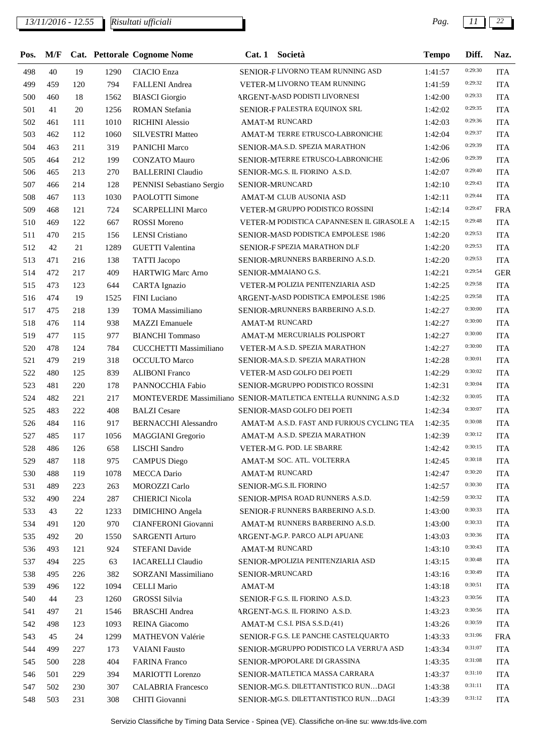| Pos. | M/F | Cat. | Pettorale | Cognome Nome | Cat. 1 | Società | Tempo | Diff. | Naz. |
|---|---|---|---|---|---|---|---|---|---|
| 498 | 40 | 19 | 1290 | CIACIO Enza | SENIOR-F | LIVORNO TEAM RUNNING ASD | 1:41:57 | 0:29:30 | ITA |
| 499 | 459 | 120 | 794 | FALLENI Andrea | VETER-M | LIVORNO TEAM RUNNING | 1:41:59 | 0:29:32 | ITA |
| 500 | 460 | 18 | 1562 | BIASCI Giorgio | ARGENT-M | ASD PODISTI LIVORNESI | 1:42:00 | 0:29:33 | ITA |
| 501 | 41 | 20 | 1256 | ROMAN Stefania | SENIOR-F | PALESTRA EQUINOX SRL | 1:42:02 | 0:29:35 | ITA |
| 502 | 461 | 111 | 1010 | RICHINI Alessio | AMAT-M | RUNCARD | 1:42:03 | 0:29:36 | ITA |
| 503 | 462 | 112 | 1060 | SILVESTRI Matteo | AMAT-M | TERRE ETRUSCO-LABRONICHE | 1:42:04 | 0:29:37 | ITA |
| 504 | 463 | 211 | 319 | PANICHI Marco | SENIOR-M | A.S.D. SPEZIA MARATHON | 1:42:06 | 0:29:39 | ITA |
| 505 | 464 | 212 | 199 | CONZATO Mauro | SENIOR-M | TERRE ETRUSCO-LABRONICHE | 1:42:06 | 0:29:39 | ITA |
| 506 | 465 | 213 | 270 | BALLERINI Claudio | SENIOR-M | G.S. IL FIORINO A.S.D. | 1:42:07 | 0:29:40 | ITA |
| 507 | 466 | 214 | 128 | PENNISI Sebastiano Sergio | SENIOR-M | RUNCARD | 1:42:10 | 0:29:43 | ITA |
| 508 | 467 | 113 | 1030 | PAOLOTTI Simone | AMAT-M | CLUB AUSONIA ASD | 1:42:11 | 0:29:44 | ITA |
| 509 | 468 | 121 | 724 | SCARPELLINI Marco | VETER-M | GRUPPO PODISTICO ROSSINI | 1:42:14 | 0:29:47 | FRA |
| 510 | 469 | 122 | 667 | ROSSI Moreno | VETER-M | PODISTICA CAPANNESEN IL GIRASOLE A | 1:42:15 | 0:29:48 | ITA |
| 511 | 470 | 215 | 156 | LENSI Cristiano | SENIOR-M | ASD PODISTICA EMPOLESE 1986 | 1:42:20 | 0:29:53 | ITA |
| 512 | 42 | 21 | 1289 | GUETTI Valentina | SENIOR-F | SPEZIA MARATHON DLF | 1:42:20 | 0:29:53 | ITA |
| 513 | 471 | 216 | 138 | TATTI Jacopo | SENIOR-M | RUNNERS BARBERINO A.S.D. | 1:42:20 | 0:29:53 | ITA |
| 514 | 472 | 217 | 409 | HARTWIG Marc Arno | SENIOR-M | MAIANO G.S. | 1:42:21 | 0:29:54 | GER |
| 515 | 473 | 123 | 644 | CARTA Ignazio | VETER-M | POLIZIA PENITENZIARIA ASD | 1:42:25 | 0:29:58 | ITA |
| 516 | 474 | 19 | 1525 | FINI Luciano | ARGENT-M | ASD PODISTICA EMPOLESE 1986 | 1:42:25 | 0:29:58 | ITA |
| 517 | 475 | 218 | 139 | TOMA Massimiliano | SENIOR-M | RUNNERS BARBERINO A.S.D. | 1:42:27 | 0:30:00 | ITA |
| 518 | 476 | 114 | 938 | MAZZI Emanuele | AMAT-M | RUNCARD | 1:42:27 | 0:30:00 | ITA |
| 519 | 477 | 115 | 977 | BIANCHI Tommaso | AMAT-M | MERCURIALIS POLISPORT | 1:42:27 | 0:30:00 | ITA |
| 520 | 478 | 124 | 784 | CUCCHETTI Massimiliano | VETER-M | A.S.D. SPEZIA MARATHON | 1:42:27 | 0:30:00 | ITA |
| 521 | 479 | 219 | 318 | OCCULTO Marco | SENIOR-M | A.S.D. SPEZIA MARATHON | 1:42:28 | 0:30:01 | ITA |
| 522 | 480 | 125 | 839 | ALIBONI Franco | VETER-M | ASD GOLFO DEI POETI | 1:42:29 | 0:30:02 | ITA |
| 523 | 481 | 220 | 178 | PANNOCCHIA Fabio | SENIOR-M | GRUPPO PODISTICO ROSSINI | 1:42:31 | 0:30:04 | ITA |
| 524 | 482 | 221 | 217 | MONTEVERDE Massimiliano | SENIOR-M | ATLETICA ENTELLA RUNNING A.S.D | 1:42:32 | 0:30:05 | ITA |
| 525 | 483 | 222 | 408 | BALZI Cesare | SENIOR-M | ASD GOLFO DEI POETI | 1:42:34 | 0:30:07 | ITA |
| 526 | 484 | 116 | 917 | BERNACCHI Alessandro | AMAT-M | A.S.D. FAST AND FURIOUS CYCLING TEA | 1:42:35 | 0:30:08 | ITA |
| 527 | 485 | 117 | 1056 | MAGGIANI Gregorio | AMAT-M | A.S.D. SPEZIA MARATHON | 1:42:39 | 0:30:12 | ITA |
| 528 | 486 | 126 | 658 | LISCHI Sandro | VETER-M | G. POD. LE SBARRE | 1:42:42 | 0:30:15 | ITA |
| 529 | 487 | 118 | 975 | CAMPUS Diego | AMAT-M | SOC. ATL. VOLTERRA | 1:42:45 | 0:30:18 | ITA |
| 530 | 488 | 119 | 1078 | MECCA Dario | AMAT-M | RUNCARD | 1:42:47 | 0:30:20 | ITA |
| 531 | 489 | 223 | 263 | MOROZZI Carlo | SENIOR-M | G.S.IL FIORINO | 1:42:57 | 0:30:30 | ITA |
| 532 | 490 | 224 | 287 | CHIERICI Nicola | SENIOR-M | PISA ROAD RUNNERS A.S.D. | 1:42:59 | 0:30:32 | ITA |
| 533 | 43 | 22 | 1233 | DIMICHINO Angela | SENIOR-F | RUNNERS BARBERINO A.S.D. | 1:43:00 | 0:30:33 | ITA |
| 534 | 491 | 120 | 970 | CIANFERONI Giovanni | AMAT-M | RUNNERS BARBERINO A.S.D. | 1:43:00 | 0:30:33 | ITA |
| 535 | 492 | 20 | 1550 | SARGENTI Arturo | ARGENT-M | G.P. PARCO ALPI APUANE | 1:43:03 | 0:30:36 | ITA |
| 536 | 493 | 121 | 924 | STEFANI Davide | AMAT-M | RUNCARD | 1:43:10 | 0:30:43 | ITA |
| 537 | 494 | 225 | 63 | IACARELLI Claudio | SENIOR-M | POLIZIA PENITENZIARIA ASD | 1:43:15 | 0:30:48 | ITA |
| 538 | 495 | 226 | 382 | SORZANI Massimiliano | SENIOR-M | RUNCARD | 1:43:16 | 0:30:49 | ITA |
| 539 | 496 | 122 | 1094 | CELLI Mario | AMAT-M | | 1:43:18 | 0:30:51 | ITA |
| 540 | 44 | 23 | 1260 | GROSSI Silvia | SENIOR-F | G.S. IL FIORINO A.S.D. | 1:43:23 | 0:30:56 | ITA |
| 541 | 497 | 21 | 1546 | BRASCHI Andrea | ARGENT-M | G.S. IL FIORINO A.S.D. | 1:43:23 | 0:30:56 | ITA |
| 542 | 498 | 123 | 1093 | REINA Giacomo | AMAT-M | C.S.I. PISA S.S.D.(41) | 1:43:26 | 0:30:59 | ITA |
| 543 | 45 | 24 | 1299 | MATHEVON Valérie | SENIOR-F | G.S. LE PANCHE CASTELQUARTO | 1:43:33 | 0:31:06 | FRA |
| 544 | 499 | 227 | 173 | VAIANI Fausto | SENIOR-M | GRUPPO PODISTICO LA VERRU'A ASD | 1:43:34 | 0:31:07 | ITA |
| 545 | 500 | 228 | 404 | FARINA Franco | SENIOR-M | POPOLARE DI GRASSINA | 1:43:35 | 0:31:08 | ITA |
| 546 | 501 | 229 | 394 | MARIOTTI Lorenzo | SENIOR-M | ATLETICA MASSA CARRARA | 1:43:37 | 0:31:10 | ITA |
| 547 | 502 | 230 | 307 | CALABRIA Francesco | SENIOR-M | G.S. DILETTANTISTICO RUN…DAGI | 1:43:38 | 0:31:11 | ITA |
| 548 | 503 | 231 | 308 | CHITI Giovanni | SENIOR-M | G.S. DILETTANTISTICO RUN…DAGI | 1:43:39 | 0:31:12 | ITA |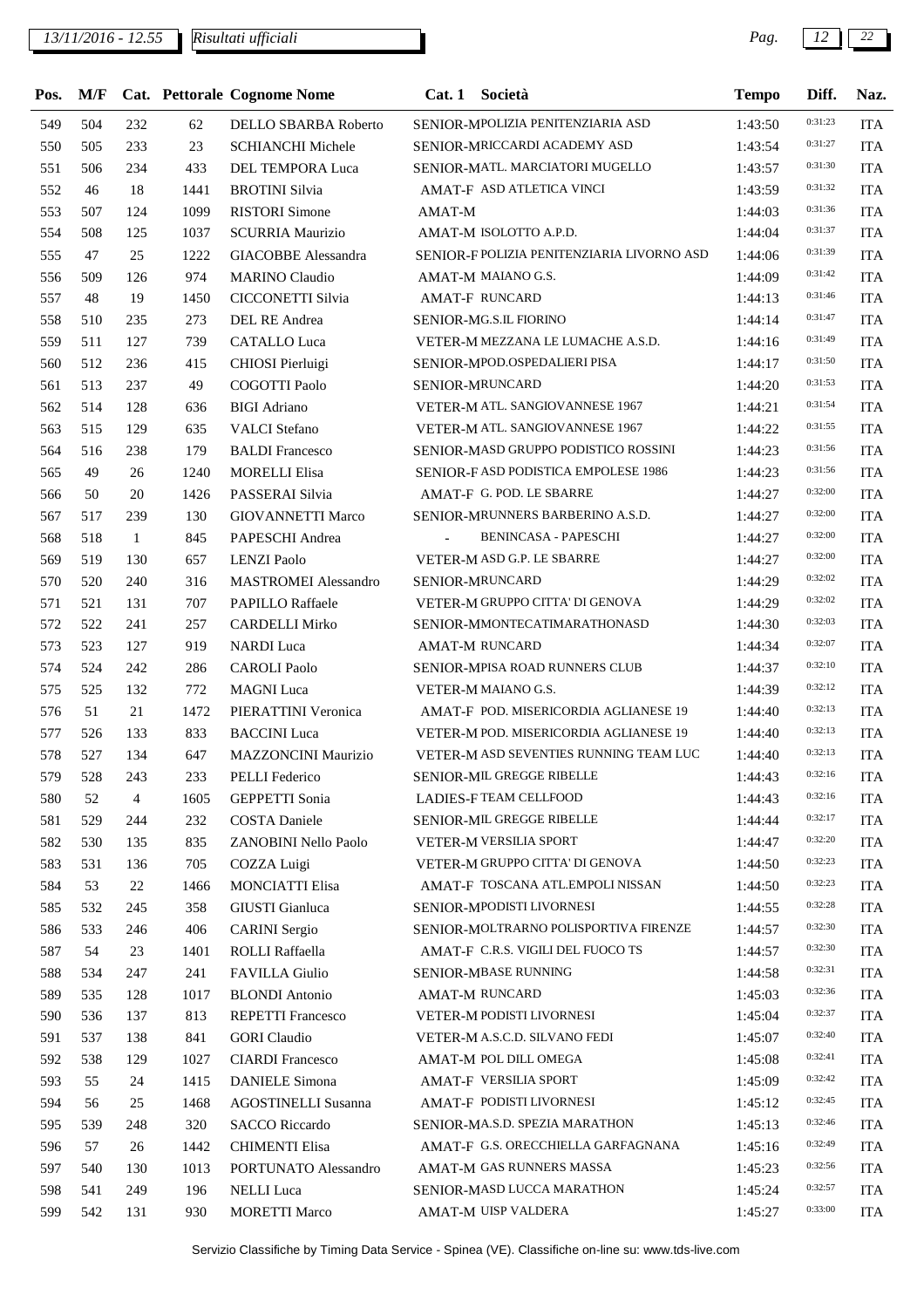| Pos. | M/F | Cat. | Pettorale | Cognome Nome | Cat. 1 | Società | Tempo | Diff. | Naz. |
|---|---|---|---|---|---|---|---|---|---|
| 549 | 504 | 232 | 62 | DELLO SBARBA Roberto | SENIOR-M | POLIZIA PENITENZIARIA ASD | 1:43:50 | 0:31:23 | ITA |
| 550 | 505 | 233 | 23 | SCHIANCHI Michele | SENIOR-M | RICCARDI ACADEMY ASD | 1:43:54 | 0:31:27 | ITA |
| 551 | 506 | 234 | 433 | DEL TEMPORA Luca | SENIOR-M | ATL. MARCIATORI MUGELLO | 1:43:57 | 0:31:30 | ITA |
| 552 | 46 | 18 | 1441 | BROTINI Silvia | AMAT-F | ASD ATLETICA VINCI | 1:43:59 | 0:31:32 | ITA |
| 553 | 507 | 124 | 1099 | RISTORI Simone | AMAT-M | | 1:44:03 | 0:31:36 | ITA |
| 554 | 508 | 125 | 1037 | SCURRIA Maurizio | AMAT-M | ISOLOTTO A.P.D. | 1:44:04 | 0:31:37 | ITA |
| 555 | 47 | 25 | 1222 | GIACOBBE Alessandra | SENIOR-F | POLIZIA PENITENZIARIA LIVORNO ASD | 1:44:06 | 0:31:39 | ITA |
| 556 | 509 | 126 | 974 | MARINO Claudio | AMAT-M | MAIANO G.S. | 1:44:09 | 0:31:42 | ITA |
| 557 | 48 | 19 | 1450 | CICCONETTI Silvia | AMAT-F | RUNCARD | 1:44:13 | 0:31:46 | ITA |
| 558 | 510 | 235 | 273 | DEL RE Andrea | SENIOR-M | G.S.IL FIORINO | 1:44:14 | 0:31:47 | ITA |
| 559 | 511 | 127 | 739 | CATALLO Luca | VETER-M | MEZZANA LE LUMACHE A.S.D. | 1:44:16 | 0:31:49 | ITA |
| 560 | 512 | 236 | 415 | CHIOSI Pierluigi | SENIOR-M | POD.OSPEDALIERI PISA | 1:44:17 | 0:31:50 | ITA |
| 561 | 513 | 237 | 49 | COGOTTI Paolo | SENIOR-M | RUNCARD | 1:44:20 | 0:31:53 | ITA |
| 562 | 514 | 128 | 636 | BIGI Adriano | VETER-M | ATL. SANGIOVANNESE 1967 | 1:44:21 | 0:31:54 | ITA |
| 563 | 515 | 129 | 635 | VALCI Stefano | VETER-M | ATL. SANGIOVANNESE 1967 | 1:44:22 | 0:31:55 | ITA |
| 564 | 516 | 238 | 179 | BALDI Francesco | SENIOR-M | ASD GRUPPO PODISTICO ROSSINI | 1:44:23 | 0:31:56 | ITA |
| 565 | 49 | 26 | 1240 | MORELLI Elisa | SENIOR-F | ASD PODISTICA EMPOLESE 1986 | 1:44:23 | 0:31:56 | ITA |
| 566 | 50 | 20 | 1426 | PASSERAI Silvia | AMAT-F | G. POD. LE SBARRE | 1:44:27 | 0:32:00 | ITA |
| 567 | 517 | 239 | 130 | GIOVANNETTI Marco | SENIOR-M | RUNNERS BARBERINO A.S.D. | 1:44:27 | 0:32:00 | ITA |
| 568 | 518 | 1 | 845 | PAPESCHI Andrea | - | BENINCASA - PAPESCHI | 1:44:27 | 0:32:00 | ITA |
| 569 | 519 | 130 | 657 | LENZI Paolo | VETER-M | ASD G.P. LE SBARRE | 1:44:27 | 0:32:00 | ITA |
| 570 | 520 | 240 | 316 | MASTROMEI Alessandro | SENIOR-M | RUNCARD | 1:44:29 | 0:32:02 | ITA |
| 571 | 521 | 131 | 707 | PAPILLO Raffaele | VETER-M | GRUPPO CITTA' DI GENOVA | 1:44:29 | 0:32:02 | ITA |
| 572 | 522 | 241 | 257 | CARDELLI Mirko | SENIOR-M | MONTECATIMARATHONASD | 1:44:30 | 0:32:03 | ITA |
| 573 | 523 | 127 | 919 | NARDI Luca | AMAT-M | RUNCARD | 1:44:34 | 0:32:07 | ITA |
| 574 | 524 | 242 | 286 | CAROLI Paolo | SENIOR-M | PISA ROAD RUNNERS CLUB | 1:44:37 | 0:32:10 | ITA |
| 575 | 525 | 132 | 772 | MAGNI Luca | VETER-M | MAIANO G.S. | 1:44:39 | 0:32:12 | ITA |
| 576 | 51 | 21 | 1472 | PIERATTINI Veronica | AMAT-F | POD. MISERICORDIA AGLIANESE 19 | 1:44:40 | 0:32:13 | ITA |
| 577 | 526 | 133 | 833 | BACCINI Luca | VETER-M | POD. MISERICORDIA AGLIANESE 19 | 1:44:40 | 0:32:13 | ITA |
| 578 | 527 | 134 | 647 | MAZZONCINI Maurizio | VETER-M | ASD SEVENTIES RUNNING TEAM LUC | 1:44:40 | 0:32:13 | ITA |
| 579 | 528 | 243 | 233 | PELLI Federico | SENIOR-M | IL GREGGE RIBELLE | 1:44:43 | 0:32:16 | ITA |
| 580 | 52 | 4 | 1605 | GEPPETTI Sonia | LADIES-F | TEAM CELLFOOD | 1:44:43 | 0:32:16 | ITA |
| 581 | 529 | 244 | 232 | COSTA Daniele | SENIOR-M | IL GREGGE RIBELLE | 1:44:44 | 0:32:17 | ITA |
| 582 | 530 | 135 | 835 | ZANOBINI Nello Paolo | VETER-M | VERSILIA SPORT | 1:44:47 | 0:32:20 | ITA |
| 583 | 531 | 136 | 705 | COZZA Luigi | VETER-M | GRUPPO CITTA' DI GENOVA | 1:44:50 | 0:32:23 | ITA |
| 584 | 53 | 22 | 1466 | MONCIATTI Elisa | AMAT-F | TOSCANA ATL.EMPOLI NISSAN | 1:44:50 | 0:32:23 | ITA |
| 585 | 532 | 245 | 358 | GIUSTI Gianluca | SENIOR-M | PODISTI LIVORNESI | 1:44:55 | 0:32:28 | ITA |
| 586 | 533 | 246 | 406 | CARINI Sergio | SENIOR-M | OLTRARNO POLISPORTIVA FIRENZE | 1:44:57 | 0:32:30 | ITA |
| 587 | 54 | 23 | 1401 | ROLLI Raffaella | AMAT-F | C.R.S. VIGILI DEL FUOCO TS | 1:44:57 | 0:32:30 | ITA |
| 588 | 534 | 247 | 241 | FAVILLA Giulio | SENIOR-M | BASE RUNNING | 1:44:58 | 0:32:31 | ITA |
| 589 | 535 | 128 | 1017 | BLONDI Antonio | AMAT-M | RUNCARD | 1:45:03 | 0:32:36 | ITA |
| 590 | 536 | 137 | 813 | REPETTI Francesco | VETER-M | PODISTI LIVORNESI | 1:45:04 | 0:32:37 | ITA |
| 591 | 537 | 138 | 841 | GORI Claudio | VETER-M | A.S.C.D. SILVANO FEDI | 1:45:07 | 0:32:40 | ITA |
| 592 | 538 | 129 | 1027 | CIARDI Francesco | AMAT-M | POL DILL OMEGA | 1:45:08 | 0:32:41 | ITA |
| 593 | 55 | 24 | 1415 | DANIELE Simona | AMAT-F | VERSILIA SPORT | 1:45:09 | 0:32:42 | ITA |
| 594 | 56 | 25 | 1468 | AGOSTINELLI Susanna | AMAT-F | PODISTI LIVORNESI | 1:45:12 | 0:32:45 | ITA |
| 595 | 539 | 248 | 320 | SACCO Riccardo | SENIOR-M | A.S.D. SPEZIA MARATHON | 1:45:13 | 0:32:46 | ITA |
| 596 | 57 | 26 | 1442 | CHIMENTI Elisa | AMAT-F | G.S. ORECCHIELLA GARFAGNANA | 1:45:16 | 0:32:49 | ITA |
| 597 | 540 | 130 | 1013 | PORTUNATO Alessandro | AMAT-M | GAS RUNNERS MASSA | 1:45:23 | 0:32:56 | ITA |
| 598 | 541 | 249 | 196 | NELLI Luca | SENIOR-M | ASD LUCCA MARATHON | 1:45:24 | 0:32:57 | ITA |
| 599 | 542 | 131 | 930 | MORETTI Marco | AMAT-M | UISP VALDERA | 1:45:27 | 0:33:00 | ITA |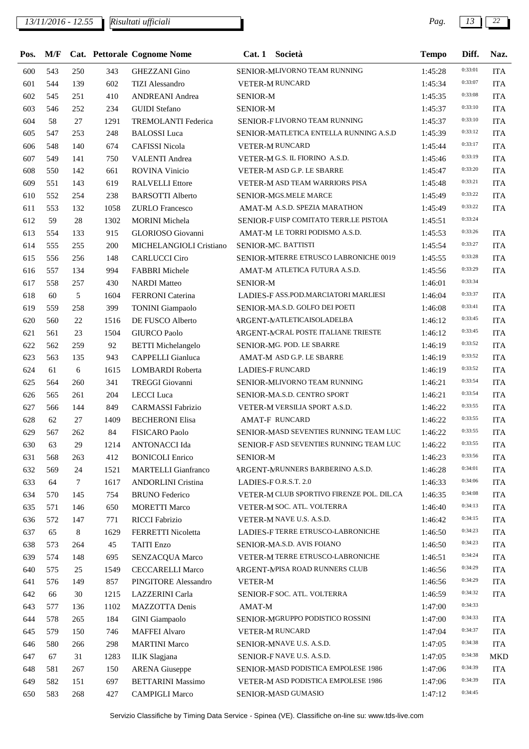| Pos. | M/F | Cat. | Pettorale | Cognome Nome | Cat. 1 | Società | Tempo | Diff. | Naz. |
|---|---|---|---|---|---|---|---|---|---|
| 600 | 543 | 250 | 343 | GHEZZANI Gino | SENIOR-M | LIVORNO TEAM RUNNING | 1:45:28 | 0:33:01 | ITA |
| 601 | 544 | 139 | 602 | TIZI Alessandro | VETER-M | RUNCARD | 1:45:34 | 0:33:07 | ITA |
| 602 | 545 | 251 | 410 | ANDREANI Andrea | SENIOR-M | | 1:45:35 | 0:33:08 | ITA |
| 603 | 546 | 252 | 234 | GUIDI Stefano | SENIOR-M | | 1:45:37 | 0:33:10 | ITA |
| 604 | 58 | 27 | 1291 | TREMOLANTI Federica | SENIOR-F | LIVORNO TEAM RUNNING | 1:45:37 | 0:33:10 | ITA |
| 605 | 547 | 253 | 248 | BALOSSI Luca | SENIOR-M | ATLETICA ENTELLA RUNNING A.S.D | 1:45:39 | 0:33:12 | ITA |
| 606 | 548 | 140 | 674 | CAFISSI Nicola | VETER-M | RUNCARD | 1:45:44 | 0:33:17 | ITA |
| 607 | 549 | 141 | 750 | VALENTI Andrea | VETER-M | G.S. IL FIORINO A.S.D. | 1:45:46 | 0:33:19 | ITA |
| 608 | 550 | 142 | 661 | ROVINA Vinicio | VETER-M | ASD G.P. LE SBARRE | 1:45:47 | 0:33:20 | ITA |
| 609 | 551 | 143 | 619 | RALVELLI Ettore | VETER-M | ASD TEAM WARRIORS PISA | 1:45:48 | 0:33:21 | ITA |
| 610 | 552 | 254 | 238 | BARSOTTI Alberto | SENIOR-M | GS.MELE MARCE | 1:45:49 | 0:33:22 | ITA |
| 611 | 553 | 132 | 1058 | ZURLO Francesco | AMAT-M | A.S.D. SPEZIA MARATHON | 1:45:49 | 0:33:22 | ITA |
| 612 | 59 | 28 | 1302 | MORINI Michela | SENIOR-F | UISP COMITATO TERR.LE PISTOIA | 1:45:51 | 0:33:24 | |
| 613 | 554 | 133 | 915 | GLORIOSO Giovanni | AMAT-M | LE TORRI PODISMO A.S.D. | 1:45:53 | 0:33:26 | ITA |
| 614 | 555 | 255 | 200 | MICHELANGIOLI Cristiano | SENIOR-M | C. BATTISTI | 1:45:54 | 0:33:27 | ITA |
| 615 | 556 | 256 | 148 | CARLUCCI Ciro | SENIOR-M | TERRE ETRUSCO LABRONICHE 0019 | 1:45:55 | 0:33:28 | ITA |
| 616 | 557 | 134 | 994 | FABBRI Michele | AMAT-M | ATLETICA FUTURA A.S.D. | 1:45:56 | 0:33:29 | ITA |
| 617 | 558 | 257 | 430 | NARDI Matteo | SENIOR-M | | 1:46:01 | 0:33:34 | |
| 618 | 60 | 5 | 1604 | FERRONI Caterina | LADIES-F | ASS.POD.MARCIATORI MARLIESI | 1:46:04 | 0:33:37 | ITA |
| 619 | 559 | 258 | 399 | TONINI Giampaolo | SENIOR-M | A.S.D. GOLFO DEI POETI | 1:46:08 | 0:33:41 | ITA |
| 620 | 560 | 22 | 1516 | DE FUSCO Alberto | ARGENT-M | ATLETICAISOLADELBA | 1:46:12 | 0:33:45 | ITA |
| 621 | 561 | 23 | 1504 | GIURCO Paolo | ARGENT-M | CRAL POSTE ITALIANE TRIESTE | 1:46:12 | 0:33:45 | ITA |
| 622 | 562 | 259 | 92 | BETTI Michelangelo | SENIOR-M | G. POD. LE SBARRE | 1:46:19 | 0:33:52 | ITA |
| 623 | 563 | 135 | 943 | CAPPELLI Gianluca | AMAT-M | ASD G.P. LE SBARRE | 1:46:19 | 0:33:52 | ITA |
| 624 | 61 | 6 | 1615 | LOMBARDI Roberta | LADIES-F | RUNCARD | 1:46:19 | 0:33:52 | ITA |
| 625 | 564 | 260 | 341 | TREGGI Giovanni | SENIOR-M | LIVORNO TEAM RUNNING | 1:46:21 | 0:33:54 | ITA |
| 626 | 565 | 261 | 204 | LECCI Luca | SENIOR-M | A.S.D. CENTRO SPORT | 1:46:21 | 0:33:54 | ITA |
| 627 | 566 | 144 | 849 | CARMASSI Fabrizio | VETER-M | VERSILIA SPORT A.S.D. | 1:46:22 | 0:33:55 | ITA |
| 628 | 62 | 27 | 1409 | BECHERONI Elisa | AMAT-F | RUNCARD | 1:46:22 | 0:33:55 | ITA |
| 629 | 567 | 262 | 84 | FISICARO Paolo | SENIOR-M | ASD SEVENTIES RUNNING TEAM LUC | 1:46:22 | 0:33:55 | ITA |
| 630 | 63 | 29 | 1214 | ANTONACCI Ida | SENIOR-F | ASD SEVENTIES RUNNING TEAM LUC | 1:46:22 | 0:33:55 | ITA |
| 631 | 568 | 263 | 412 | BONICOLI Enrico | SENIOR-M | | 1:46:23 | 0:33:56 | ITA |
| 632 | 569 | 24 | 1521 | MARTELLI Gianfranco | ARGENT-M | RUNNERS BARBERINO A.S.D. | 1:46:28 | 0:34:01 | ITA |
| 633 | 64 | 7 | 1617 | ANDORLINI Cristina | LADIES-F | O.R.S.T. 2.0 | 1:46:33 | 0:34:06 | ITA |
| 634 | 570 | 145 | 754 | BRUNO Federico | VETER-M | CLUB SPORTIVO FIRENZE POL. DIL.CA | 1:46:35 | 0:34:08 | ITA |
| 635 | 571 | 146 | 650 | MORETTI Marco | VETER-M | SOC. ATL. VOLTERRA | 1:46:40 | 0:34:13 | ITA |
| 636 | 572 | 147 | 771 | RICCI Fabrizio | VETER-M | NAVE U.S. A.S.D. | 1:46:42 | 0:34:15 | ITA |
| 637 | 65 | 8 | 1629 | FERRETTI Nicoletta | LADIES-F | TERRE ETRUSCO-LABRONICHE | 1:46:50 | 0:34:23 | ITA |
| 638 | 573 | 264 | 45 | TAITI Enzo | SENIOR-M | A.S.D. AVIS FOIANO | 1:46:50 | 0:34:23 | ITA |
| 639 | 574 | 148 | 695 | SENZACQUA Marco | VETER-M | TERRE ETRUSCO-LABRONICHE | 1:46:51 | 0:34:24 | ITA |
| 640 | 575 | 25 | 1549 | CECCARELLI Marco | ARGENT-M | PISA ROAD RUNNERS CLUB | 1:46:56 | 0:34:29 | ITA |
| 641 | 576 | 149 | 857 | PINGITORE Alessandro | VETER-M | | 1:46:56 | 0:34:29 | ITA |
| 642 | 66 | 30 | 1215 | LAZZERINI Carla | SENIOR-F | SOC. ATL. VOLTERRA | 1:46:59 | 0:34:32 | ITA |
| 643 | 577 | 136 | 1102 | MAZZOTTA Denis | AMAT-M | | 1:47:00 | 0:34:33 | |
| 644 | 578 | 265 | 184 | GINI Giampaolo | SENIOR-M | GRUPPO PODISTICO ROSSINI | 1:47:00 | 0:34:33 | ITA |
| 645 | 579 | 150 | 746 | MAFFEI Alvaro | VETER-M | RUNCARD | 1:47:04 | 0:34:37 | ITA |
| 646 | 580 | 266 | 298 | MARTINI Marco | SENIOR-M | NAVE U.S. A.S.D. | 1:47:05 | 0:34:38 | ITA |
| 647 | 67 | 31 | 1283 | ILIK Slagjana | SENIOR-F | NAVE U.S. A.S.D. | 1:47:05 | 0:34:38 | MKD |
| 648 | 581 | 267 | 150 | ARENA Giuseppe | SENIOR-M | ASD PODISTICA EMPOLESE 1986 | 1:47:06 | 0:34:39 | ITA |
| 649 | 582 | 151 | 697 | BETTARINI Massimo | VETER-M | ASD PODISTICA EMPOLESE 1986 | 1:47:06 | 0:34:39 | ITA |
| 650 | 583 | 268 | 427 | CAMPIGLI Marco | SENIOR-M | ASD GUMASIO | 1:47:12 | 0:34:45 | |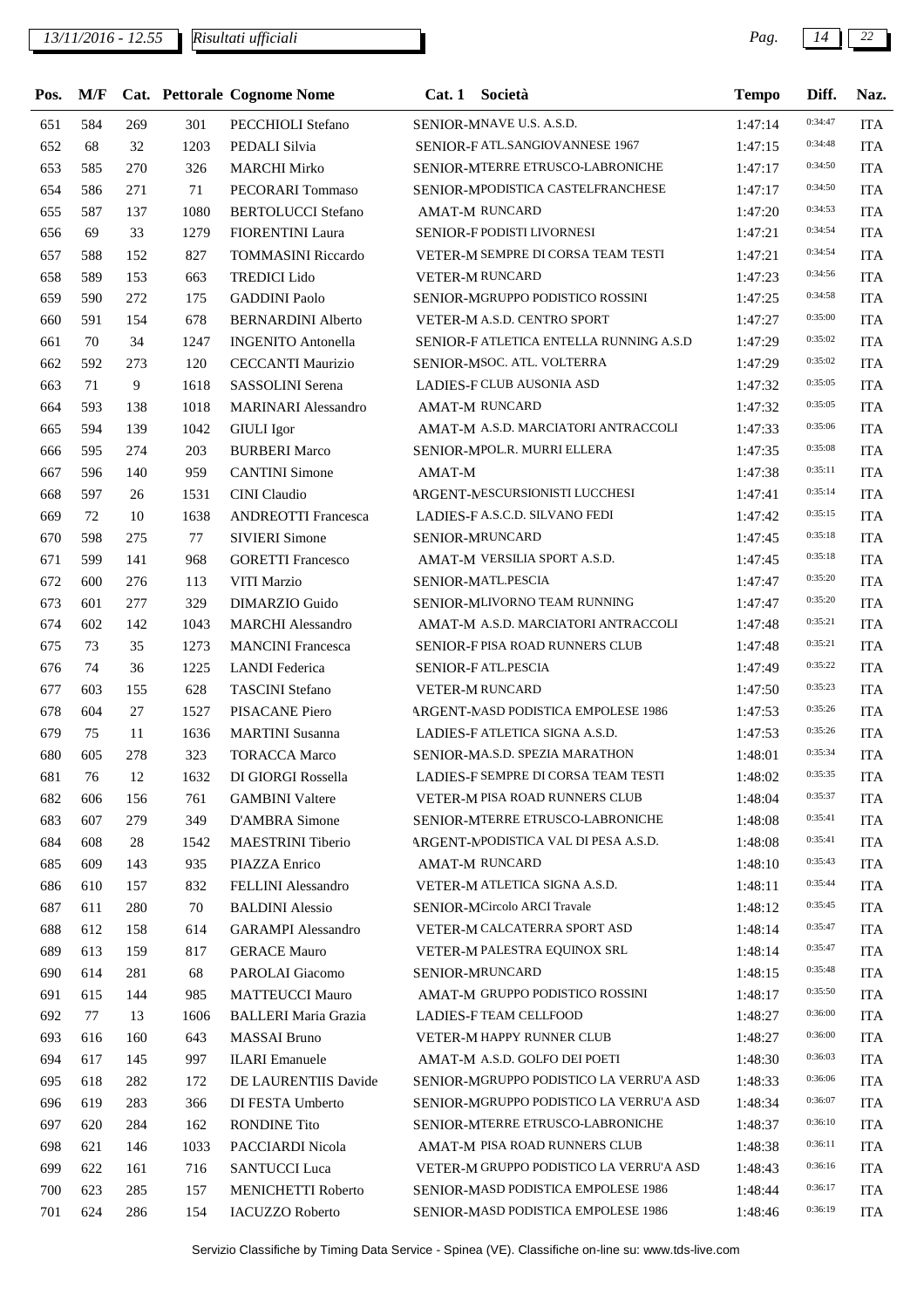| Pos. | M/F | Cat. | Pettorale | Cognome Nome | Cat. 1 | Società | Tempo | Diff. | Naz. |
|---|---|---|---|---|---|---|---|---|---|
| 651 | 584 | 269 | 301 | PECCHIOLI Stefano | SENIOR-M | NAVE U.S. A.S.D. | 1:47:14 | 0:34:47 | ITA |
| 652 | 68 | 32 | 1203 | PEDALI Silvia | SENIOR-F | ATL.SANGIOVANNESE 1967 | 1:47:15 | 0:34:48 | ITA |
| 653 | 585 | 270 | 326 | MARCHI Mirko | SENIOR-M | TERRE ETRUSCO-LABRONICHE | 1:47:17 | 0:34:50 | ITA |
| 654 | 586 | 271 | 71 | PECORARI Tommaso | SENIOR-M | PODISTICA CASTELFRANCHESE | 1:47:17 | 0:34:50 | ITA |
| 655 | 587 | 137 | 1080 | BERTOLUCCI Stefano | AMAT-M | RUNCARD | 1:47:20 | 0:34:53 | ITA |
| 656 | 69 | 33 | 1279 | FIORENTINI Laura | SENIOR-F | PODISTI LIVORNESI | 1:47:21 | 0:34:54 | ITA |
| 657 | 588 | 152 | 827 | TOMMASINI Riccardo | VETER-M | SEMPRE DI CORSA TEAM TESTI | 1:47:21 | 0:34:54 | ITA |
| 658 | 589 | 153 | 663 | TREDICI Lido | VETER-M | RUNCARD | 1:47:23 | 0:34:56 | ITA |
| 659 | 590 | 272 | 175 | GADDINI Paolo | SENIOR-M | GRUPPO PODISTICO ROSSINI | 1:47:25 | 0:34:58 | ITA |
| 660 | 591 | 154 | 678 | BERNARDINI Alberto | VETER-M | A.S.D. CENTRO SPORT | 1:47:27 | 0:35:00 | ITA |
| 661 | 70 | 34 | 1247 | INGENITO Antonella | SENIOR-F | ATLETICA ENTELLA RUNNING A.S.D | 1:47:29 | 0:35:02 | ITA |
| 662 | 592 | 273 | 120 | CECCANTI Maurizio | SENIOR-M | SOC. ATL. VOLTERRA | 1:47:29 | 0:35:02 | ITA |
| 663 | 71 | 9 | 1618 | SASSOLINI Serena | LADIES-F | CLUB AUSONIA ASD | 1:47:32 | 0:35:05 | ITA |
| 664 | 593 | 138 | 1018 | MARINARI Alessandro | AMAT-M | RUNCARD | 1:47:32 | 0:35:05 | ITA |
| 665 | 594 | 139 | 1042 | GIULI Igor | AMAT-M | A.S.D. MARCIATORI ANTRACCOLI | 1:47:33 | 0:35:06 | ITA |
| 666 | 595 | 274 | 203 | BURBERI Marco | SENIOR-M | POL.R. MURRI ELLERA | 1:47:35 | 0:35:08 | ITA |
| 667 | 596 | 140 | 959 | CANTINI Simone | AMAT-M | | 1:47:38 | 0:35:11 | ITA |
| 668 | 597 | 26 | 1531 | CINI Claudio | ARGENT-M | ESCURSIONISTI LUCCHESI | 1:47:41 | 0:35:14 | ITA |
| 669 | 72 | 10 | 1638 | ANDREOTTI Francesca | LADIES-F | A.S.C.D. SILVANO FEDI | 1:47:42 | 0:35:15 | ITA |
| 670 | 598 | 275 | 77 | SIVIERI Simone | SENIOR-M | RUNCARD | 1:47:45 | 0:35:18 | ITA |
| 671 | 599 | 141 | 968 | GORETTI Francesco | AMAT-M | VERSILIA SPORT A.S.D. | 1:47:45 | 0:35:18 | ITA |
| 672 | 600 | 276 | 113 | VITI Marzio | SENIOR-M | ATL.PESCIA | 1:47:47 | 0:35:20 | ITA |
| 673 | 601 | 277 | 329 | DIMARZIO Guido | SENIOR-M | LIVORNO TEAM RUNNING | 1:47:47 | 0:35:20 | ITA |
| 674 | 602 | 142 | 1043 | MARCHI Alessandro | AMAT-M | A.S.D. MARCIATORI ANTRACCOLI | 1:47:48 | 0:35:21 | ITA |
| 675 | 73 | 35 | 1273 | MANCINI Francesca | SENIOR-F | PISA ROAD RUNNERS CLUB | 1:47:48 | 0:35:21 | ITA |
| 676 | 74 | 36 | 1225 | LANDI Federica | SENIOR-F | ATL.PESCIA | 1:47:49 | 0:35:22 | ITA |
| 677 | 603 | 155 | 628 | TASCINI Stefano | VETER-M | RUNCARD | 1:47:50 | 0:35:23 | ITA |
| 678 | 604 | 27 | 1527 | PISACANE Piero | ARGENT-M | ASD PODISTICA EMPOLESE 1986 | 1:47:53 | 0:35:26 | ITA |
| 679 | 75 | 11 | 1636 | MARTINI Susanna | LADIES-F | ATLETICA SIGNA A.S.D. | 1:47:53 | 0:35:26 | ITA |
| 680 | 605 | 278 | 323 | TORACCA Marco | SENIOR-M | A.S.D. SPEZIA MARATHON | 1:48:01 | 0:35:34 | ITA |
| 681 | 76 | 12 | 1632 | DI GIORGI Rossella | LADIES-F | SEMPRE DI CORSA TEAM TESTI | 1:48:02 | 0:35:35 | ITA |
| 682 | 606 | 156 | 761 | GAMBINI Valtere | VETER-M | PISA ROAD RUNNERS CLUB | 1:48:04 | 0:35:37 | ITA |
| 683 | 607 | 279 | 349 | D'AMBRA Simone | SENIOR-M | TERRE ETRUSCO-LABRONICHE | 1:48:08 | 0:35:41 | ITA |
| 684 | 608 | 28 | 1542 | MAESTRINI Tiberio | ARGENT-M | PODISTICA VAL DI PESA A.S.D. | 1:48:08 | 0:35:41 | ITA |
| 685 | 609 | 143 | 935 | PIAZZA Enrico | AMAT-M | RUNCARD | 1:48:10 | 0:35:43 | ITA |
| 686 | 610 | 157 | 832 | FELLINI Alessandro | VETER-M | ATLETICA SIGNA A.S.D. | 1:48:11 | 0:35:44 | ITA |
| 687 | 611 | 280 | 70 | BALDINI Alessio | SENIOR-M | Circolo ARCI Travale | 1:48:12 | 0:35:45 | ITA |
| 688 | 612 | 158 | 614 | GARAMPI Alessandro | VETER-M | CALCATERRA SPORT ASD | 1:48:14 | 0:35:47 | ITA |
| 689 | 613 | 159 | 817 | GERACE Mauro | VETER-M | PALESTRA EQUINOX SRL | 1:48:14 | 0:35:47 | ITA |
| 690 | 614 | 281 | 68 | PAROLAI Giacomo | SENIOR-M | RUNCARD | 1:48:15 | 0:35:48 | ITA |
| 691 | 615 | 144 | 985 | MATTEUCCI Mauro | AMAT-M | GRUPPO PODISTICO ROSSINI | 1:48:17 | 0:35:50 | ITA |
| 692 | 77 | 13 | 1606 | BALLERI Maria Grazia | LADIES-F | TEAM CELLFOOD | 1:48:27 | 0:36:00 | ITA |
| 693 | 616 | 160 | 643 | MASSAI Bruno | VETER-M | HAPPY RUNNER CLUB | 1:48:27 | 0:36:00 | ITA |
| 694 | 617 | 145 | 997 | ILARI Emanuele | AMAT-M | A.S.D. GOLFO DEI POETI | 1:48:30 | 0:36:03 | ITA |
| 695 | 618 | 282 | 172 | DE LAURENTIIS Davide | SENIOR-M | GRUPPO PODISTICO LA VERRU'A ASD | 1:48:33 | 0:36:06 | ITA |
| 696 | 619 | 283 | 366 | DI FESTA Umberto | SENIOR-M | GRUPPO PODISTICO LA VERRU'A ASD | 1:48:34 | 0:36:07 | ITA |
| 697 | 620 | 284 | 162 | RONDINE Tito | SENIOR-M | TERRE ETRUSCO-LABRONICHE | 1:48:37 | 0:36:10 | ITA |
| 698 | 621 | 146 | 1033 | PACCIARDI Nicola | AMAT-M | PISA ROAD RUNNERS CLUB | 1:48:38 | 0:36:11 | ITA |
| 699 | 622 | 161 | 716 | SANTUCCI Luca | VETER-M | GRUPPO PODISTICO LA VERRU'A ASD | 1:48:43 | 0:36:16 | ITA |
| 700 | 623 | 285 | 157 | MENICHETTI Roberto | SENIOR-M | ASD PODISTICA EMPOLESE 1986 | 1:48:44 | 0:36:17 | ITA |
| 701 | 624 | 286 | 154 | IACUZZO Roberto | SENIOR-M | ASD PODISTICA EMPOLESE 1986 | 1:48:46 | 0:36:19 | ITA |

Servizio Classifiche by Timing Data Service - Spinea (VE). Classifiche on-line su: www.tds-live.com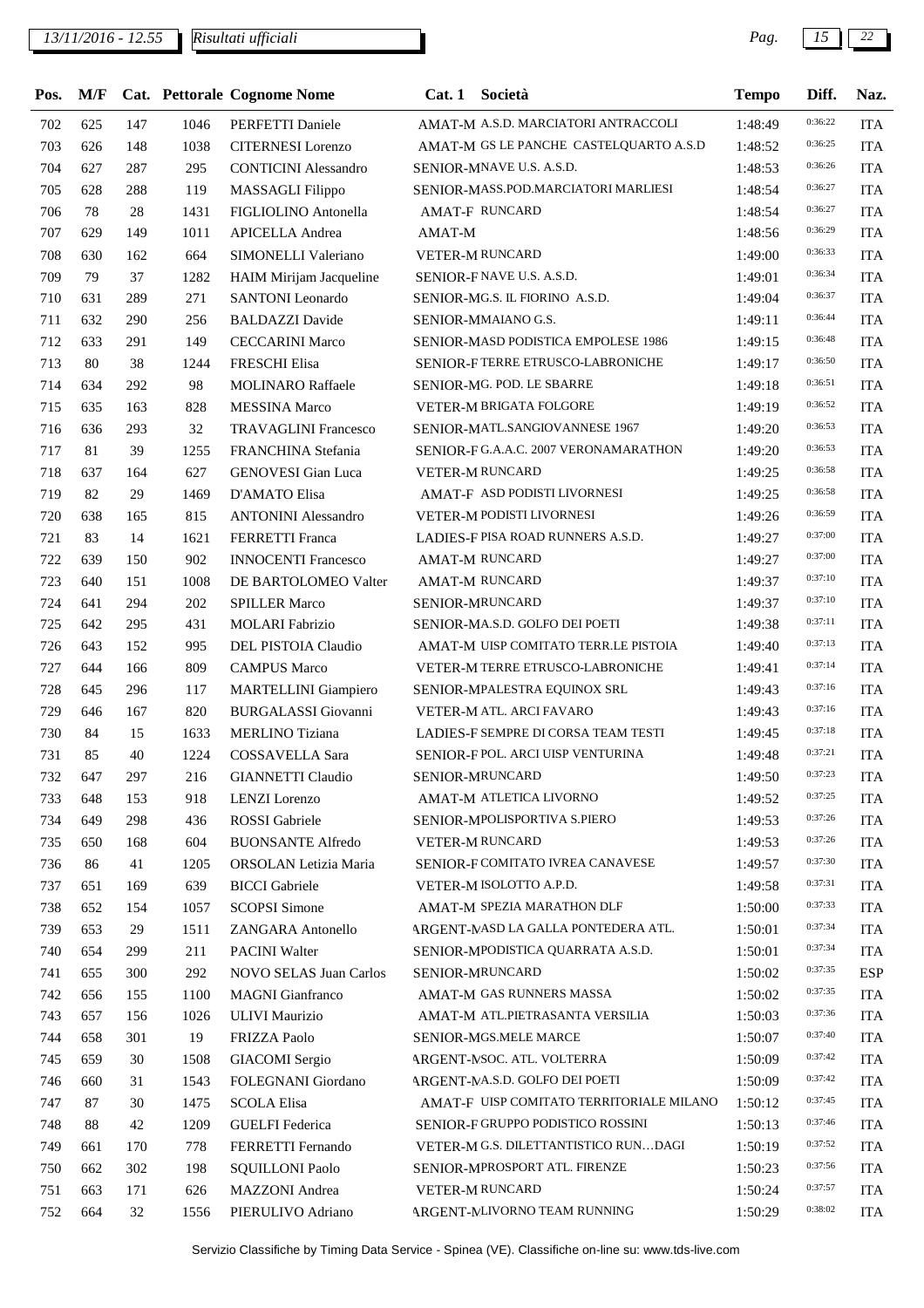| Pos. | M/F | Cat. | Pettorale | Cognome Nome | Cat. 1 | Società | Tempo | Diff. | Naz. |
|---|---|---|---|---|---|---|---|---|---|
| 702 | 625 | 147 | 1046 | PERFETTI Daniele | AMAT-M | A.S.D. MARCIATORI ANTRACCOLI | 1:48:49 | 0:36:22 | ITA |
| 703 | 626 | 148 | 1038 | CITERNESI Lorenzo | AMAT-M | GS LE PANCHE CASTELQUARTO A.S.D | 1:48:52 | 0:36:25 | ITA |
| 704 | 627 | 287 | 295 | CONTICINI Alessandro | SENIOR-M | NAVE U.S. A.S.D. | 1:48:53 | 0:36:26 | ITA |
| 705 | 628 | 288 | 119 | MASSAGLI Filippo | SENIOR-M | ASS.POD.MARCIATORI MARLIESI | 1:48:54 | 0:36:27 | ITA |
| 706 | 78 | 28 | 1431 | FIGLIOLINO Antonella | AMAT-F | RUNCARD | 1:48:54 | 0:36:27 | ITA |
| 707 | 629 | 149 | 1011 | APICELLA Andrea | AMAT-M | | 1:48:56 | 0:36:29 | ITA |
| 708 | 630 | 162 | 664 | SIMONELLI Valeriano | VETER-M | RUNCARD | 1:49:00 | 0:36:33 | ITA |
| 709 | 79 | 37 | 1282 | HAIM Mirijam Jacqueline | SENIOR-F | NAVE U.S. A.S.D. | 1:49:01 | 0:36:34 | ITA |
| 710 | 631 | 289 | 271 | SANTONI Leonardo | SENIOR-M | G.S. IL FIORINO A.S.D. | 1:49:04 | 0:36:37 | ITA |
| 711 | 632 | 290 | 256 | BALDAZZI Davide | SENIOR-M | MAIANO G.S. | 1:49:11 | 0:36:44 | ITA |
| 712 | 633 | 291 | 149 | CECCARINI Marco | SENIOR-M | ASD PODISTICA EMPOLESE 1986 | 1:49:15 | 0:36:48 | ITA |
| 713 | 80 | 38 | 1244 | FRESCHI Elisa | SENIOR-F | TERRE ETRUSCO-LABRONICHE | 1:49:17 | 0:36:50 | ITA |
| 714 | 634 | 292 | 98 | MOLINARO Raffaele | SENIOR-M | G. POD. LE SBARRE | 1:49:18 | 0:36:51 | ITA |
| 715 | 635 | 163 | 828 | MESSINA Marco | VETER-M | BRIGATA FOLGORE | 1:49:19 | 0:36:52 | ITA |
| 716 | 636 | 293 | 32 | TRAVAGLINI Francesco | SENIOR-M | ATL.SANGIOVANNESE 1967 | 1:49:20 | 0:36:53 | ITA |
| 717 | 81 | 39 | 1255 | FRANCHINA Stefania | SENIOR-F | G.A.A.C. 2007 VERONAMARATHON | 1:49:20 | 0:36:53 | ITA |
| 718 | 637 | 164 | 627 | GENOVESI Gian Luca | VETER-M | RUNCARD | 1:49:25 | 0:36:58 | ITA |
| 719 | 82 | 29 | 1469 | D'AMATO Elisa | AMAT-F | ASD PODISTI LIVORNESI | 1:49:25 | 0:36:58 | ITA |
| 720 | 638 | 165 | 815 | ANTONINI Alessandro | VETER-M | PODISTI LIVORNESI | 1:49:26 | 0:36:59 | ITA |
| 721 | 83 | 14 | 1621 | FERRETTI Franca | LADIES-F | PISA ROAD RUNNERS A.S.D. | 1:49:27 | 0:37:00 | ITA |
| 722 | 639 | 150 | 902 | INNOCENTI Francesco | AMAT-M | RUNCARD | 1:49:27 | 0:37:00 | ITA |
| 723 | 640 | 151 | 1008 | DE BARTOLOMEO Valter | AMAT-M | RUNCARD | 1:49:37 | 0:37:10 | ITA |
| 724 | 641 | 294 | 202 | SPILLER Marco | SENIOR-M | RUNCARD | 1:49:37 | 0:37:10 | ITA |
| 725 | 642 | 295 | 431 | MOLARI Fabrizio | SENIOR-M | A.S.D. GOLFO DEI POETI | 1:49:38 | 0:37:11 | ITA |
| 726 | 643 | 152 | 995 | DEL PISTOIA Claudio | AMAT-M | UISP COMITATO TERR.LE PISTOIA | 1:49:40 | 0:37:13 | ITA |
| 727 | 644 | 166 | 809 | CAMPUS Marco | VETER-M | TERRE ETRUSCO-LABRONICHE | 1:49:41 | 0:37:14 | ITA |
| 728 | 645 | 296 | 117 | MARTELLINI Giampiero | SENIOR-M | PALESTRA EQUINOX SRL | 1:49:43 | 0:37:16 | ITA |
| 729 | 646 | 167 | 820 | BURGALASSI Giovanni | VETER-M | ATL. ARCI FAVARO | 1:49:43 | 0:37:16 | ITA |
| 730 | 84 | 15 | 1633 | MERLINO Tiziana | LADIES-F | SEMPRE DI CORSA TEAM TESTI | 1:49:45 | 0:37:18 | ITA |
| 731 | 85 | 40 | 1224 | COSSAVELLA Sara | SENIOR-F | POL. ARCI UISP VENTURINA | 1:49:48 | 0:37:21 | ITA |
| 732 | 647 | 297 | 216 | GIANNETTI Claudio | SENIOR-M | RUNCARD | 1:49:50 | 0:37:23 | ITA |
| 733 | 648 | 153 | 918 | LENZI Lorenzo | AMAT-M | ATLETICA LIVORNO | 1:49:52 | 0:37:25 | ITA |
| 734 | 649 | 298 | 436 | ROSSI Gabriele | SENIOR-M | POLISPORTIVA S.PIERO | 1:49:53 | 0:37:26 | ITA |
| 735 | 650 | 168 | 604 | BUONSANTE Alfredo | VETER-M | RUNCARD | 1:49:53 | 0:37:26 | ITA |
| 736 | 86 | 41 | 1205 | ORSOLAN Letizia Maria | SENIOR-F | COMITATO IVREA CANAVESE | 1:49:57 | 0:37:30 | ITA |
| 737 | 651 | 169 | 639 | BICCI Gabriele | VETER-M | ISOLOTTO A.P.D. | 1:49:58 | 0:37:31 | ITA |
| 738 | 652 | 154 | 1057 | SCOPSI Simone | AMAT-M | SPEZIA MARATHON DLF | 1:50:00 | 0:37:33 | ITA |
| 739 | 653 | 29 | 1511 | ZANGARA Antonello | ARGENT-M | ASD LA GALLA PONTEDERA ATL. | 1:50:01 | 0:37:34 | ITA |
| 740 | 654 | 299 | 211 | PACINI Walter | SENIOR-M | PODISTICA QUARRATA A.S.D. | 1:50:01 | 0:37:34 | ITA |
| 741 | 655 | 300 | 292 | NOVO SELAS Juan Carlos | SENIOR-M | RUNCARD | 1:50:02 | 0:37:35 | ESP |
| 742 | 656 | 155 | 1100 | MAGNI Gianfranco | AMAT-M | GAS RUNNERS MASSA | 1:50:02 | 0:37:35 | ITA |
| 743 | 657 | 156 | 1026 | ULIVI Maurizio | AMAT-M | ATL.PIETRASANTA VERSILIA | 1:50:03 | 0:37:36 | ITA |
| 744 | 658 | 301 | 19 | FRIZZA Paolo | SENIOR-M | GS.MELE MARCE | 1:50:07 | 0:37:40 | ITA |
| 745 | 659 | 30 | 1508 | GIACOMI Sergio | ARGENT-M | SOC. ATL. VOLTERRA | 1:50:09 | 0:37:42 | ITA |
| 746 | 660 | 31 | 1543 | FOLEGNANI Giordano | ARGENT-M | A.S.D. GOLFO DEI POETI | 1:50:09 | 0:37:42 | ITA |
| 747 | 87 | 30 | 1475 | SCOLA Elisa | AMAT-F | UISP COMITATO TERRITORIALE MILANO | 1:50:12 | 0:37:45 | ITA |
| 748 | 88 | 42 | 1209 | GUELFI Federica | SENIOR-F | GRUPPO PODISTICO ROSSINI | 1:50:13 | 0:37:46 | ITA |
| 749 | 661 | 170 | 778 | FERRETTI Fernando | VETER-M | G.S. DILETTANTISTICO RUN…DAGI | 1:50:19 | 0:37:52 | ITA |
| 750 | 662 | 302 | 198 | SQUILLONI Paolo | SENIOR-M | PROSPORT ATL. FIRENZE | 1:50:23 | 0:37:56 | ITA |
| 751 | 663 | 171 | 626 | MAZZONI Andrea | VETER-M | RUNCARD | 1:50:24 | 0:37:57 | ITA |
| 752 | 664 | 32 | 1556 | PIERULIVO Adriano | ARGENT-M | LIVORNO TEAM RUNNING | 1:50:29 | 0:38:02 | ITA |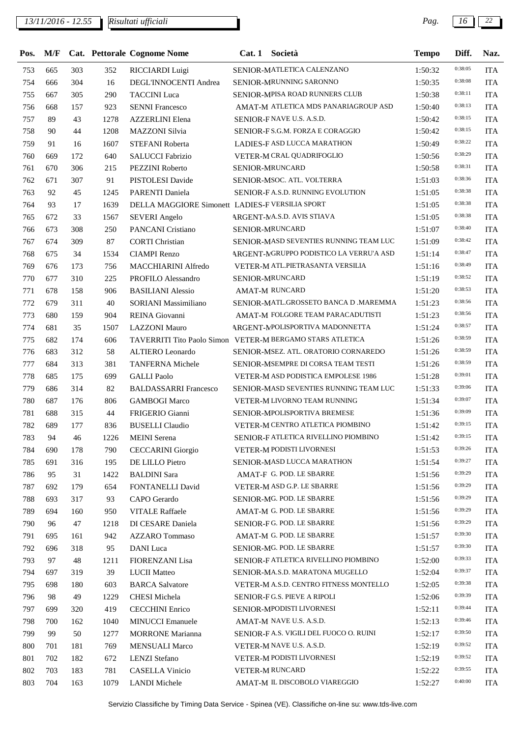| Pos. | M/F | Cat. | Pettorale | Cognome Nome | Cat. 1 | Società | Tempo | Diff. | Naz. |
|---|---|---|---|---|---|---|---|---|---|
| 753 | 665 | 303 | 352 | RICCIARDI Luigi | SENIOR-M | ATLETICA CALENZANO | 1:50:32 | 0:38:05 | ITA |
| 754 | 666 | 304 | 16 | DEGL'INNOCENTI Andrea | SENIOR-M | RUNNING SARONNO | 1:50:35 | 0:38:08 | ITA |
| 755 | 667 | 305 | 290 | TACCINI Luca | SENIOR-M | PISA ROAD RUNNERS CLUB | 1:50:38 | 0:38:11 | ITA |
| 756 | 668 | 157 | 923 | SENNI Francesco | AMAT-M | ATLETICA MDS PANARIAGROUP ASD | 1:50:40 | 0:38:13 | ITA |
| 757 | 89 | 43 | 1278 | AZZERLINI Elena | SENIOR-F | NAVE U.S. A.S.D. | 1:50:42 | 0:38:15 | ITA |
| 758 | 90 | 44 | 1208 | MAZZONI Silvia | SENIOR-F | S.G.M. FORZA E CORAGGIO | 1:50:42 | 0:38:15 | ITA |
| 759 | 91 | 16 | 1607 | STEFANI Roberta | LADIES-F | ASD LUCCA MARATHON | 1:50:49 | 0:38:22 | ITA |
| 760 | 669 | 172 | 640 | SALUCCI Fabrizio | VETER-M | CRAL QUADRIFOGLIO | 1:50:56 | 0:38:29 | ITA |
| 761 | 670 | 306 | 215 | PEZZINI Roberto | SENIOR-M | RUNCARD | 1:50:58 | 0:38:31 | ITA |
| 762 | 671 | 307 | 91 | PISTOLESI Davide | SENIOR-M | SOC. ATL. VOLTERRA | 1:51:03 | 0:38:36 | ITA |
| 763 | 92 | 45 | 1245 | PARENTI Daniela | SENIOR-F | A.S.D. RUNNING EVOLUTION | 1:51:05 | 0:38:38 | ITA |
| 764 | 93 | 17 | 1639 | DELLA MAGGIORE Simonett | LADIES-F | VERSILIA SPORT | 1:51:05 | 0:38:38 | ITA |
| 765 | 672 | 33 | 1567 | SEVERI Angelo | ARGENT-M | A.S.D. AVIS STIAVA | 1:51:05 | 0:38:38 | ITA |
| 766 | 673 | 308 | 250 | PANCANI Cristiano | SENIOR-M | RUNCARD | 1:51:07 | 0:38:40 | ITA |
| 767 | 674 | 309 | 87 | CORTI Christian | SENIOR-M | ASD SEVENTIES RUNNING TEAM LUC | 1:51:09 | 0:38:42 | ITA |
| 768 | 675 | 34 | 1534 | CIAMPI Renzo | ARGENT-M | GRUPPO PODISTICO LA VERRU'A ASD | 1:51:14 | 0:38:47 | ITA |
| 769 | 676 | 173 | 756 | MACCHIARINI Alfredo | VETER-M | ATL.PIETRASANTA VERSILIA | 1:51:16 | 0:38:49 | ITA |
| 770 | 677 | 310 | 225 | PROFILO Alessandro | SENIOR-M | RUNCARD | 1:51:19 | 0:38:52 | ITA |
| 771 | 678 | 158 | 906 | BASILIANI Alessio | AMAT-M | RUNCARD | 1:51:20 | 0:38:53 | ITA |
| 772 | 679 | 311 | 40 | SORIANI Massimiliano | SENIOR-M | ATL.GROSSETO BANCA D .MAREMMA | 1:51:23 | 0:38:56 | ITA |
| 773 | 680 | 159 | 904 | REINA Giovanni | AMAT-M | FOLGORE TEAM PARACADUTISTI | 1:51:23 | 0:38:56 | ITA |
| 774 | 681 | 35 | 1507 | LAZZONI Mauro | ARGENT-M | POLISPORTIVA MADONNETTA | 1:51:24 | 0:38:57 | ITA |
| 775 | 682 | 174 | 606 | TAVERRITI Tito Paolo Simon | VETER-M | BERGAMO STARS ATLETICA | 1:51:26 | 0:38:59 | ITA |
| 776 | 683 | 312 | 58 | ALTIERO Leonardo | SENIOR-M | SEZ. ATL. ORATORIO CORNAREDO | 1:51:26 | 0:38:59 | ITA |
| 777 | 684 | 313 | 381 | TANFERNA Michele | SENIOR-M | SEMPRE DI CORSA TEAM TESTI | 1:51:26 | 0:38:59 | ITA |
| 778 | 685 | 175 | 699 | GALLI Paolo | VETER-M | ASD PODISTICA EMPOLESE 1986 | 1:51:28 | 0:39:01 | ITA |
| 779 | 686 | 314 | 82 | BALDASSARRI Francesco | SENIOR-M | ASD SEVENTIES RUNNING TEAM LUC | 1:51:33 | 0:39:06 | ITA |
| 780 | 687 | 176 | 806 | GAMBOGI Marco | VETER-M | LIVORNO TEAM RUNNING | 1:51:34 | 0:39:07 | ITA |
| 781 | 688 | 315 | 44 | FRIGERIO Gianni | SENIOR-M | POLISPORTIVA BREMESE | 1:51:36 | 0:39:09 | ITA |
| 782 | 689 | 177 | 836 | BUSELLI Claudio | VETER-M | CENTRO ATLETICA PIOMBINO | 1:51:42 | 0:39:15 | ITA |
| 783 | 94 | 46 | 1226 | MEINI Serena | SENIOR-F | ATLETICA RIVELLINO PIOMBINO | 1:51:42 | 0:39:15 | ITA |
| 784 | 690 | 178 | 790 | CECCARINI Giorgio | VETER-M | PODISTI LIVORNESI | 1:51:53 | 0:39:26 | ITA |
| 785 | 691 | 316 | 195 | DE LILLO Pietro | SENIOR-M | ASD LUCCA MARATHON | 1:51:54 | 0:39:27 | ITA |
| 786 | 95 | 31 | 1422 | BALDINI Sara | AMAT-F | G. POD. LE SBARRE | 1:51:56 | 0:39:29 | ITA |
| 787 | 692 | 179 | 654 | FONTANELLI David | VETER-M | ASD G.P. LE SBARRE | 1:51:56 | 0:39:29 | ITA |
| 788 | 693 | 317 | 93 | CAPO Gerardo | SENIOR-M | G. POD. LE SBARRE | 1:51:56 | 0:39:29 | ITA |
| 789 | 694 | 160 | 950 | VITALE Raffaele | AMAT-M | G. POD. LE SBARRE | 1:51:56 | 0:39:29 | ITA |
| 790 | 96 | 47 | 1218 | DI CESARE Daniela | SENIOR-F | G. POD. LE SBARRE | 1:51:56 | 0:39:29 | ITA |
| 791 | 695 | 161 | 942 | AZZARO Tommaso | AMAT-M | G. POD. LE SBARRE | 1:51:57 | 0:39:30 | ITA |
| 792 | 696 | 318 | 95 | DANI Luca | SENIOR-M | G. POD. LE SBARRE | 1:51:57 | 0:39:30 | ITA |
| 793 | 97 | 48 | 1211 | FIORENZANI Lisa | SENIOR-F | ATLETICA RIVELLINO PIOMBINO | 1:52:00 | 0:39:33 | ITA |
| 794 | 697 | 319 | 39 | LUCII Matteo | SENIOR-M | A.S.D. MARATONA MUGELLO | 1:52:04 | 0:39:37 | ITA |
| 795 | 698 | 180 | 603 | BARCA Salvatore | VETER-M | A.S.D. CENTRO FITNESS MONTELLO | 1:52:05 | 0:39:38 | ITA |
| 796 | 98 | 49 | 1229 | CHESI Michela | SENIOR-F | G.S. PIEVE A RIPOLI | 1:52:06 | 0:39:39 | ITA |
| 797 | 699 | 320 | 419 | CECCHINI Enrico | SENIOR-M | PODISTI LIVORNESI | 1:52:11 | 0:39:44 | ITA |
| 798 | 700 | 162 | 1040 | MINUCCI Emanuele | AMAT-M | NAVE U.S. A.S.D. | 1:52:13 | 0:39:46 | ITA |
| 799 | 99 | 50 | 1277 | MORRONE Marianna | SENIOR-F | A.S. VIGILI DEL FUOCO O. RUINI | 1:52:17 | 0:39:50 | ITA |
| 800 | 701 | 181 | 769 | MENSUALI Marco | VETER-M | NAVE U.S. A.S.D. | 1:52:19 | 0:39:52 | ITA |
| 801 | 702 | 182 | 672 | LENZI Stefano | VETER-M | PODISTI LIVORNESI | 1:52:19 | 0:39:52 | ITA |
| 802 | 703 | 183 | 781 | CASELLA Vinicio | VETER-M | RUNCARD | 1:52:22 | 0:39:55 | ITA |
| 803 | 704 | 163 | 1079 | LANDI Michele | AMAT-M | IL DISCOBOLO VIAREGGIO | 1:52:27 | 0:40:00 | ITA |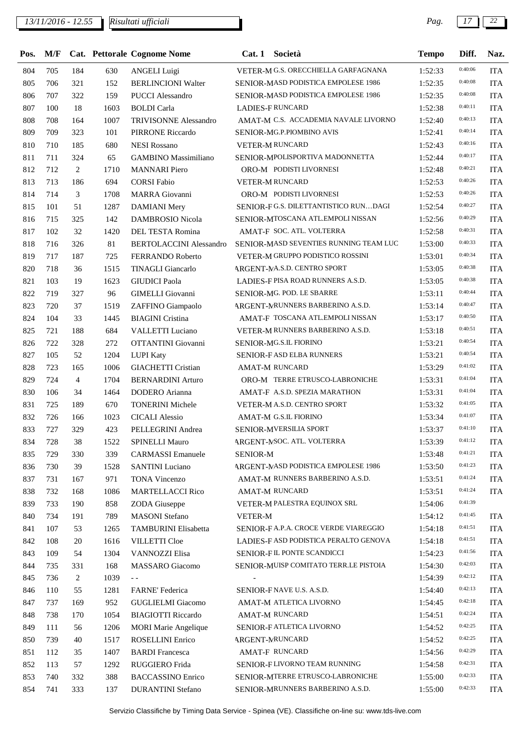| Pos. | M/F | Cat. | Pettorale | Cognome Nome | Cat. 1 | Società | Tempo | Diff. | Naz. |
|---|---|---|---|---|---|---|---|---|---|
| 804 | 705 | 184 | 630 | ANGELI Luigi | VETER-M | G.S. ORECCHIELLA GARFAGNANA | 1:52:33 | 0:40:06 | ITA |
| 805 | 706 | 321 | 152 | BERLINCIONI Walter | SENIOR-M | ASD PODISTICA EMPOLESE 1986 | 1:52:35 | 0:40:08 | ITA |
| 806 | 707 | 322 | 159 | PUCCI Alessandro | SENIOR-M | ASD PODISTICA EMPOLESE 1986 | 1:52:35 | 0:40:08 | ITA |
| 807 | 100 | 18 | 1603 | BOLDI Carla | LADIES-F | RUNCARD | 1:52:38 | 0:40:11 | ITA |
| 808 | 708 | 164 | 1007 | TRIVISONNE Alessandro | AMAT-M | C.S. ACCADEMIA NAVALE LIVORNO | 1:52:40 | 0:40:13 | ITA |
| 809 | 709 | 323 | 101 | PIRRONE Riccardo | SENIOR-M | G.P.PIOMBINO AVIS | 1:52:41 | 0:40:14 | ITA |
| 810 | 710 | 185 | 680 | NESI Rossano | VETER-M | RUNCARD | 1:52:43 | 0:40:16 | ITA |
| 811 | 711 | 324 | 65 | GAMBINO Massimiliano | SENIOR-M | POLISPORTIVA MADONNETTA | 1:52:44 | 0:40:17 | ITA |
| 812 | 712 | 2 | 1710 | MANNARI Piero | ORO-M | PODISTI LIVORNESI | 1:52:48 | 0:40:21 | ITA |
| 813 | 713 | 186 | 694 | CORSI Fabio | VETER-M | RUNCARD | 1:52:53 | 0:40:26 | ITA |
| 814 | 714 | 3 | 1708 | MARRA Giovanni | ORO-M | PODISTI LIVORNESI | 1:52:53 | 0:40:26 | ITA |
| 815 | 101 | 51 | 1287 | DAMIANI Mery | SENIOR-F | G.S. DILETTANTISTICO RUN…DAGI | 1:52:54 | 0:40:27 | ITA |
| 816 | 715 | 325 | 142 | DAMBROSIO Nicola | SENIOR-M | TOSCANA ATL.EMPOLI NISSAN | 1:52:56 | 0:40:29 | ITA |
| 817 | 102 | 32 | 1420 | DEL TESTA Romina | AMAT-F | SOC. ATL. VOLTERRA | 1:52:58 | 0:40:31 | ITA |
| 818 | 716 | 326 | 81 | BERTOLACCINI Alessandro | SENIOR-M | ASD SEVENTIES RUNNING TEAM LUC | 1:53:00 | 0:40:33 | ITA |
| 819 | 717 | 187 | 725 | FERRANDO Roberto | VETER-M | GRUPPO PODISTICO ROSSINI | 1:53:01 | 0:40:34 | ITA |
| 820 | 718 | 36 | 1515 | TINAGLI Giancarlo | ARGENT-M | A.S.D. CENTRO SPORT | 1:53:05 | 0:40:38 | ITA |
| 821 | 103 | 19 | 1623 | GIUDICI Paola | LADIES-F | PISA ROAD RUNNERS A.S.D. | 1:53:05 | 0:40:38 | ITA |
| 822 | 719 | 327 | 96 | GIMELLI Giovanni | SENIOR-M | G. POD. LE SBARRE | 1:53:11 | 0:40:44 | ITA |
| 823 | 720 | 37 | 1519 | ZAFFINO Giampaolo | ARGENT-M | RUNNERS BARBERINO A.S.D. | 1:53:14 | 0:40:47 | ITA |
| 824 | 104 | 33 | 1445 | BIAGINI Cristina | AMAT-F | TOSCANA ATL.EMPOLI NISSAN | 1:53:17 | 0:40:50 | ITA |
| 825 | 721 | 188 | 684 | VALLETTI Luciano | VETER-M | RUNNERS BARBERINO A.S.D. | 1:53:18 | 0:40:51 | ITA |
| 826 | 722 | 328 | 272 | OTTANTINI Giovanni | SENIOR-M | G.S.IL FIORINO | 1:53:21 | 0:40:54 | ITA |
| 827 | 105 | 52 | 1204 | LUPI Katy | SENIOR-F | ASD ELBA RUNNERS | 1:53:21 | 0:40:54 | ITA |
| 828 | 723 | 165 | 1006 | GIACHETTI Cristian | AMAT-M | RUNCARD | 1:53:29 | 0:41:02 | ITA |
| 829 | 724 | 4 | 1704 | BERNARDINI Arturo | ORO-M | TERRE ETRUSCO-LABRONICHE | 1:53:31 | 0:41:04 | ITA |
| 830 | 106 | 34 | 1464 | DODERO Arianna | AMAT-F | A.S.D. SPEZIA MARATHON | 1:53:31 | 0:41:04 | ITA |
| 831 | 725 | 189 | 670 | TONERINI Michele | VETER-M | A.S.D. CENTRO SPORT | 1:53:32 | 0:41:05 | ITA |
| 832 | 726 | 166 | 1023 | CICALI Alessio | AMAT-M | G.S.IL FIORINO | 1:53:34 | 0:41:07 | ITA |
| 833 | 727 | 329 | 423 | PELLEGRINI Andrea | SENIOR-M | VERSILIA SPORT | 1:53:37 | 0:41:10 | ITA |
| 834 | 728 | 38 | 1522 | SPINELLI Mauro | ARGENT-M | SOC. ATL. VOLTERRA | 1:53:39 | 0:41:12 | ITA |
| 835 | 729 | 330 | 339 | CARMASSI Emanuele | SENIOR-M | | 1:53:48 | 0:41:21 | ITA |
| 836 | 730 | 39 | 1528 | SANTINI Luciano | ARGENT-M | ASD PODISTICA EMPOLESE 1986 | 1:53:50 | 0:41:23 | ITA |
| 837 | 731 | 167 | 971 | TONA Vincenzo | AMAT-M | RUNNERS BARBERINO A.S.D. | 1:53:51 | 0:41:24 | ITA |
| 838 | 732 | 168 | 1086 | MARTELLACCI Rico | AMAT-M | RUNCARD | 1:53:51 | 0:41:24 | ITA |
| 839 | 733 | 190 | 858 | ZODA Giuseppe | VETER-M | PALESTRA EQUINOX SRL | 1:54:06 | 0:41:39 | |
| 840 | 734 | 191 | 789 | MASONI Stefano | VETER-M | | 1:54:12 | 0:41:45 | ITA |
| 841 | 107 | 53 | 1265 | TAMBURINI Elisabetta | SENIOR-F | A.P.A. CROCE VERDE VIAREGGIO | 1:54:18 | 0:41:51 | ITA |
| 842 | 108 | 20 | 1616 | VILLETTI Cloe | LADIES-F | ASD PODISTICA PERALTO GENOVA | 1:54:18 | 0:41:51 | ITA |
| 843 | 109 | 54 | 1304 | VANNOZZI Elisa | SENIOR-F | IL PONTE SCANDICCI | 1:54:23 | 0:41:56 | ITA |
| 844 | 735 | 331 | 168 | MASSARO Giacomo | SENIOR-M | UISP COMITATO TERR.LE PISTOIA | 1:54:30 | 0:42:03 | ITA |
| 845 | 736 | 2 | 1039 | - - | - | | 1:54:39 | 0:42:12 | ITA |
| 846 | 110 | 55 | 1281 | FARNE' Federica | SENIOR-F | NAVE U.S. A.S.D. | 1:54:40 | 0:42:13 | ITA |
| 847 | 737 | 169 | 952 | GUGLIELMI Giacomo | AMAT-M | ATLETICA LIVORNO | 1:54:45 | 0:42:18 | ITA |
| 848 | 738 | 170 | 1054 | BIAGIOTTI Riccardo | AMAT-M | RUNCARD | 1:54:51 | 0:42:24 | ITA |
| 849 | 111 | 56 | 1206 | MORI Marie Angelique | SENIOR-F | ATLETICA LIVORNO | 1:54:52 | 0:42:25 | ITA |
| 850 | 739 | 40 | 1517 | ROSELLINI Enrico | ARGENT-M | RUNCARD | 1:54:52 | 0:42:25 | ITA |
| 851 | 112 | 35 | 1407 | BARDI Francesca | AMAT-F | RUNCARD | 1:54:56 | 0:42:29 | ITA |
| 852 | 113 | 57 | 1292 | RUGGIERO Frida | SENIOR-F | LIVORNO TEAM RUNNING | 1:54:58 | 0:42:31 | ITA |
| 853 | 740 | 332 | 388 | BACCASSINO Enrico | SENIOR-M | TERRE ETRUSCO-LABRONICHE | 1:55:00 | 0:42:33 | ITA |
| 854 | 741 | 333 | 137 | DURANTINI Stefano | SENIOR-M | RUNNERS BARBERINO A.S.D. | 1:55:00 | 0:42:33 | ITA |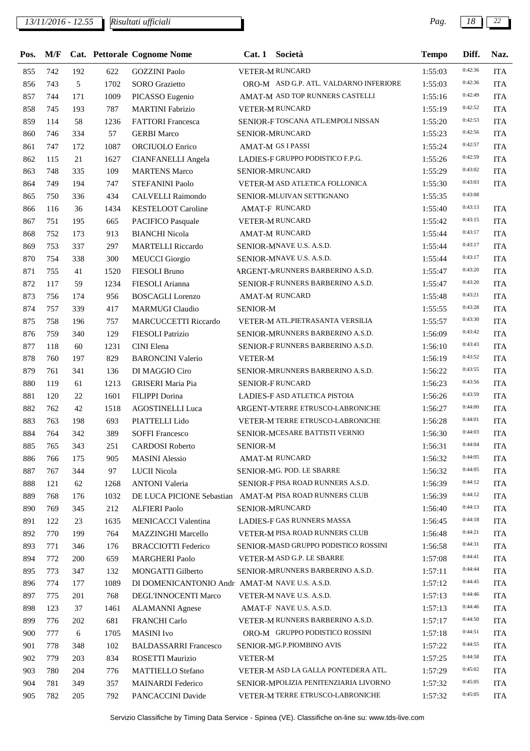| Pos. | M/F | Cat. | Pettorale | Cognome Nome | Cat. 1 | Società | Tempo | Diff. | Naz. |
|---|---|---|---|---|---|---|---|---|---|
| 855 | 742 | 192 | 622 | GOZZINI Paolo | VETER-M | RUNCARD | 1:55:03 | 0:42:36 | ITA |
| 856 | 743 | 5 | 1702 | SORO Grazietto | ORO-M | ASD G.P. ATL. VALDARNO INFERIORE | 1:55:03 | 0:42:36 | ITA |
| 857 | 744 | 171 | 1009 | PICASSO Eugenio | AMAT-M | ASD TOP RUNNERS CASTELLI | 1:55:16 | 0:42:49 | ITA |
| 858 | 745 | 193 | 787 | MARTINI Fabrizio | VETER-M | RUNCARD | 1:55:19 | 0:42:52 | ITA |
| 859 | 114 | 58 | 1236 | FATTORI Francesca | SENIOR-F | TOSCANA ATL.EMPOLI NISSAN | 1:55:20 | 0:42:53 | ITA |
| 860 | 746 | 334 | 57 | GERBI Marco | SENIOR-M | RUNCARD | 1:55:23 | 0:42:56 | ITA |
| 861 | 747 | 172 | 1087 | ORCIUOLO Enrico | AMAT-M | GS I PASSI | 1:55:24 | 0:42:57 | ITA |
| 862 | 115 | 21 | 1627 | CIANFANELLI Angela | LADIES-F | GRUPPO PODISTICO F.P.G. | 1:55:26 | 0:42:59 | ITA |
| 863 | 748 | 335 | 109 | MARTENS Marco | SENIOR-M | RUNCARD | 1:55:29 | 0:43:02 | ITA |
| 864 | 749 | 194 | 747 | STEFANINI Paolo | VETER-M | ASD ATLETICA FOLLONICA | 1:55:30 | 0:43:03 | ITA |
| 865 | 750 | 336 | 434 | CALVELLI Raimondo | SENIOR-M | LUIVAN SETTIGNANO | 1:55:35 | 0:43:08 | |
| 866 | 116 | 36 | 1434 | KESTELOOT Caroline | AMAT-F | RUNCARD | 1:55:40 | 0:43:13 | ITA |
| 867 | 751 | 195 | 665 | PACIFICO Pasquale | VETER-M | RUNCARD | 1:55:42 | 0:43:15 | ITA |
| 868 | 752 | 173 | 913 | BIANCHI Nicola | AMAT-M | RUNCARD | 1:55:44 | 0:43:17 | ITA |
| 869 | 753 | 337 | 297 | MARTELLI Riccardo | SENIOR-M | NAVE U.S. A.S.D. | 1:55:44 | 0:43:17 | ITA |
| 870 | 754 | 338 | 300 | MEUCCI Giorgio | SENIOR-M | NAVE U.S. A.S.D. | 1:55:44 | 0:43:17 | ITA |
| 871 | 755 | 41 | 1520 | FIESOLI Bruno | ARGENT-M | RUNNERS BARBERINO A.S.D. | 1:55:47 | 0:43:20 | ITA |
| 872 | 117 | 59 | 1234 | FIESOLI Arianna | SENIOR-F | RUNNERS BARBERINO A.S.D. | 1:55:47 | 0:43:20 | ITA |
| 873 | 756 | 174 | 956 | BOSCAGLI Lorenzo | AMAT-M | RUNCARD | 1:55:48 | 0:43:21 | ITA |
| 874 | 757 | 339 | 417 | MARMUGI Claudio | SENIOR-M | | 1:55:55 | 0:43:28 | ITA |
| 875 | 758 | 196 | 757 | MARCUCCETTI Riccardo | VETER-M | ATL.PIETRASANTA VERSILIA | 1:55:57 | 0:43:30 | ITA |
| 876 | 759 | 340 | 129 | FIESOLI Patrizio | SENIOR-M | RUNNERS BARBERINO A.S.D. | 1:56:09 | 0:43:42 | ITA |
| 877 | 118 | 60 | 1231 | CINI Elena | SENIOR-F | RUNNERS BARBERINO A.S.D. | 1:56:10 | 0:43:43 | ITA |
| 878 | 760 | 197 | 829 | BARONCINI Valerio | VETER-M | | 1:56:19 | 0:43:52 | ITA |
| 879 | 761 | 341 | 136 | DI MAGGIO Ciro | SENIOR-M | RUNNERS BARBERINO A.S.D. | 1:56:22 | 0:43:55 | ITA |
| 880 | 119 | 61 | 1213 | GRISERI Maria Pia | SENIOR-F | RUNCARD | 1:56:23 | 0:43:56 | ITA |
| 881 | 120 | 22 | 1601 | FILIPPI Dorina | LADIES-F | ASD ATLETICA PISTOIA | 1:56:26 | 0:43:59 | ITA |
| 882 | 762 | 42 | 1518 | AGOSTINELLI Luca | ARGENT-M | TERRE ETRUSCO-LABRONICHE | 1:56:27 | 0:44:00 | ITA |
| 883 | 763 | 198 | 693 | PIATTELLI Lido | VETER-M | TERRE ETRUSCO-LABRONICHE | 1:56:28 | 0:44:01 | ITA |
| 884 | 764 | 342 | 389 | SOFFI Francesco | SENIOR-M | CESARE BATTISTI VERNIO | 1:56:30 | 0:44:03 | ITA |
| 885 | 765 | 343 | 251 | CARDOSI Roberto | SENIOR-M | | 1:56:31 | 0:44:04 | ITA |
| 886 | 766 | 175 | 905 | MASINI Alessio | AMAT-M | RUNCARD | 1:56:32 | 0:44:05 | ITA |
| 887 | 767 | 344 | 97 | LUCII Nicola | SENIOR-M | G. POD. LE SBARRE | 1:56:32 | 0:44:05 | ITA |
| 888 | 121 | 62 | 1268 | ANTONI Valeria | SENIOR-F | PISA ROAD RUNNERS A.S.D. | 1:56:39 | 0:44:12 | ITA |
| 889 | 768 | 176 | 1032 | DE LUCA PICIONE Sebastian | AMAT-M | PISA ROAD RUNNERS CLUB | 1:56:39 | 0:44:12 | ITA |
| 890 | 769 | 345 | 212 | ALFIERI Paolo | SENIOR-M | RUNCARD | 1:56:40 | 0:44:13 | ITA |
| 891 | 122 | 23 | 1635 | MENICACCI Valentina | LADIES-F | GAS RUNNERS MASSA | 1:56:45 | 0:44:18 | ITA |
| 892 | 770 | 199 | 764 | MAZZINGHI Marcello | VETER-M | PISA ROAD RUNNERS CLUB | 1:56:48 | 0:44:21 | ITA |
| 893 | 771 | 346 | 176 | BRACCIOTTI Federico | SENIOR-M | ASD GRUPPO PODISTICO ROSSINI | 1:56:58 | 0:44:31 | ITA |
| 894 | 772 | 200 | 659 | MARGHERI Paolo | VETER-M | ASD G.P. LE SBARRE | 1:57:08 | 0:44:41 | ITA |
| 895 | 773 | 347 | 132 | MONGATTI Gilberto | SENIOR-M | RUNNERS BARBERINO A.S.D. | 1:57:11 | 0:44:44 | ITA |
| 896 | 774 | 177 | 1089 | DI DOMENICANTONIO Andr | AMAT-M | NAVE U.S. A.S.D. | 1:57:12 | 0:44:45 | ITA |
| 897 | 775 | 201 | 768 | DEGL'INNOCENTI Marco | VETER-M | NAVE U.S. A.S.D. | 1:57:13 | 0:44:46 | ITA |
| 898 | 123 | 37 | 1461 | ALAMANNI Agnese | AMAT-F | NAVE U.S. A.S.D. | 1:57:13 | 0:44:46 | ITA |
| 899 | 776 | 202 | 681 | FRANCHI Carlo | VETER-M | RUNNERS BARBERINO A.S.D. | 1:57:17 | 0:44:50 | ITA |
| 900 | 777 | 6 | 1705 | MASINI Ivo | ORO-M | GRUPPO PODISTICO ROSSINI | 1:57:18 | 0:44:51 | ITA |
| 901 | 778 | 348 | 102 | BALDASSARRI Francesco | SENIOR-M | G.P.PIOMBINO AVIS | 1:57:22 | 0:44:55 | ITA |
| 902 | 779 | 203 | 834 | ROSETTI Maurizio | VETER-M | | 1:57:25 | 0:44:58 | ITA |
| 903 | 780 | 204 | 776 | MATTIELLO Stefano | VETER-M | ASD LA GALLA PONTEDERA ATL. | 1:57:29 | 0:45:02 | ITA |
| 904 | 781 | 349 | 357 | MAINARDI Federico | SENIOR-M | POLIZIA PENITENZIARIA LIVORNO | 1:57:32 | 0:45:05 | ITA |
| 905 | 782 | 205 | 792 | PANCACCINI Davide | VETER-M | TERRE ETRUSCO-LABRONICHE | 1:57:32 | 0:45:05 | ITA |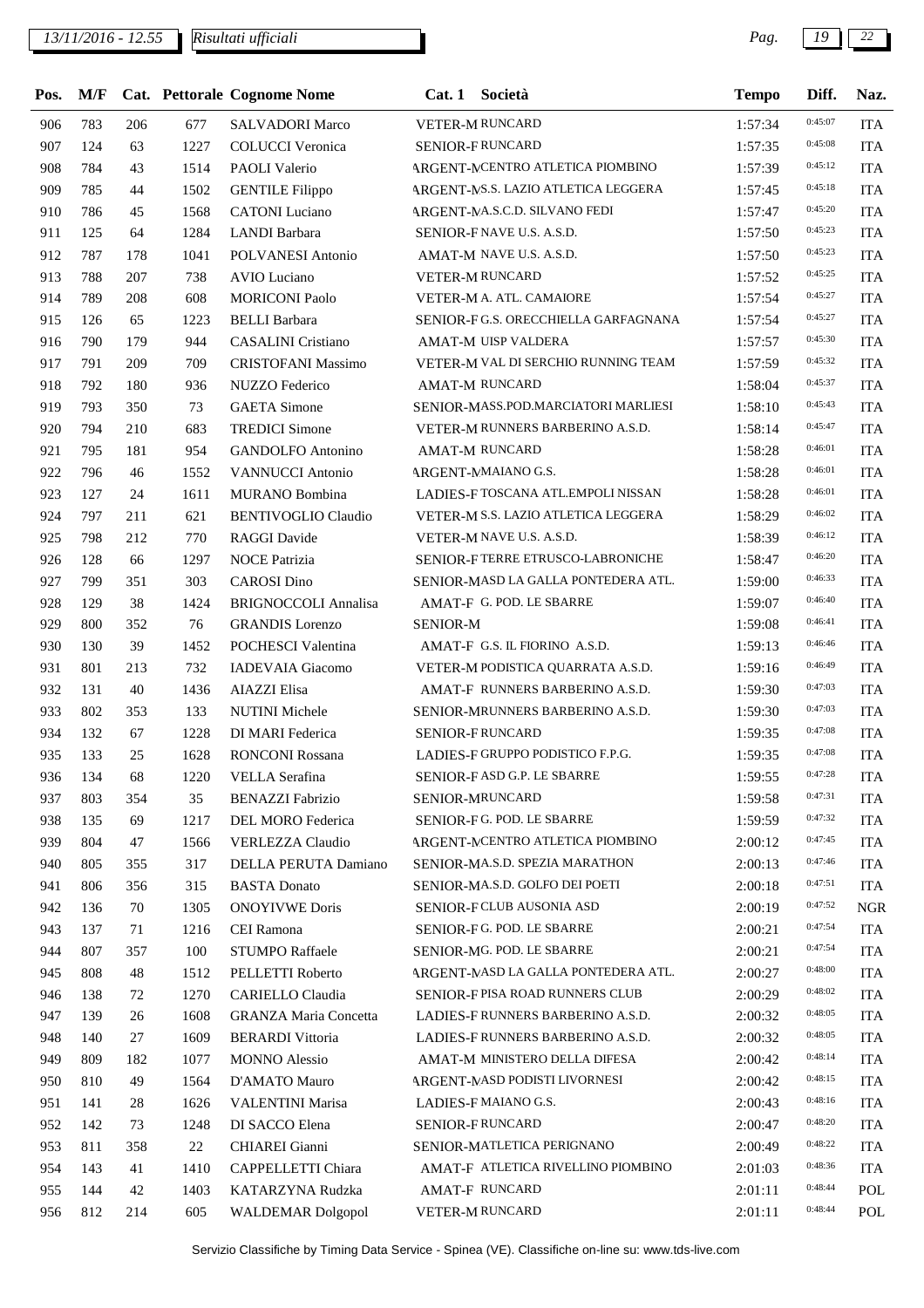| Pos. | M/F | Cat. | Pettorale | Cognome Nome | Cat. 1 | Società | Tempo | Diff. | Naz. |
|---|---|---|---|---|---|---|---|---|---|
| 906 | 783 | 206 | 677 | SALVADORI Marco | VETER-M | RUNCARD | 1:57:34 | 0:45:07 | ITA |
| 907 | 124 | 63 | 1227 | COLUCCI Veronica | SENIOR-F | RUNCARD | 1:57:35 | 0:45:08 | ITA |
| 908 | 784 | 43 | 1514 | PAOLI Valerio | ARGENT-M | CENTRO ATLETICA PIOMBINO | 1:57:39 | 0:45:12 | ITA |
| 909 | 785 | 44 | 1502 | GENTILE Filippo | ARGENT-M | S.S. LAZIO ATLETICA LEGGERA | 1:57:45 | 0:45:18 | ITA |
| 910 | 786 | 45 | 1568 | CATONI Luciano | ARGENT-M | A.S.C.D. SILVANO FEDI | 1:57:47 | 0:45:20 | ITA |
| 911 | 125 | 64 | 1284 | LANDI Barbara | SENIOR-F | NAVE U.S. A.S.D. | 1:57:50 | 0:45:23 | ITA |
| 912 | 787 | 178 | 1041 | POLVANESI Antonio | AMAT-M | NAVE U.S. A.S.D. | 1:57:50 | 0:45:23 | ITA |
| 913 | 788 | 207 | 738 | AVIO Luciano | VETER-M | RUNCARD | 1:57:52 | 0:45:25 | ITA |
| 914 | 789 | 208 | 608 | MORICONI Paolo | VETER-M | A. ATL. CAMAIORE | 1:57:54 | 0:45:27 | ITA |
| 915 | 126 | 65 | 1223 | BELLI Barbara | SENIOR-F | G.S. ORECCHIELLA GARFAGNANA | 1:57:54 | 0:45:27 | ITA |
| 916 | 790 | 179 | 944 | CASALINI Cristiano | AMAT-M | UISP VALDERA | 1:57:57 | 0:45:30 | ITA |
| 917 | 791 | 209 | 709 | CRISTOFANI Massimo | VETER-M | VAL DI SERCHIO RUNNING TEAM | 1:57:59 | 0:45:32 | ITA |
| 918 | 792 | 180 | 936 | NUZZO Federico | AMAT-M | RUNCARD | 1:58:04 | 0:45:37 | ITA |
| 919 | 793 | 350 | 73 | GAETA Simone | SENIOR-M | ASS.POD.MARCIATORI MARLIESI | 1:58:10 | 0:45:43 | ITA |
| 920 | 794 | 210 | 683 | TREDICI Simone | VETER-M | RUNNERS BARBERINO A.S.D. | 1:58:14 | 0:45:47 | ITA |
| 921 | 795 | 181 | 954 | GANDOLFO Antonino | AMAT-M | RUNCARD | 1:58:28 | 0:46:01 | ITA |
| 922 | 796 | 46 | 1552 | VANNUCCI Antonio | ARGENT-M | MAIANO G.S. | 1:58:28 | 0:46:01 | ITA |
| 923 | 127 | 24 | 1611 | MURANO Bombina | LADIES-F | TOSCANA ATL.EMPOLI NISSAN | 1:58:28 | 0:46:01 | ITA |
| 924 | 797 | 211 | 621 | BENTIVOGLIO Claudio | VETER-M | S.S. LAZIO ATLETICA LEGGERA | 1:58:29 | 0:46:02 | ITA |
| 925 | 798 | 212 | 770 | RAGGI Davide | VETER-M | NAVE U.S. A.S.D. | 1:58:39 | 0:46:12 | ITA |
| 926 | 128 | 66 | 1297 | NOCE Patrizia | SENIOR-F | TERRE ETRUSCO-LABRONICHE | 1:58:47 | 0:46:20 | ITA |
| 927 | 799 | 351 | 303 | CAROSI Dino | SENIOR-M | ASD LA GALLA PONTEDERA ATL. | 1:59:00 | 0:46:33 | ITA |
| 928 | 129 | 38 | 1424 | BRIGNOCCOLI Annalisa | AMAT-F | G. POD. LE SBARRE | 1:59:07 | 0:46:40 | ITA |
| 929 | 800 | 352 | 76 | GRANDIS Lorenzo | SENIOR-M | | 1:59:08 | 0:46:41 | ITA |
| 930 | 130 | 39 | 1452 | POCHESCI Valentina | AMAT-F | G.S. IL FIORINO A.S.D. | 1:59:13 | 0:46:46 | ITA |
| 931 | 801 | 213 | 732 | IADEVAIA Giacomo | VETER-M | PODISTICA QUARRATA A.S.D. | 1:59:16 | 0:46:49 | ITA |
| 932 | 131 | 40 | 1436 | AIAZZI Elisa | AMAT-F | RUNNERS BARBERINO A.S.D. | 1:59:30 | 0:47:03 | ITA |
| 933 | 802 | 353 | 133 | NUTINI Michele | SENIOR-M | RUNNERS BARBERINO A.S.D. | 1:59:30 | 0:47:03 | ITA |
| 934 | 132 | 67 | 1228 | DI MARI Federica | SENIOR-F | RUNCARD | 1:59:35 | 0:47:08 | ITA |
| 935 | 133 | 25 | 1628 | RONCONI Rossana | LADIES-F | GRUPPO PODISTICO F.P.G. | 1:59:35 | 0:47:08 | ITA |
| 936 | 134 | 68 | 1220 | VELLA Serafina | SENIOR-F | ASD G.P. LE SBARRE | 1:59:55 | 0:47:28 | ITA |
| 937 | 803 | 354 | 35 | BENAZZI Fabrizio | SENIOR-M | RUNCARD | 1:59:58 | 0:47:31 | ITA |
| 938 | 135 | 69 | 1217 | DEL MORO Federica | SENIOR-F | G. POD. LE SBARRE | 1:59:59 | 0:47:32 | ITA |
| 939 | 804 | 47 | 1566 | VERLEZZA Claudio | ARGENT-M | CENTRO ATLETICA PIOMBINO | 2:00:12 | 0:47:45 | ITA |
| 940 | 805 | 355 | 317 | DELLA PERUTA Damiano | SENIOR-M | A.S.D. SPEZIA MARATHON | 2:00:13 | 0:47:46 | ITA |
| 941 | 806 | 356 | 315 | BASTA Donato | SENIOR-M | A.S.D. GOLFO DEI POETI | 2:00:18 | 0:47:51 | ITA |
| 942 | 136 | 70 | 1305 | ONOYIVWE Doris | SENIOR-F | CLUB AUSONIA ASD | 2:00:19 | 0:47:52 | NGR |
| 943 | 137 | 71 | 1216 | CEI Ramona | SENIOR-F | G. POD. LE SBARRE | 2:00:21 | 0:47:54 | ITA |
| 944 | 807 | 357 | 100 | STUMPO Raffaele | SENIOR-M | G. POD. LE SBARRE | 2:00:21 | 0:47:54 | ITA |
| 945 | 808 | 48 | 1512 | PELLETTI Roberto | ARGENT-M | ASD LA GALLA PONTEDERA ATL. | 2:00:27 | 0:48:00 | ITA |
| 946 | 138 | 72 | 1270 | CARIELLO Claudia | SENIOR-F | PISA ROAD RUNNERS CLUB | 2:00:29 | 0:48:02 | ITA |
| 947 | 139 | 26 | 1608 | GRANZA Maria Concetta | LADIES-F | RUNNERS BARBERINO A.S.D. | 2:00:32 | 0:48:05 | ITA |
| 948 | 140 | 27 | 1609 | BERARDI Vittoria | LADIES-F | RUNNERS BARBERINO A.S.D. | 2:00:32 | 0:48:05 | ITA |
| 949 | 809 | 182 | 1077 | MONNO Alessio | AMAT-M | MINISTERO DELLA DIFESA | 2:00:42 | 0:48:14 | ITA |
| 950 | 810 | 49 | 1564 | D'AMATO Mauro | ARGENT-M | ASD PODISTI LIVORNESI | 2:00:42 | 0:48:15 | ITA |
| 951 | 141 | 28 | 1626 | VALENTINI Marisa | LADIES-F | MAIANO G.S. | 2:00:43 | 0:48:16 | ITA |
| 952 | 142 | 73 | 1248 | DI SACCO Elena | SENIOR-F | RUNCARD | 2:00:47 | 0:48:20 | ITA |
| 953 | 811 | 358 | 22 | CHIAREI Gianni | SENIOR-M | ATLETICA PERIGNANO | 2:00:49 | 0:48:22 | ITA |
| 954 | 143 | 41 | 1410 | CAPPELLETTI Chiara | AMAT-F | ATLETICA RIVELLINO PIOMBINO | 2:01:03 | 0:48:36 | ITA |
| 955 | 144 | 42 | 1403 | KATARZYNA Rudzka | AMAT-F | RUNCARD | 2:01:11 | 0:48:44 | POL |
| 956 | 812 | 214 | 605 | WALDEMAR Dolgopol | VETER-M | RUNCARD | 2:01:11 | 0:48:44 | POL |

Servizio Classifiche by Timing Data Service - Spinea (VE). Classifiche on-line su: www.tds-live.com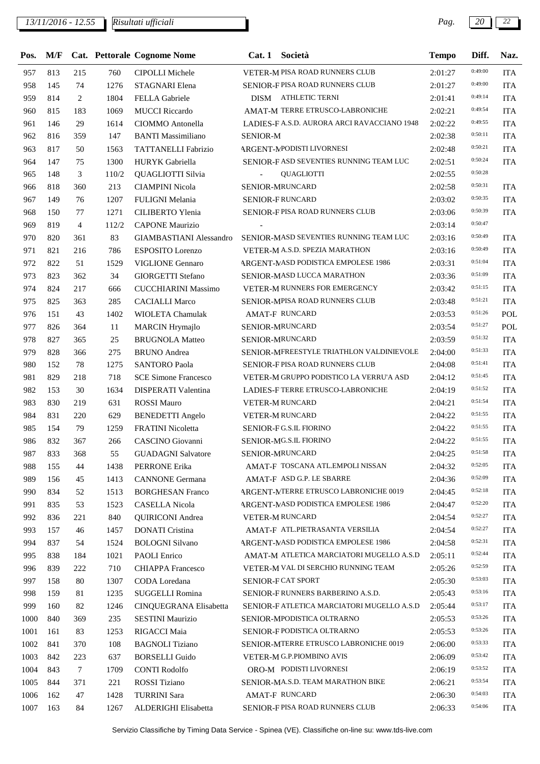| Pos. | M/F | Cat. | Pettorale | Cognome Nome | Cat. 1 | Società | Tempo | Diff. | Naz. |
|---|---|---|---|---|---|---|---|---|---|
| 957 | 813 | 215 | 760 | CIPOLLI Michele | VETER-M | PISA ROAD RUNNERS CLUB | 2:01:27 | 0:49:00 | ITA |
| 958 | 145 | 74 | 1276 | STAGNARI Elena | SENIOR-F | PISA ROAD RUNNERS CLUB | 2:01:27 | 0:49:00 | ITA |
| 959 | 814 | 2 | 1804 | FELLA Gabriele | DISM | ATHLETIC TERNI | 2:01:41 | 0:49:14 | ITA |
| 960 | 815 | 183 | 1069 | MUCCI Riccardo | AMAT-M | TERRE ETRUSCO-LABRONICHE | 2:02:21 | 0:49:54 | ITA |
| 961 | 146 | 29 | 1614 | CIOMMO Antonella | LADIES-F | A.S.D. AURORA ARCI RAVACCIANO 1948 | 2:02:22 | 0:49:55 | ITA |
| 962 | 816 | 359 | 147 | BANTI Massimiliano | SENIOR-M | | 2:02:38 | 0:50:11 | ITA |
| 963 | 817 | 50 | 1563 | TATTANELLI Fabrizio | ARGENT-M | PODISTI LIVORNESI | 2:02:48 | 0:50:21 | ITA |
| 964 | 147 | 75 | 1300 | HURYK Gabriella | SENIOR-F | ASD SEVENTIES RUNNING TEAM LUC | 2:02:51 | 0:50:24 | ITA |
| 965 | 148 | 3 | 110/2 | QUAGLIOTTI Silvia | - | QUAGLIOTTI | 2:02:55 | 0:50:28 | |
| 966 | 818 | 360 | 213 | CIAMPINI Nicola | SENIOR-M | RUNCARD | 2:02:58 | 0:50:31 | ITA |
| 967 | 149 | 76 | 1207 | FULIGNI Melania | SENIOR-F | RUNCARD | 2:03:02 | 0:50:35 | ITA |
| 968 | 150 | 77 | 1271 | CILIBERTO Ylenia | SENIOR-F | PISA ROAD RUNNERS CLUB | 2:03:06 | 0:50:39 | ITA |
| 969 | 819 | 4 | 112/2 | CAPONE Maurizio | - | | 2:03:14 | 0:50:47 | |
| 970 | 820 | 361 | 83 | GIAMBASTIANI Alessandro | SENIOR-M | ASD SEVENTIES RUNNING TEAM LUC | 2:03:16 | 0:50:49 | ITA |
| 971 | 821 | 216 | 786 | ESPOSITO Lorenzo | VETER-M | A.S.D. SPEZIA MARATHON | 2:03:16 | 0:50:49 | ITA |
| 972 | 822 | 51 | 1529 | VIGLIONE Gennaro | ARGENT-M | ASD PODISTICA EMPOLESE 1986 | 2:03:31 | 0:51:04 | ITA |
| 973 | 823 | 362 | 34 | GIORGETTI Stefano | SENIOR-M | ASD LUCCA MARATHON | 2:03:36 | 0:51:09 | ITA |
| 974 | 824 | 217 | 666 | CUCCHIARINI Massimo | VETER-M | RUNNERS FOR EMERGENCY | 2:03:42 | 0:51:15 | ITA |
| 975 | 825 | 363 | 285 | CACIALLI Marco | SENIOR-M | PISA ROAD RUNNERS CLUB | 2:03:48 | 0:51:21 | ITA |
| 976 | 151 | 43 | 1402 | WIOLETA Chamulak | AMAT-F | RUNCARD | 2:03:53 | 0:51:26 | POL |
| 977 | 826 | 364 | 11 | MARCIN Hrymajlo | SENIOR-M | RUNCARD | 2:03:54 | 0:51:27 | POL |
| 978 | 827 | 365 | 25 | BRUGNOLA Matteo | SENIOR-M | RUNCARD | 2:03:59 | 0:51:32 | ITA |
| 979 | 828 | 366 | 275 | BRUNO Andrea | SENIOR-M | FREESTYLE TRIATHLON VALDINIEVOLE | 2:04:00 | 0:51:33 | ITA |
| 980 | 152 | 78 | 1275 | SANTORO Paola | SENIOR-F | PISA ROAD RUNNERS CLUB | 2:04:08 | 0:51:41 | ITA |
| 981 | 829 | 218 | 718 | SCE Simone Francesco | VETER-M | GRUPPO PODISTICO LA VERRU'A ASD | 2:04:12 | 0:51:45 | ITA |
| 982 | 153 | 30 | 1634 | DISPERATI Valentina | LADIES-F | TERRE ETRUSCO-LABRONICHE | 2:04:19 | 0:51:52 | ITA |
| 983 | 830 | 219 | 631 | ROSSI Mauro | VETER-M | RUNCARD | 2:04:21 | 0:51:54 | ITA |
| 984 | 831 | 220 | 629 | BENEDETTI Angelo | VETER-M | RUNCARD | 2:04:22 | 0:51:55 | ITA |
| 985 | 154 | 79 | 1259 | FRATINI Nicoletta | SENIOR-F | G.S.IL FIORINO | 2:04:22 | 0:51:55 | ITA |
| 986 | 832 | 367 | 266 | CASCINO Giovanni | SENIOR-M | G.S.IL FIORINO | 2:04:22 | 0:51:55 | ITA |
| 987 | 833 | 368 | 55 | GUADAGNI Salvatore | SENIOR-M | RUNCARD | 2:04:25 | 0:51:58 | ITA |
| 988 | 155 | 44 | 1438 | PERRONE Erika | AMAT-F | TOSCANA ATL.EMPOLI NISSAN | 2:04:32 | 0:52:05 | ITA |
| 989 | 156 | 45 | 1413 | CANNONE Germana | AMAT-F | ASD G.P. LE SBARRE | 2:04:36 | 0:52:09 | ITA |
| 990 | 834 | 52 | 1513 | BORGHESAN Franco | ARGENT-M | TERRE ETRUSCO LABRONICHE 0019 | 2:04:45 | 0:52:18 | ITA |
| 991 | 835 | 53 | 1523 | CASELLA Nicola | ARGENT-M | ASD PODISTICA EMPOLESE 1986 | 2:04:47 | 0:52:20 | ITA |
| 992 | 836 | 221 | 840 | QUIRICONI Andrea | VETER-M | RUNCARD | 2:04:54 | 0:52:27 | ITA |
| 993 | 157 | 46 | 1457 | DONATI Cristina | AMAT-F | ATL.PIETRASANTA VERSILIA | 2:04:54 | 0:52:27 | ITA |
| 994 | 837 | 54 | 1524 | BOLOGNI Silvano | ARGENT-M | ASD PODISTICA EMPOLESE 1986 | 2:04:58 | 0:52:31 | ITA |
| 995 | 838 | 184 | 1021 | PAOLI Enrico | AMAT-M | ATLETICA MARCIATORI MUGELLO A.S.D | 2:05:11 | 0:52:44 | ITA |
| 996 | 839 | 222 | 710 | CHIAPPA Francesco | VETER-M | VAL DI SERCHIO RUNNING TEAM | 2:05:26 | 0:52:59 | ITA |
| 997 | 158 | 80 | 1307 | CODA Loredana | SENIOR-F | CAT SPORT | 2:05:30 | 0:53:03 | ITA |
| 998 | 159 | 81 | 1235 | SUGGELLI Romina | SENIOR-F | RUNNERS BARBERINO A.S.D. | 2:05:43 | 0:53:16 | ITA |
| 999 | 160 | 82 | 1246 | CINQUEGRANA Elisabetta | SENIOR-F | ATLETICA MARCIATORI MUGELLO A.S.D | 2:05:44 | 0:53:17 | ITA |
| 1000 | 840 | 369 | 235 | SESTINI Maurizio | SENIOR-M | PODISTICA OLTRARNO | 2:05:53 | 0:53:26 | ITA |
| 1001 | 161 | 83 | 1253 | RIGACCI Maia | SENIOR-F | PODISTICA OLTRARNO | 2:05:53 | 0:53:26 | ITA |
| 1002 | 841 | 370 | 108 | BAGNOLI Tiziano | SENIOR-M | TERRE ETRUSCO LABRONICHE 0019 | 2:06:00 | 0:53:33 | ITA |
| 1003 | 842 | 223 | 637 | BORSELLI Guido | VETER-M | G.P.PIOMBINO AVIS | 2:06:09 | 0:53:42 | ITA |
| 1004 | 843 | 7 | 1709 | CONTI Rodolfo | ORO-M | PODISTI LIVORNESI | 2:06:19 | 0:53:52 | ITA |
| 1005 | 844 | 371 | 221 | ROSSI Tiziano | SENIOR-M | A.S.D. TEAM MARATHON BIKE | 2:06:21 | 0:53:54 | ITA |
| 1006 | 162 | 47 | 1428 | TURRINI Sara | AMAT-F | RUNCARD | 2:06:30 | 0:54:03 | ITA |
| 1007 | 163 | 84 | 1267 | ALDERIGHI Elisabetta | SENIOR-F | PISA ROAD RUNNERS CLUB | 2:06:33 | 0:54:06 | ITA |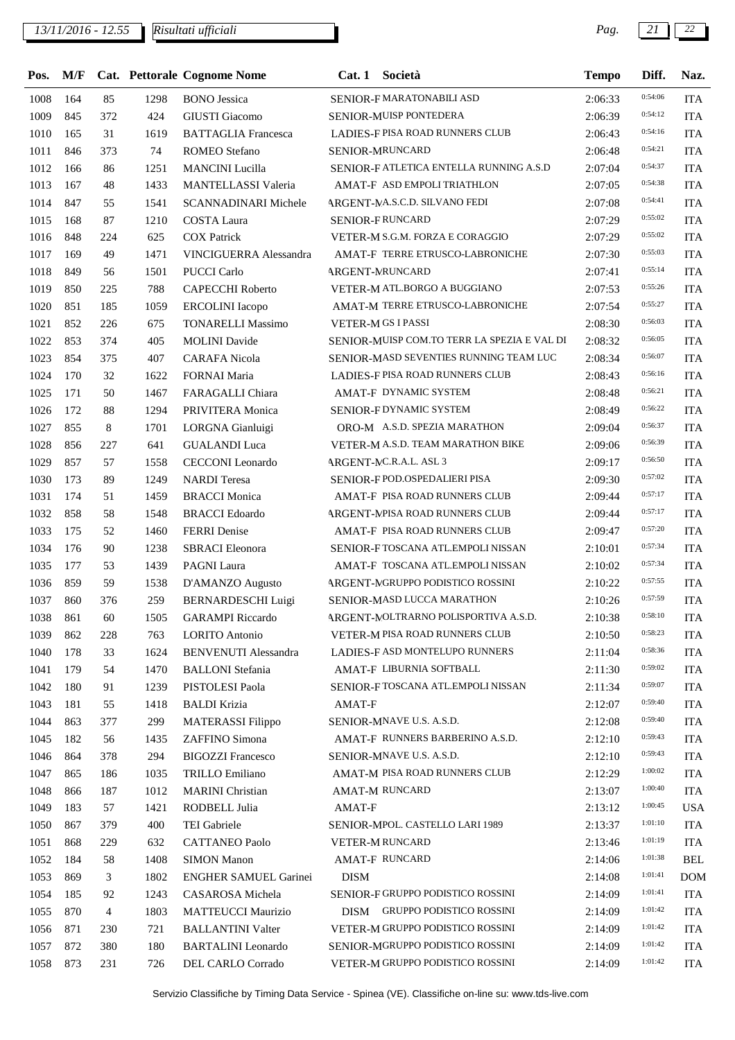| Pos. | M/F | Cat. | Pettorale | Cognome Nome | Cat. 1 | Società | Tempo | Diff. | Naz. |
|---|---|---|---|---|---|---|---|---|---|
| 1008 | 164 | 85 | 1298 | BONO Jessica | SENIOR-F | MARATONABILI ASD | 2:06:33 | 0:54:06 | ITA |
| 1009 | 845 | 372 | 424 | GIUSTI Giacomo | SENIOR-M | UISP PONTEDERA | 2:06:39 | 0:54:12 | ITA |
| 1010 | 165 | 31 | 1619 | BATTAGLIA Francesca | LADIES-F | PISA ROAD RUNNERS CLUB | 2:06:43 | 0:54:16 | ITA |
| 1011 | 846 | 373 | 74 | ROMEO Stefano | SENIOR-M | RUNCARD | 2:06:48 | 0:54:21 | ITA |
| 1012 | 166 | 86 | 1251 | MANCINI Lucilla | SENIOR-F | ATLETICA ENTELLA RUNNING A.S.D | 2:07:04 | 0:54:37 | ITA |
| 1013 | 167 | 48 | 1433 | MANTELLASSI Valeria | AMAT-F | ASD EMPOLI TRIATHLON | 2:07:05 | 0:54:38 | ITA |
| 1014 | 847 | 55 | 1541 | SCANNADINARI Michele | ARGENT-M | A.S.C.D. SILVANO FEDI | 2:07:08 | 0:54:41 | ITA |
| 1015 | 168 | 87 | 1210 | COSTA Laura | SENIOR-F | RUNCARD | 2:07:29 | 0:55:02 | ITA |
| 1016 | 848 | 224 | 625 | COX Patrick | VETER-M | S.G.M. FORZA E CORAGGIO | 2:07:29 | 0:55:02 | ITA |
| 1017 | 169 | 49 | 1471 | VINCIGUERRA Alessandra | AMAT-F | TERRE ETRUSCO-LABRONICHE | 2:07:30 | 0:55:03 | ITA |
| 1018 | 849 | 56 | 1501 | PUCCI Carlo | ARGENT-M | RUNCARD | 2:07:41 | 0:55:14 | ITA |
| 1019 | 850 | 225 | 788 | CAPECCHI Roberto | VETER-M | ATL.BORGO A BUGGIANO | 2:07:53 | 0:55:26 | ITA |
| 1020 | 851 | 185 | 1059 | ERCOLINI Iacopo | AMAT-M | TERRE ETRUSCO-LABRONICHE | 2:07:54 | 0:55:27 | ITA |
| 1021 | 852 | 226 | 675 | TONARELLI Massimo | VETER-M | GS I PASSI | 2:08:30 | 0:56:03 | ITA |
| 1022 | 853 | 374 | 405 | MOLINI Davide | SENIOR-M | UISP COM.TO TERR LA SPEZIA E VAL DI | 2:08:32 | 0:56:05 | ITA |
| 1023 | 854 | 375 | 407 | CARAFA Nicola | SENIOR-M | ASD SEVENTIES RUNNING TEAM LUC | 2:08:34 | 0:56:07 | ITA |
| 1024 | 170 | 32 | 1622 | FORNAI Maria | LADIES-F | PISA ROAD RUNNERS CLUB | 2:08:43 | 0:56:16 | ITA |
| 1025 | 171 | 50 | 1467 | FARAGALLI Chiara | AMAT-F | DYNAMIC SYSTEM | 2:08:48 | 0:56:21 | ITA |
| 1026 | 172 | 88 | 1294 | PRIVITERA Monica | SENIOR-F | DYNAMIC SYSTEM | 2:08:49 | 0:56:22 | ITA |
| 1027 | 855 | 8 | 1701 | LORGNA Gianluigi | ORO-M | A.S.D. SPEZIA MARATHON | 2:09:04 | 0:56:37 | ITA |
| 1028 | 856 | 227 | 641 | GUALANDI Luca | VETER-M | A.S.D. TEAM MARATHON BIKE | 2:09:06 | 0:56:39 | ITA |
| 1029 | 857 | 57 | 1558 | CECCONI Leonardo | ARGENT-M | C.R.A.L. ASL 3 | 2:09:17 | 0:56:50 | ITA |
| 1030 | 173 | 89 | 1249 | NARDI Teresa | SENIOR-F | POD.OSPEDALIERI PISA | 2:09:30 | 0:57:02 | ITA |
| 1031 | 174 | 51 | 1459 | BRACCI Monica | AMAT-F | PISA ROAD RUNNERS CLUB | 2:09:44 | 0:57:17 | ITA |
| 1032 | 858 | 58 | 1548 | BRACCI Edoardo | ARGENT-M | PISA ROAD RUNNERS CLUB | 2:09:44 | 0:57:17 | ITA |
| 1033 | 175 | 52 | 1460 | FERRI Denise | AMAT-F | PISA ROAD RUNNERS CLUB | 2:09:47 | 0:57:20 | ITA |
| 1034 | 176 | 90 | 1238 | SBRACI Eleonora | SENIOR-F | TOSCANA ATL.EMPOLI NISSAN | 2:10:01 | 0:57:34 | ITA |
| 1035 | 177 | 53 | 1439 | PAGNI Laura | AMAT-F | TOSCANA ATL.EMPOLI NISSAN | 2:10:02 | 0:57:34 | ITA |
| 1036 | 859 | 59 | 1538 | D'AMANZO Augusto | ARGENT-M | GRUPPO PODISTICO ROSSINI | 2:10:22 | 0:57:55 | ITA |
| 1037 | 860 | 376 | 259 | BERNARDESCHI Luigi | SENIOR-M | ASD LUCCA MARATHON | 2:10:26 | 0:57:59 | ITA |
| 1038 | 861 | 60 | 1505 | GARAMPI Riccardo | ARGENT-M | OLTRARNO POLISPORTIVA A.S.D. | 2:10:38 | 0:58:10 | ITA |
| 1039 | 862 | 228 | 763 | LORITO Antonio | VETER-M | PISA ROAD RUNNERS CLUB | 2:10:50 | 0:58:23 | ITA |
| 1040 | 178 | 33 | 1624 | BENVENUTI Alessandra | LADIES-F | ASD MONTELUPO RUNNERS | 2:11:04 | 0:58:36 | ITA |
| 1041 | 179 | 54 | 1470 | BALLONI Stefania | AMAT-F | LIBURNIA SOFTBALL | 2:11:30 | 0:59:02 | ITA |
| 1042 | 180 | 91 | 1239 | PISTOLESI Paola | SENIOR-F | TOSCANA ATL.EMPOLI NISSAN | 2:11:34 | 0:59:07 | ITA |
| 1043 | 181 | 55 | 1418 | BALDI Krizia | AMAT-F | | 2:12:07 | 0:59:40 | ITA |
| 1044 | 863 | 377 | 299 | MATERASSI Filippo | SENIOR-M | NAVE U.S. A.S.D. | 2:12:08 | 0:59:40 | ITA |
| 1045 | 182 | 56 | 1435 | ZAFFINO Simona | AMAT-F | RUNNERS BARBERINO A.S.D. | 2:12:10 | 0:59:43 | ITA |
| 1046 | 864 | 378 | 294 | BIGOZZI Francesco | SENIOR-M | NAVE U.S. A.S.D. | 2:12:10 | 0:59:43 | ITA |
| 1047 | 865 | 186 | 1035 | TRILLO Emiliano | AMAT-M | PISA ROAD RUNNERS CLUB | 2:12:29 | 1:00:02 | ITA |
| 1048 | 866 | 187 | 1012 | MARINI Christian | AMAT-M | RUNCARD | 2:13:07 | 1:00:40 | ITA |
| 1049 | 183 | 57 | 1421 | RODBELL Julia | AMAT-F | | 2:13:12 | 1:00:45 | USA |
| 1050 | 867 | 379 | 400 | TEI Gabriele | SENIOR-M | POL. CASTELLO LARI 1989 | 2:13:37 | 1:01:10 | ITA |
| 1051 | 868 | 229 | 632 | CATTANEO Paolo | VETER-M | RUNCARD | 2:13:46 | 1:01:19 | ITA |
| 1052 | 184 | 58 | 1408 | SIMON Manon | AMAT-F | RUNCARD | 2:14:06 | 1:01:38 | BEL |
| 1053 | 869 | 3 | 1802 | ENGHER SAMUEL Garinei | DISM | | 2:14:08 | 1:01:41 | DOM |
| 1054 | 185 | 92 | 1243 | CASAROSA Michela | SENIOR-F | GRUPPO PODISTICO ROSSINI | 2:14:09 | 1:01:41 | ITA |
| 1055 | 870 | 4 | 1803 | MATTEUCCI Maurizio | DISM | GRUPPO PODISTICO ROSSINI | 2:14:09 | 1:01:42 | ITA |
| 1056 | 871 | 230 | 721 | BALLANTINI Valter | VETER-M | GRUPPO PODISTICO ROSSINI | 2:14:09 | 1:01:42 | ITA |
| 1057 | 872 | 380 | 180 | BARTALINI Leonardo | SENIOR-M | GRUPPO PODISTICO ROSSINI | 2:14:09 | 1:01:42 | ITA |
| 1058 | 873 | 231 | 726 | DEL CARLO Corrado | VETER-M | GRUPPO PODISTICO ROSSINI | 2:14:09 | 1:01:42 | ITA |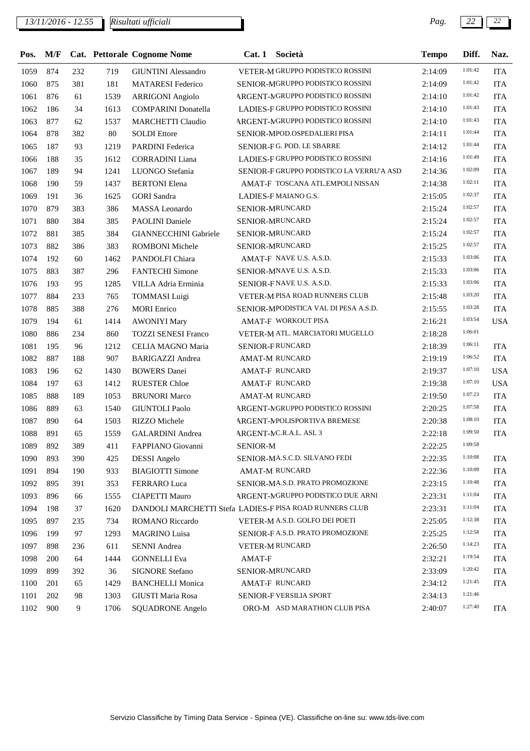| Pos. | M/F | Cat. | Pettorale | Cognome Nome | Cat. 1 | Società | Tempo | Diff. | Naz. |
|---|---|---|---|---|---|---|---|---|---|
| 1059 | 874 | 232 | 719 | GIUNTINI Alessandro | VETER-M | GRUPPO PODISTICO ROSSINI | 2:14:09 | 1:01:42 | ITA |
| 1060 | 875 | 381 | 181 | MATARESI Federico | SENIOR-M | GRUPPO PODISTICO ROSSINI | 2:14:09 | 1:01:42 | ITA |
| 1061 | 876 | 61 | 1539 | ARRIGONI Angiolo | ARGENT-M | GRUPPO PODISTICO ROSSINI | 2:14:10 | 1:01:42 | ITA |
| 1062 | 186 | 34 | 1613 | COMPARINI Donatella | LADIES-F | GRUPPO PODISTICO ROSSINI | 2:14:10 | 1:01:43 | ITA |
| 1063 | 877 | 62 | 1537 | MARCHETTI Claudio | ARGENT-M | GRUPPO PODISTICO ROSSINI | 2:14:10 | 1:01:43 | ITA |
| 1064 | 878 | 382 | 80 | SOLDI Ettore | SENIOR-M | POD.OSPEDALIERI PISA | 2:14:11 | 1:01:44 | ITA |
| 1065 | 187 | 93 | 1219 | PARDINI Federica | SENIOR-F | G. POD. LE SBARRE | 2:14:12 | 1:01:44 | ITA |
| 1066 | 188 | 35 | 1612 | CORRADINI Liana | LADIES-F | GRUPPO PODISTICO ROSSINI | 2:14:16 | 1:01:49 | ITA |
| 1067 | 189 | 94 | 1241 | LUONGO Stefania | SENIOR-F | GRUPPO PODISTICO LA VERRU'A ASD | 2:14:36 | 1:02:09 | ITA |
| 1068 | 190 | 59 | 1437 | BERTONI Elena | AMAT-F | TOSCANA ATL.EMPOLI NISSAN | 2:14:38 | 1:02:11 | ITA |
| 1069 | 191 | 36 | 1625 | GORI Sandra | LADIES-F | MAIANO G.S. | 2:15:05 | 1:02:37 | ITA |
| 1070 | 879 | 383 | 386 | MASSA Leonardo | SENIOR-M | RUNCARD | 2:15:24 | 1:02:57 | ITA |
| 1071 | 880 | 384 | 385 | PAOLINI Daniele | SENIOR-M | RUNCARD | 2:15:24 | 1:02:57 | ITA |
| 1072 | 881 | 385 | 384 | GIANNECCHINI Gabriele | SENIOR-M | RUNCARD | 2:15:24 | 1:02:57 | ITA |
| 1073 | 882 | 386 | 383 | ROMBONI Michele | SENIOR-M | RUNCARD | 2:15:25 | 1:02:57 | ITA |
| 1074 | 192 | 60 | 1462 | PANDOLFI Chiara | AMAT-F | NAVE U.S. A.S.D. | 2:15:33 | 1:03:06 | ITA |
| 1075 | 883 | 387 | 296 | FANTECHI Simone | SENIOR-M | NAVE U.S. A.S.D. | 2:15:33 | 1:03:06 | ITA |
| 1076 | 193 | 95 | 1285 | VILLA Adria Erminia | SENIOR-F | NAVE U.S. A.S.D. | 2:15:33 | 1:03:06 | ITA |
| 1077 | 884 | 233 | 765 | TOMMASI Luigi | VETER-M | PISA ROAD RUNNERS CLUB | 2:15:48 | 1:03:20 | ITA |
| 1078 | 885 | 388 | 276 | MORI Enrico | SENIOR-M | PODISTICA VAL DI PESA A.S.D. | 2:15:55 | 1:03:28 | ITA |
| 1079 | 194 | 61 | 1414 | AWONIYI Mary | AMAT-F | WORKOUT PISA | 2:16:21 | 1:03:54 | USA |
| 1080 | 886 | 234 | 860 | TOZZI SENESI Franco | VETER-M | ATL. MARCIATORI MUGELLO | 2:18:28 | 1:06:01 | |
| 1081 | 195 | 96 | 1212 | CELIA MAGNO Maria | SENIOR-F | RUNCARD | 2:18:39 | 1:06:11 | ITA |
| 1082 | 887 | 188 | 907 | BARIGAZZI Andrea | AMAT-M | RUNCARD | 2:19:19 | 1:06:52 | ITA |
| 1083 | 196 | 62 | 1430 | BOWERS Danei | AMAT-F | RUNCARD | 2:19:37 | 1:07:10 | USA |
| 1084 | 197 | 63 | 1412 | RUESTER Chloe | AMAT-F | RUNCARD | 2:19:38 | 1:07:10 | USA |
| 1085 | 888 | 189 | 1053 | BRUNORI Marco | AMAT-M | RUNCARD | 2:19:50 | 1:07:23 | ITA |
| 1086 | 889 | 63 | 1540 | GIUNTOLI Paolo | ARGENT-M | GRUPPO PODISTICO ROSSINI | 2:20:25 | 1:07:58 | ITA |
| 1087 | 890 | 64 | 1503 | RIZZO Michele | ARGENT-M | POLISPORTIVA BREMESE | 2:20:38 | 1:08:10 | ITA |
| 1088 | 891 | 65 | 1559 | GALARDINI Andrea | ARGENT-M | C.R.A.L. ASL 3 | 2:22:18 | 1:09:50 | ITA |
| 1089 | 892 | 389 | 411 | FAPPIANO Giovanni | SENIOR-M | | 2:22:25 | 1:09:58 | |
| 1090 | 893 | 390 | 425 | DESSI Angelo | SENIOR-M | A.S.C.D. SILVANO FEDI | 2:22:35 | 1:10:08 | ITA |
| 1091 | 894 | 190 | 933 | BIAGIOTTI Simone | AMAT-M | RUNCARD | 2:22:36 | 1:10:09 | ITA |
| 1092 | 895 | 391 | 353 | FERRARO Luca | SENIOR-M | A.S.D. PRATO PROMOZIONE | 2:23:15 | 1:10:48 | ITA |
| 1093 | 896 | 66 | 1555 | CIAPETTI Mauro | ARGENT-M | GRUPPO PODISTICO DUE ARNI | 2:23:31 | 1:11:04 | ITA |
| 1094 | 198 | 37 | 1620 | DANDOLI MARCHETTI Stefa | LADIES-F | PISA ROAD RUNNERS CLUB | 2:23:31 | 1:11:04 | ITA |
| 1095 | 897 | 235 | 734 | ROMANO Riccardo | VETER-M | A.S.D. GOLFO DEI POETI | 2:25:05 | 1:12:38 | ITA |
| 1096 | 199 | 97 | 1293 | MAGRINO Luisa | SENIOR-F | A.S.D. PRATO PROMOZIONE | 2:25:25 | 1:12:58 | ITA |
| 1097 | 898 | 236 | 611 | SENNI Andrea | VETER-M | RUNCARD | 2:26:50 | 1:14:23 | ITA |
| 1098 | 200 | 64 | 1444 | GONNELLI Eva | AMAT-F | | 2:32:21 | 1:19:54 | ITA |
| 1099 | 899 | 392 | 36 | SIGNORE Stefano | SENIOR-M | RUNCARD | 2:33:09 | 1:20:42 | ITA |
| 1100 | 201 | 65 | 1429 | BANCHELLI Monica | AMAT-F | RUNCARD | 2:34:12 | 1:21:45 | ITA |
| 1101 | 202 | 98 | 1303 | GIUSTI Maria Rosa | SENIOR-F | VERSILIA SPORT | 2:34:13 | 1:21:46 | |
| 1102 | 900 | 9 | 1706 | SQUADRONE Angelo | ORO-M | ASD MARATHON CLUB PISA | 2:40:07 | 1:27:40 | ITA |